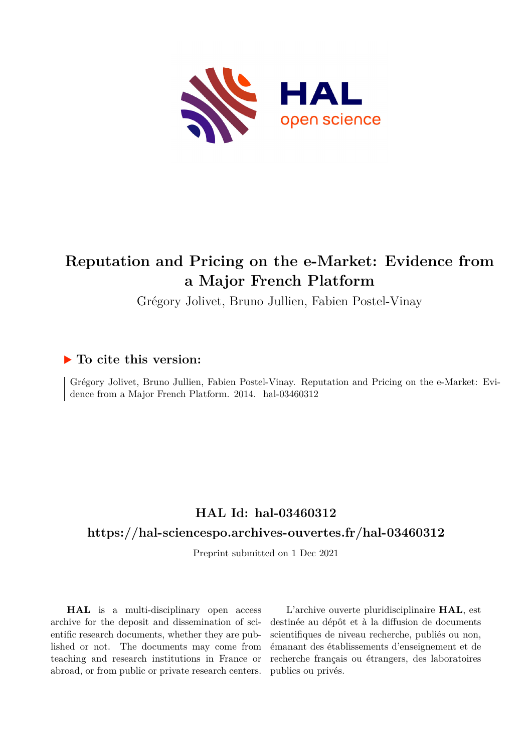# Reputation and Pricing on the e-Market: Evidence from a Major French Platform

Grégory Jolivet, Bruno Jullien, Fabien Postel-Vinay

## ▶ To cite this version:

Grégory Jolivet, Bruno Jullien, Fabien Postel-Vinay. Reputation and Pricing on the e-Market: Evidence from a Major French Platform. 2014. hal-03460312

## HAL Id: hal-03460312

## https://hal-sciencespo.archives-ouvertes.fr/hal-03460312

Preprint submitted on 1 Dec 2021

**HAL** is a multi-disciplinary open access archive for the deposit and dissemination of scientific research documents, whether they are published or not. The documents may come from teaching and research institutions in France or abroad, or from public or private research centers.

L'archive ouverte pluridisciplinaire **HAL**, est destinée au dépôt et à la diffusion de documents scientifiques de niveau recherche, publiés ou non, émanant des établissements d'enseignement et de recherche français ou étrangers, des laboratoires publics ou privés.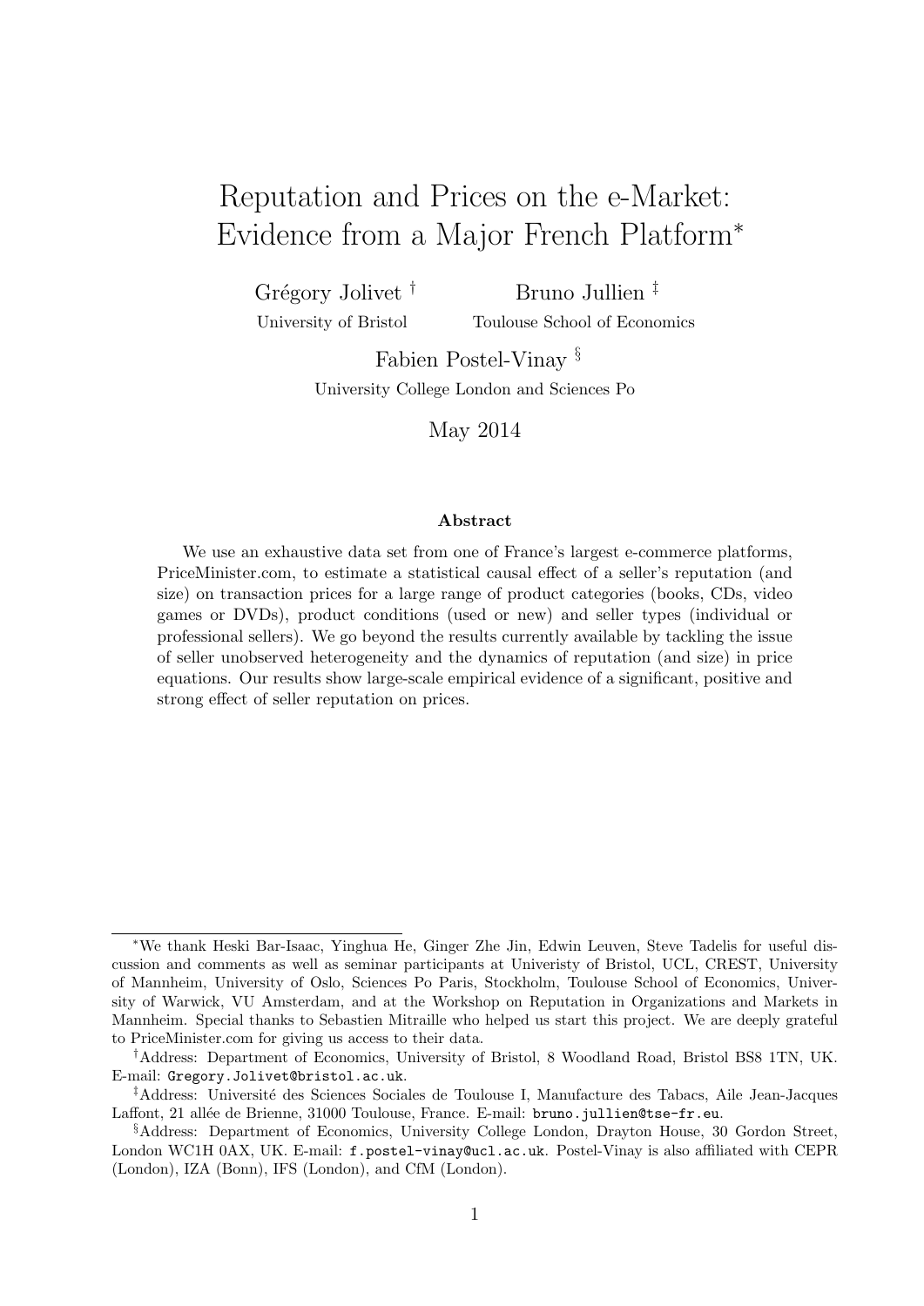# Reputation and Prices on the e-Market: Evidence from a Major French Platform*

Grégory Jolivet [†]
University of Bristol

Bruno Jullien [‡]
Toulouse School of Economics

Fabien Postel-Vinay [§]
University College London and Sciences Po

May 2014

### Abstract

We use an exhaustive data set from one of France's largest e-commerce platforms, PriceMinister.com, to estimate a statistical causal effect of a seller's reputation (and size) on transaction prices for a large range of product categories (books, CDs, video games or DVDs), product conditions (used or new) and seller types (individual or professional sellers). We go beyond the results currently available by tackling the issue of seller unobserved heterogeneity and the dynamics of reputation (and size) in price equations. Our results show large-scale empirical evidence of a significant, positive and strong effect of seller reputation on prices.

---

*We thank Heski Bar-Isaac, Yinghua He, Ginger Zhe Jin, Edwin Leuven, Steve Tadelis for useful discussion and comments as well as seminar participants at Univeristy of Bristol, UCL, CREST, University of Mannheim, University of Oslo, Sciences Po Paris, Stockholm, Toulouse School of Economics, University of Warwick, VU Amsterdam, and at the Workshop on Reputation in Organizations and Markets in Mannheim. Special thanks to Sebastien Mitraille who helped us start this project. We are deeply grateful to PriceMinister.com for giving us access to their data.

†Address: Department of Economics, University of Bristol, 8 Woodland Road, Bristol BS8 1TN, UK. E-mail: `Gregory.Jolivet@bristol.ac.uk`.

‡Address: Université des Sciences Sociales de Toulouse I, Manufacture des Tabacs, Aile Jean-Jacques Laffont, 21 allée de Brienne, 31000 Toulouse, France. E-mail: `bruno.jullien@tse-fr.eu`.

§Address: Department of Economics, University College London, Drayton House, 30 Gordon Street, London WC1H 0AX, UK. E-mail: `f.postel-vinay@ucl.ac.uk`. Postel-Vinay is also affiliated with CEPR (London), IZA (Bonn), IFS (London), and CfM (London).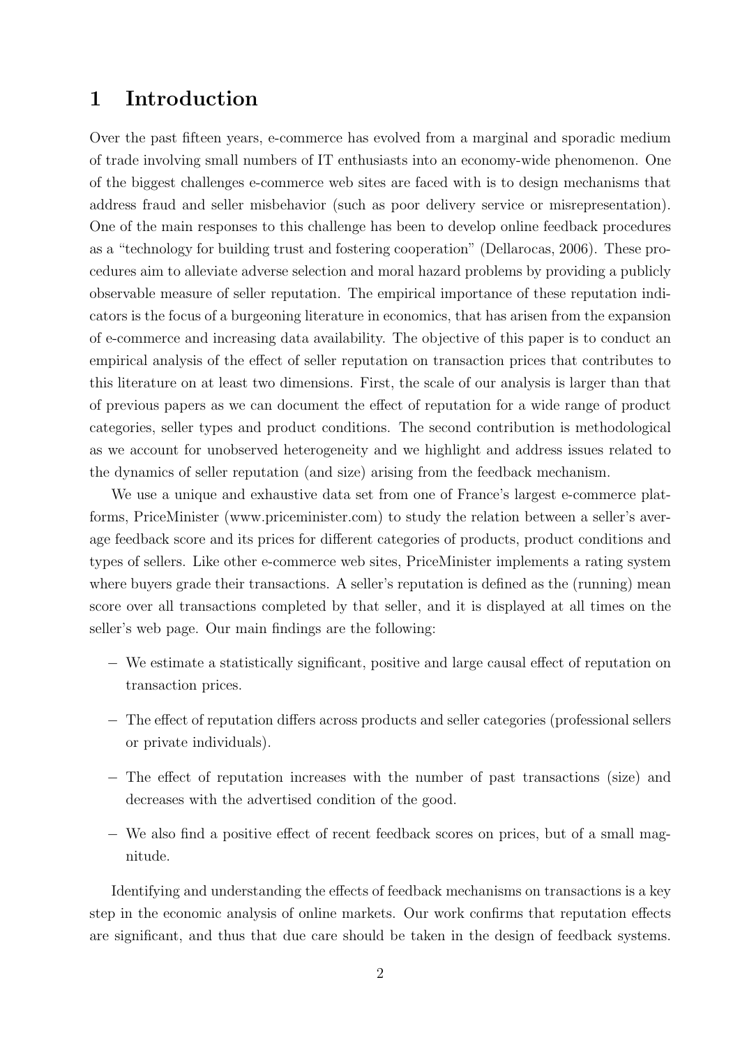# 1 Introduction

Over the past fifteen years, e-commerce has evolved from a marginal and sporadic medium of trade involving small numbers of IT enthusiasts into an economy-wide phenomenon. One of the biggest challenges e-commerce web sites are faced with is to design mechanisms that address fraud and seller misbehavior (such as poor delivery service or misrepresentation). One of the main responses to this challenge has been to develop online feedback procedures as a "technology for building trust and fostering cooperation" (Dellarocas, 2006). These procedures aim to alleviate adverse selection and moral hazard problems by providing a publicly observable measure of seller reputation. The empirical importance of these reputation indicators is the focus of a burgeoning literature in economics, that has arisen from the expansion of e-commerce and increasing data availability. The objective of this paper is to conduct an empirical analysis of the effect of seller reputation on transaction prices that contributes to this literature on at least two dimensions. First, the scale of our analysis is larger than that of previous papers as we can document the effect of reputation for a wide range of product categories, seller types and product conditions. The second contribution is methodological as we account for unobserved heterogeneity and we highlight and address issues related to the dynamics of seller reputation (and size) arising from the feedback mechanism.

We use a unique and exhaustive data set from one of France's largest e-commerce platforms, PriceMinister (www.priceminister.com) to study the relation between a seller's average feedback score and its prices for different categories of products, product conditions and types of sellers. Like other e-commerce web sites, PriceMinister implements a rating system where buyers grade their transactions. A seller's reputation is defined as the (running) mean score over all transactions completed by that seller, and it is displayed at all times on the seller's web page. Our main findings are the following:

- We estimate a statistically significant, positive and large causal effect of reputation on transaction prices.
- The effect of reputation differs across products and seller categories (professional sellers or private individuals).
- The effect of reputation increases with the number of past transactions (size) and decreases with the advertised condition of the good.
- We also find a positive effect of recent feedback scores on prices, but of a small magnitude.

Identifying and understanding the effects of feedback mechanisms on transactions is a key step in the economic analysis of online markets. Our work confirms that reputation effects are significant, and thus that due care should be taken in the design of feedback systems.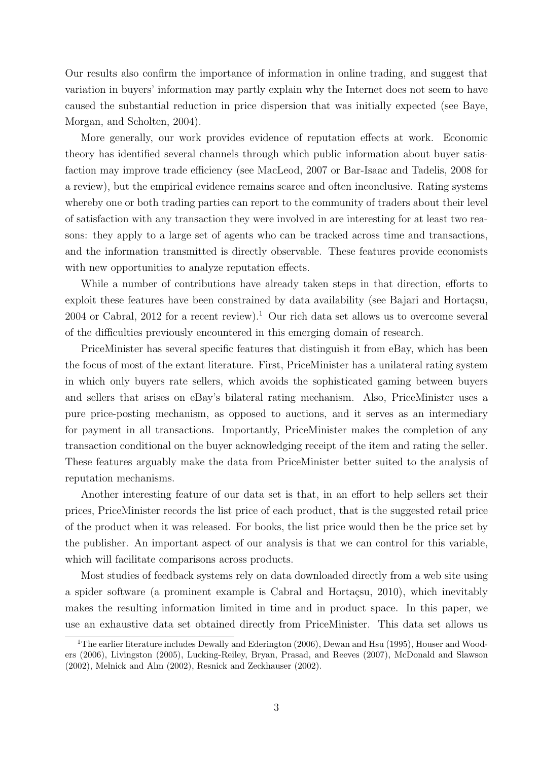Our results also confirm the importance of information in online trading, and suggest that variation in buyers' information may partly explain why the Internet does not seem to have caused the substantial reduction in price dispersion that was initially expected (see Baye, Morgan, and Scholten, 2004).

More generally, our work provides evidence of reputation effects at work. Economic theory has identified several channels through which public information about buyer satisfaction may improve trade efficiency (see MacLeod, 2007 or Bar-Isaac and Tadelis, 2008 for a review), but the empirical evidence remains scarce and often inconclusive. Rating systems whereby one or both trading parties can report to the community of traders about their level of satisfaction with any transaction they were involved in are interesting for at least two reasons: they apply to a large set of agents who can be tracked across time and transactions, and the information transmitted is directly observable. These features provide economists with new opportunities to analyze reputation effects.

While a number of contributions have already taken steps in that direction, efforts to exploit these features have been constrained by data availability (see Bajari and Hortaçsu, 2004 or Cabral, 2012 for a recent review).[1] Our rich data set allows us to overcome several of the difficulties previously encountered in this emerging domain of research.

PriceMinister has several specific features that distinguish it from eBay, which has been the focus of most of the extant literature. First, PriceMinister has a unilateral rating system in which only buyers rate sellers, which avoids the sophisticated gaming between buyers and sellers that arises on eBay's bilateral rating mechanism. Also, PriceMinister uses a pure price-posting mechanism, as opposed to auctions, and it serves as an intermediary for payment in all transactions. Importantly, PriceMinister makes the completion of any transaction conditional on the buyer acknowledging receipt of the item and rating the seller. These features arguably make the data from PriceMinister better suited to the analysis of reputation mechanisms.

Another interesting feature of our data set is that, in an effort to help sellers set their prices, PriceMinister records the list price of each product, that is the suggested retail price of the product when it was released. For books, the list price would then be the price set by the publisher. An important aspect of our analysis is that we can control for this variable, which will facilitate comparisons across products.

Most studies of feedback systems rely on data downloaded directly from a web site using a spider software (a prominent example is Cabral and Hortaçsu, 2010), which inevitably makes the resulting information limited in time and in product space. In this paper, we use an exhaustive data set obtained directly from PriceMinister. This data set allows us

[1] The earlier literature includes Dewally and Ederington (2006), Dewan and Hsu (1995), Houser and Wooders (2006), Livingston (2005), Lucking-Reiley, Bryan, Prasad, and Reeves (2007), McDonald and Slawson (2002), Melnick and Alm (2002), Resnick and Zeckhauser (2002).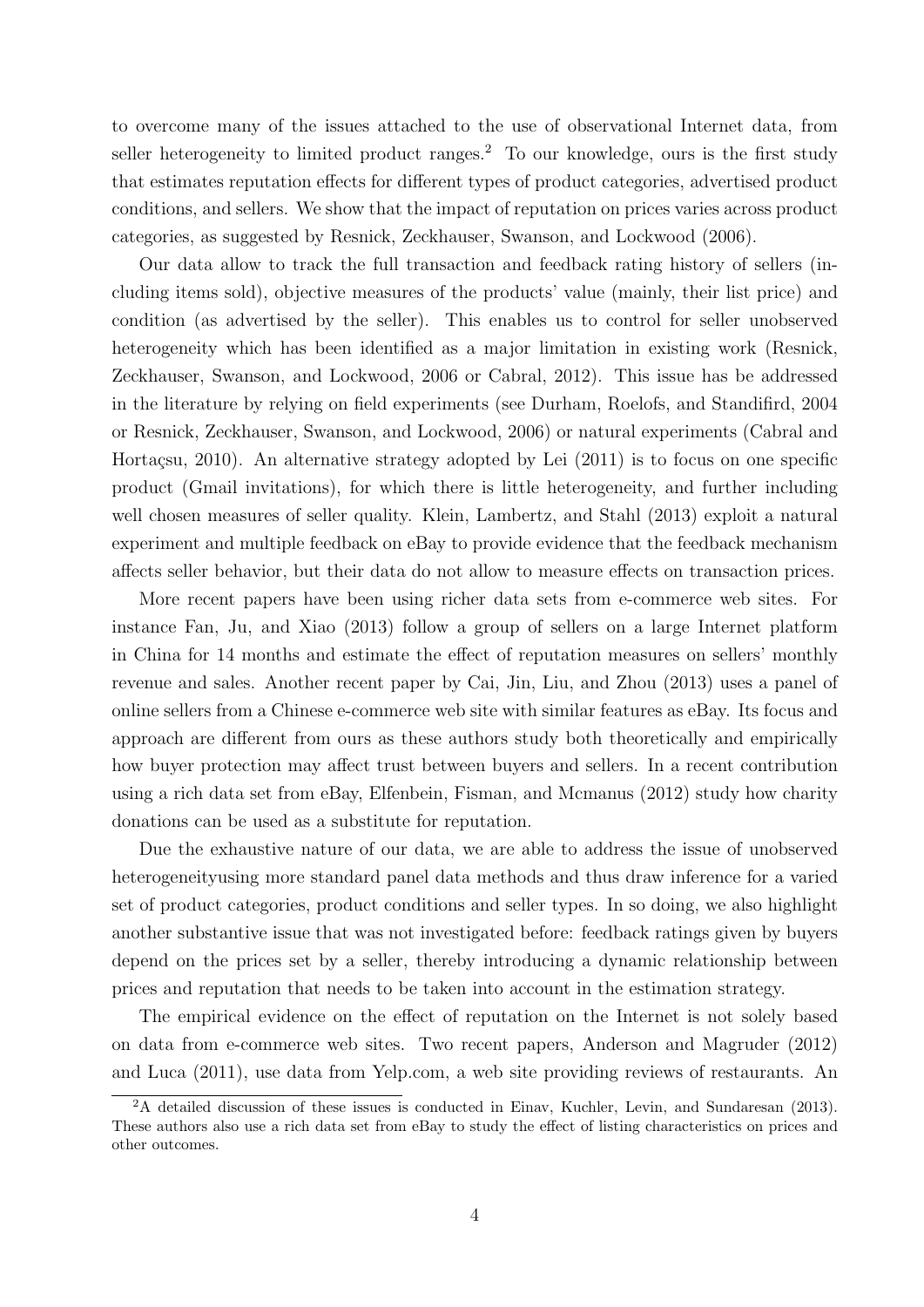to overcome many of the issues attached to the use of observational Internet data, from seller heterogeneity to limited product ranges.[2] To our knowledge, ours is the first study that estimates reputation effects for different types of product categories, advertised product conditions, and sellers. We show that the impact of reputation on prices varies across product categories, as suggested by Resnick, Zeckhauser, Swanson, and Lockwood (2006).

Our data allow to track the full transaction and feedback rating history of sellers (including items sold), objective measures of the products' value (mainly, their list price) and condition (as advertised by the seller). This enables us to control for seller unobserved heterogeneity which has been identified as a major limitation in existing work (Resnick, Zeckhauser, Swanson, and Lockwood, 2006 or Cabral, 2012). This issue has be addressed in the literature by relying on field experiments (see Durham, Roelofs, and Standifird, 2004 or Resnick, Zeckhauser, Swanson, and Lockwood, 2006) or natural experiments (Cabral and Hortaçsu, 2010). An alternative strategy adopted by Lei (2011) is to focus on one specific product (Gmail invitations), for which there is little heterogeneity, and further including well chosen measures of seller quality. Klein, Lambertz, and Stahl (2013) exploit a natural experiment and multiple feedback on eBay to provide evidence that the feedback mechanism affects seller behavior, but their data do not allow to measure effects on transaction prices.

More recent papers have been using richer data sets from e-commerce web sites. For instance Fan, Ju, and Xiao (2013) follow a group of sellers on a large Internet platform in China for 14 months and estimate the effect of reputation measures on sellers' monthly revenue and sales. Another recent paper by Cai, Jin, Liu, and Zhou (2013) uses a panel of online sellers from a Chinese e-commerce web site with similar features as eBay. Its focus and approach are different from ours as these authors study both theoretically and empirically how buyer protection may affect trust between buyers and sellers. In a recent contribution using a rich data set from eBay, Elfenbein, Fisman, and Mcmanus (2012) study how charity donations can be used as a substitute for reputation.

Due the exhaustive nature of our data, we are able to address the issue of unobserved heterogeneityusing more standard panel data methods and thus draw inference for a varied set of product categories, product conditions and seller types. In so doing, we also highlight another substantive issue that was not investigated before: feedback ratings given by buyers depend on the prices set by a seller, thereby introducing a dynamic relationship between prices and reputation that needs to be taken into account in the estimation strategy.

The empirical evidence on the effect of reputation on the Internet is not solely based on data from e-commerce web sites. Two recent papers, Anderson and Magruder (2012) and Luca (2011), use data from Yelp.com, a web site providing reviews of restaurants. An

[2] A detailed discussion of these issues is conducted in Einav, Kuchler, Levin, and Sundaresan (2013). These authors also use a rich data set from eBay to study the effect of listing characteristics on prices and other outcomes.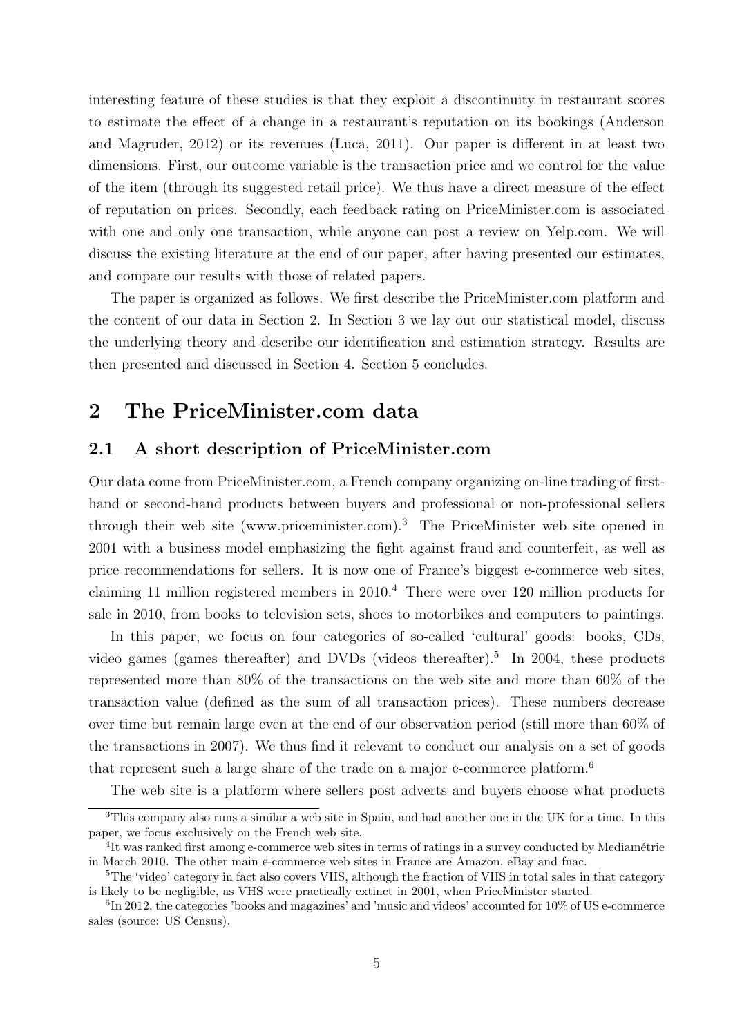interesting feature of these studies is that they exploit a discontinuity in restaurant scores to estimate the effect of a change in a restaurant's reputation on its bookings (Anderson and Magruder, 2012) or its revenues (Luca, 2011). Our paper is different in at least two dimensions. First, our outcome variable is the transaction price and we control for the value of the item (through its suggested retail price). We thus have a direct measure of the effect of reputation on prices. Secondly, each feedback rating on PriceMinister.com is associated with one and only one transaction, while anyone can post a review on Yelp.com. We will discuss the existing literature at the end of our paper, after having presented our estimates, and compare our results with those of related papers.

The paper is organized as follows. We first describe the PriceMinister.com platform and the content of our data in Section 2. In Section 3 we lay out our statistical model, discuss the underlying theory and describe our identification and estimation strategy. Results are then presented and discussed in Section 4. Section 5 concludes.

# 2 The PriceMinister.com data

## 2.1 A short description of PriceMinister.com

Our data come from PriceMinister.com, a French company organizing on-line trading of first-hand or second-hand products between buyers and professional or non-professional sellers through their web site (www.priceminister.com).[3] The PriceMinister web site opened in 2001 with a business model emphasizing the fight against fraud and counterfeit, as well as price recommendations for sellers. It is now one of France's biggest e-commerce web sites, claiming 11 million registered members in 2010.[4] There were over 120 million products for sale in 2010, from books to television sets, shoes to motorbikes and computers to paintings.

In this paper, we focus on four categories of so-called 'cultural' goods: books, CDs, video games (games thereafter) and DVDs (videos thereafter).[5] In 2004, these products represented more than 80% of the transactions on the web site and more than 60% of the transaction value (defined as the sum of all transaction prices). These numbers decrease over time but remain large even at the end of our observation period (still more than 60% of the transactions in 2007). We thus find it relevant to conduct our analysis on a set of goods that represent such a large share of the trade on a major e-commerce platform.[6]

The web site is a platform where sellers post adverts and buyers choose what products

[3] This company also runs a similar a web site in Spain, and had another one in the UK for a time. In this paper, we focus exclusively on the French web site.

[4] It was ranked first among e-commerce web sites in terms of ratings in a survey conducted by Mediamétrie in March 2010. The other main e-commerce web sites in France are Amazon, eBay and fnac.

[5] The 'video' category in fact also covers VHS, although the fraction of VHS in total sales in that category is likely to be negligible, as VHS were practically extinct in 2001, when PriceMinister started.

[6] In 2012, the categories 'books and magazines' and 'music and videos' accounted for 10% of US e-commerce sales (source: US Census).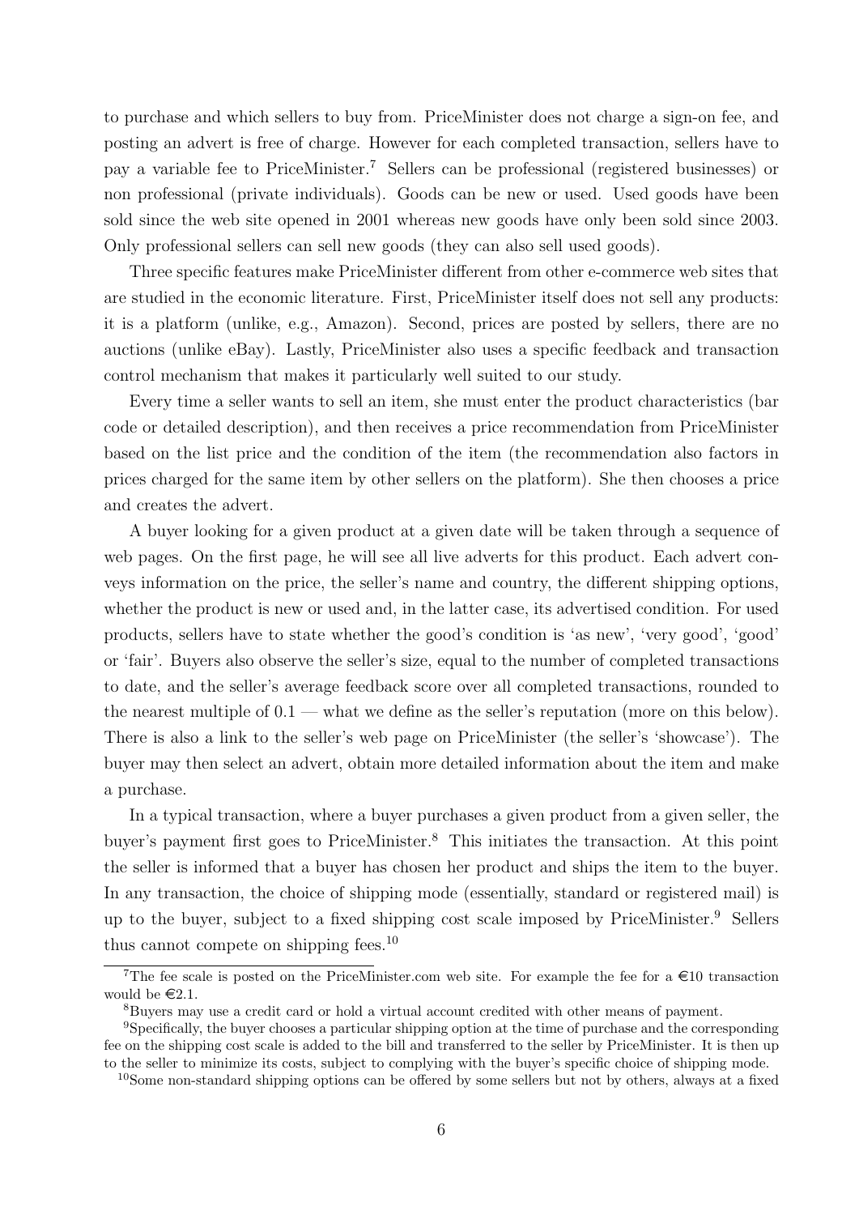to purchase and which sellers to buy from. PriceMinister does not charge a sign-on fee, and posting an advert is free of charge. However for each completed transaction, sellers have to pay a variable fee to PriceMinister.[7] Sellers can be professional (registered businesses) or non professional (private individuals). Goods can be new or used. Used goods have been sold since the web site opened in 2001 whereas new goods have only been sold since 2003. Only professional sellers can sell new goods (they can also sell used goods).

Three specific features make PriceMinister different from other e-commerce web sites that are studied in the economic literature. First, PriceMinister itself does not sell any products: it is a platform (unlike, e.g., Amazon). Second, prices are posted by sellers, there are no auctions (unlike eBay). Lastly, PriceMinister also uses a specific feedback and transaction control mechanism that makes it particularly well suited to our study.

Every time a seller wants to sell an item, she must enter the product characteristics (bar code or detailed description), and then receives a price recommendation from PriceMinister based on the list price and the condition of the item (the recommendation also factors in prices charged for the same item by other sellers on the platform). She then chooses a price and creates the advert.

A buyer looking for a given product at a given date will be taken through a sequence of web pages. On the first page, he will see all live adverts for this product. Each advert conveys information on the price, the seller's name and country, the different shipping options, whether the product is new or used and, in the latter case, its advertised condition. For used products, sellers have to state whether the good's condition is 'as new', 'very good', 'good' or 'fair'. Buyers also observe the seller's size, equal to the number of completed transactions to date, and the seller's average feedback score over all completed transactions, rounded to the nearest multiple of 0.1 — what we define as the seller's reputation (more on this below). There is also a link to the seller's web page on PriceMinister (the seller's 'showcase'). The buyer may then select an advert, obtain more detailed information about the item and make a purchase.

In a typical transaction, where a buyer purchases a given product from a given seller, the buyer's payment first goes to PriceMinister.[8] This initiates the transaction. At this point the seller is informed that a buyer has chosen her product and ships the item to the buyer. In any transaction, the choice of shipping mode (essentially, standard or registered mail) is up to the buyer, subject to a fixed shipping cost scale imposed by PriceMinister.[9] Sellers thus cannot compete on shipping fees.[10]

---

[7] The fee scale is posted on the PriceMinister.com web site. For example the fee for a €10 transaction would be €2.1.

[8] Buyers may use a credit card or hold a virtual account credited with other means of payment.

[9] Specifically, the buyer chooses a particular shipping option at the time of purchase and the corresponding fee on the shipping cost scale is added to the bill and transferred to the seller by PriceMinister. It is then up to the seller to minimize its costs, subject to complying with the buyer's specific choice of shipping mode.

[10] Some non-standard shipping options can be offered by some sellers but not by others, always at a fixed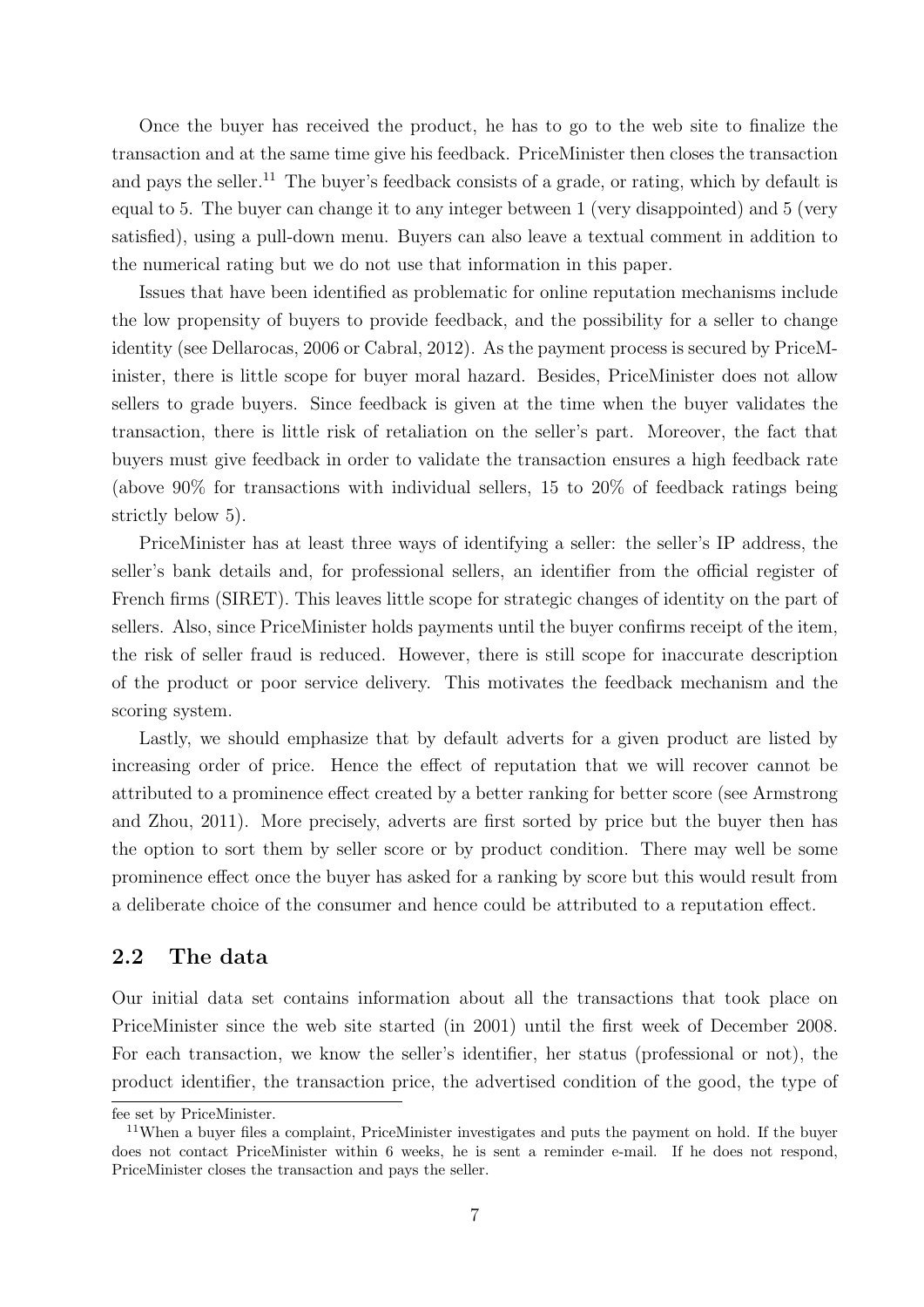Once the buyer has received the product, he has to go to the web site to finalize the transaction and at the same time give his feedback. PriceMinister then closes the transaction and pays the seller.[11] The buyer's feedback consists of a grade, or rating, which by default is equal to 5. The buyer can change it to any integer between 1 (very disappointed) and 5 (very satisfied), using a pull-down menu. Buyers can also leave a textual comment in addition to the numerical rating but we do not use that information in this paper.

Issues that have been identified as problematic for online reputation mechanisms include the low propensity of buyers to provide feedback, and the possibility for a seller to change identity (see Dellarocas, 2006 or Cabral, 2012). As the payment process is secured by PriceMinister, there is little scope for buyer moral hazard. Besides, PriceMinister does not allow sellers to grade buyers. Since feedback is given at the time when the buyer validates the transaction, there is little risk of retaliation on the seller's part. Moreover, the fact that buyers must give feedback in order to validate the transaction ensures a high feedback rate (above 90% for transactions with individual sellers, 15 to 20% of feedback ratings being strictly below 5).

PriceMinister has at least three ways of identifying a seller: the seller's IP address, the seller's bank details and, for professional sellers, an identifier from the official register of French firms (SIRET). This leaves little scope for strategic changes of identity on the part of sellers. Also, since PriceMinister holds payments until the buyer confirms receipt of the item, the risk of seller fraud is reduced. However, there is still scope for inaccurate description of the product or poor service delivery. This motivates the feedback mechanism and the scoring system.

Lastly, we should emphasize that by default adverts for a given product are listed by increasing order of price. Hence the effect of reputation that we will recover cannot be attributed to a prominence effect created by a better ranking for better score (see Armstrong and Zhou, 2011). More precisely, adverts are first sorted by price but the buyer then has the option to sort them by seller score or by product condition. There may well be some prominence effect once the buyer has asked for a ranking by score but this would result from a deliberate choice of the consumer and hence could be attributed to a reputation effect.

## 2.2 The data

Our initial data set contains information about all the transactions that took place on PriceMinister since the web site started (in 2001) until the first week of December 2008. For each transaction, we know the seller's identifier, her status (professional or not), the product identifier, the transaction price, the advertised condition of the good, the type of

---

fee set by PriceMinister.

[11] When a buyer files a complaint, PriceMinister investigates and puts the payment on hold. If the buyer does not contact PriceMinister within 6 weeks, he is sent a reminder e-mail. If he does not respond, PriceMinister closes the transaction and pays the seller.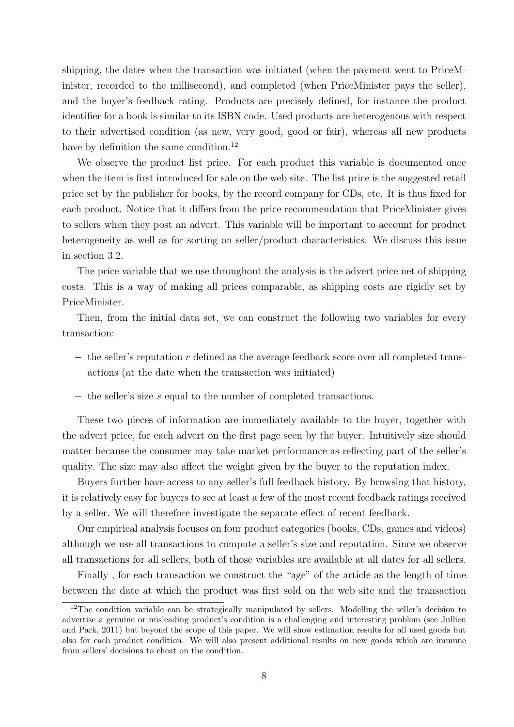shipping, the dates when the transaction was initiated (when the payment went to PriceMinister, recorded to the millisecond), and completed (when PriceMinister pays the seller), and the buyer's feedback rating. Products are precisely defined, for instance the product identifier for a book is similar to its ISBN code. Used products are heterogenous with respect to their advertised condition (as new, very good, good or fair), whereas all new products have by definition the same condition.[12]

We observe the product list price. For each product this variable is documented once when the item is first introduced for sale on the web site. The list price is the suggested retail price set by the publisher for books, by the record company for CDs, etc. It is thus fixed for each product. Notice that it differs from the price recommendation that PriceMinister gives to sellers when they post an advert. This variable will be important to account for product heterogeneity as well as for sorting on seller/product characteristics. We discuss this issue in section 3.2.

The price variable that we use throughout the analysis is the advert price net of shipping costs. This is a way of making all prices comparable, as shipping costs are rigidly set by PriceMinister.

Then, from the initial data set, we can construct the following two variables for every transaction:

- the seller's reputation $r$ defined as the average feedback score over all completed transactions (at the date when the transaction was initiated)
- the seller's size $s$ equal to the number of completed transactions.

These two pieces of information are immediately available to the buyer, together with the advert price, for each advert on the first page seen by the buyer. Intuitively size should matter because the consumer may take market performance as reflecting part of the seller's quality. The size may also affect the weight given by the buyer to the reputation index.

Buyers further have access to any seller's full feedback history. By browsing that history, it is relatively easy for buyers to see at least a few of the most recent feedback ratings received by a seller. We will therefore investigate the separate effect of recent feedback.

Our empirical analysis focuses on four product categories (books, CDs, games and videos) although we use all transactions to compute a seller's size and reputation. Since we observe all transactions for all sellers, both of those variables are available at all dates for all sellers.

Finally , for each transaction we construct the "age" of the article as the length of time between the date at which the product was first sold on the web site and the transaction

[12] The condition variable can be strategically manipulated by sellers. Modelling the seller's decision to advertise a genuine or misleading product's condition is a challenging and interesting problem (see Jullien and Park, 2011) but beyond the scope of this paper. We will show estimation results for all used goods but also for each product condition. We will also present additional results on new goods which are immune from sellers' decisions to cheat on the condition.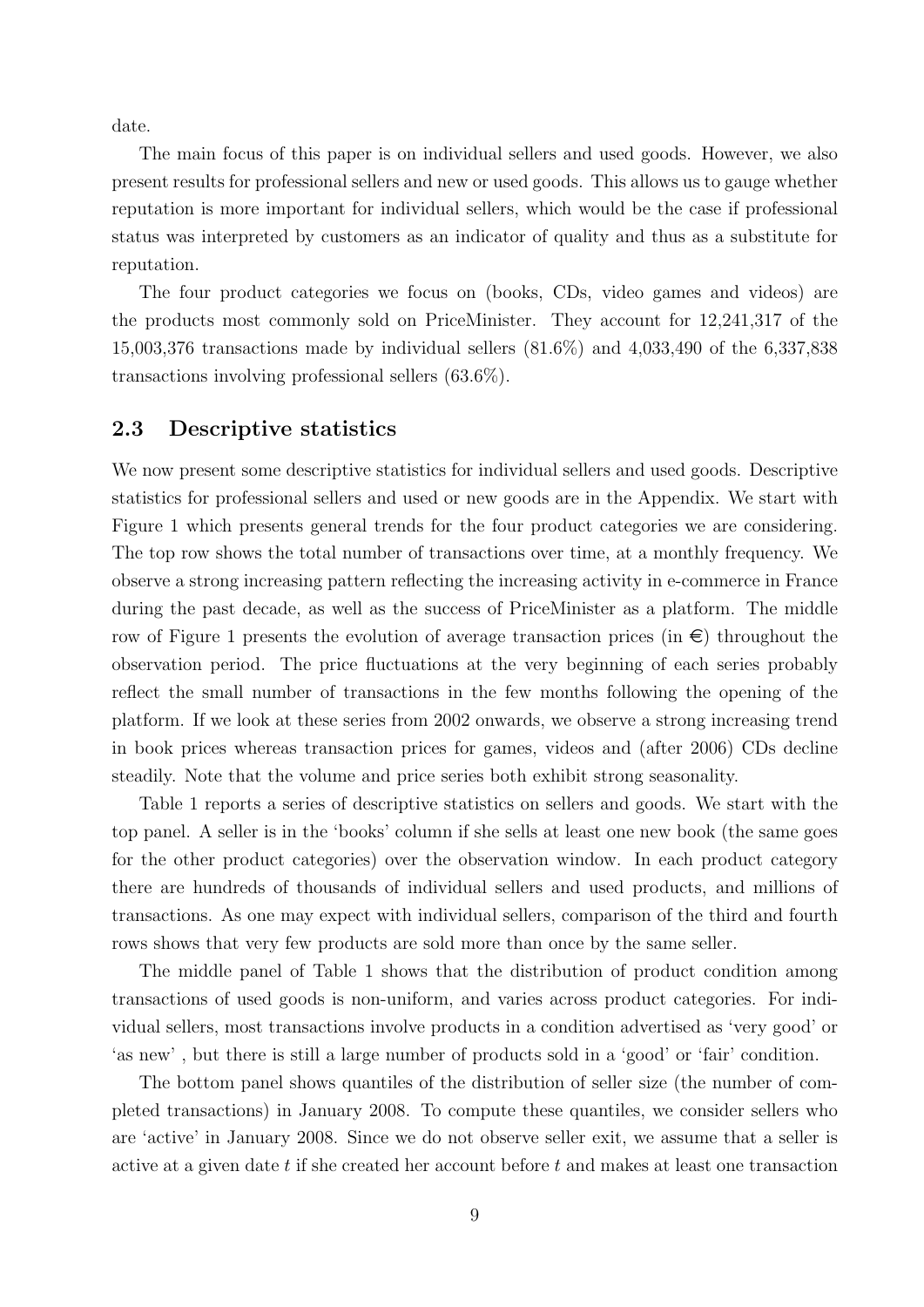date.

The main focus of this paper is on individual sellers and used goods. However, we also present results for professional sellers and new or used goods. This allows us to gauge whether reputation is more important for individual sellers, which would be the case if professional status was interpreted by customers as an indicator of quality and thus as a substitute for reputation.

The four product categories we focus on (books, CDs, video games and videos) are the products most commonly sold on PriceMinister. They account for 12,241,317 of the 15,003,376 transactions made by individual sellers (81.6%) and 4,033,490 of the 6,337,838 transactions involving professional sellers (63.6%).

## 2.3 Descriptive statistics

We now present some descriptive statistics for individual sellers and used goods. Descriptive statistics for professional sellers and used or new goods are in the Appendix. We start with Figure 1 which presents general trends for the four product categories we are considering. The top row shows the total number of transactions over time, at a monthly frequency. We observe a strong increasing pattern reflecting the increasing activity in e-commerce in France during the past decade, as well as the success of PriceMinister as a platform. The middle row of Figure 1 presents the evolution of average transaction prices (in €) throughout the observation period. The price fluctuations at the very beginning of each series probably reflect the small number of transactions in the few months following the opening of the platform. If we look at these series from 2002 onwards, we observe a strong increasing trend in book prices whereas transaction prices for games, videos and (after 2006) CDs decline steadily. Note that the volume and price series both exhibit strong seasonality.

Table 1 reports a series of descriptive statistics on sellers and goods. We start with the top panel. A seller is in the 'books' column if she sells at least one new book (the same goes for the other product categories) over the observation window. In each product category there are hundreds of thousands of individual sellers and used products, and millions of transactions. As one may expect with individual sellers, comparison of the third and fourth rows shows that very few products are sold more than once by the same seller.

The middle panel of Table 1 shows that the distribution of product condition among transactions of used goods is non-uniform, and varies across product categories. For individual sellers, most transactions involve products in a condition advertised as 'very good' or 'as new' , but there is still a large number of products sold in a 'good' or 'fair' condition.

The bottom panel shows quantiles of the distribution of seller size (the number of completed transactions) in January 2008. To compute these quantiles, we consider sellers who are 'active' in January 2008. Since we do not observe seller exit, we assume that a seller is active at a given date $t$ if she created her account before $t$ and makes at least one transaction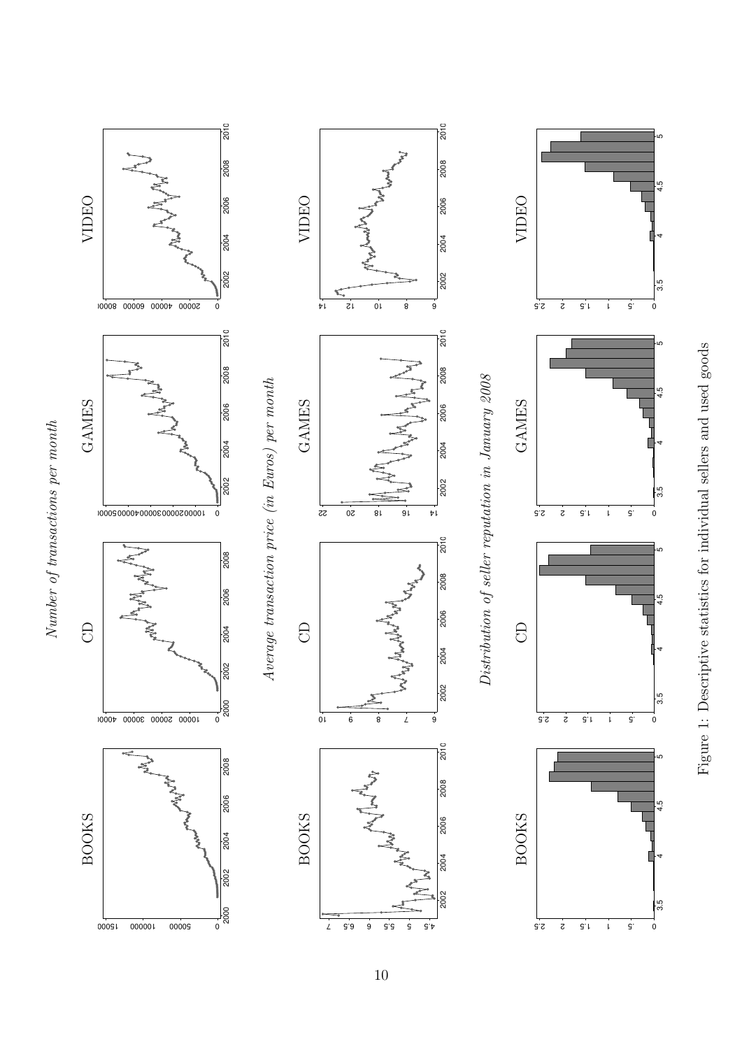Figure 1: Descriptive statistics for individual sellers and used goods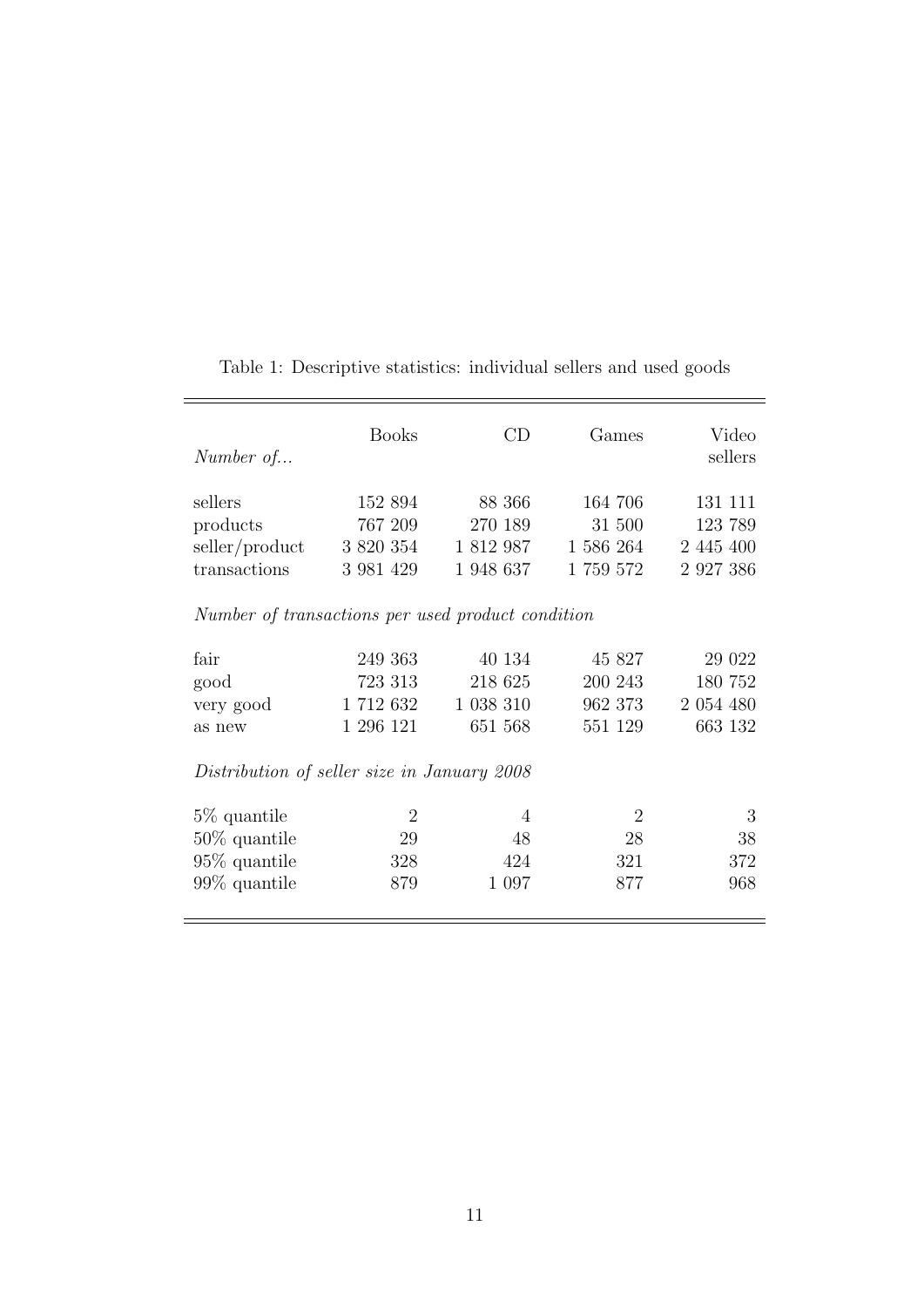Table 1: Descriptive statistics: individual sellers and used goods

| *Number of...* | Books | CD | Games | Video sellers |
|---|---|---|---|---|
| sellers | 152 894 | 88 366 | 164 706 | 131 111 |
| products | 767 209 | 270 189 | 31 500 | 123 789 |
| seller/product | 3 820 354 | 1 812 987 | 1 586 264 | 2 445 400 |
| transactions | 3 981 429 | 1 948 637 | 1 759 572 | 2 927 386 |
| *Number of transactions per used product condition* | | | | |
| fair | 249 363 | 40 134 | 45 827 | 29 022 |
| good | 723 313 | 218 625 | 200 243 | 180 752 |
| very good | 1 712 632 | 1 038 310 | 962 373 | 2 054 480 |
| as new | 1 296 121 | 651 568 | 551 129 | 663 132 |
| *Distribution of seller size in January 2008* | | | | |
| 5% quantile | 2 | 4 | 2 | 3 |
| 50% quantile | 29 | 48 | 28 | 38 |
| 95% quantile | 328 | 424 | 321 | 372 |
| 99% quantile | 879 | 1 097 | 877 | 968 |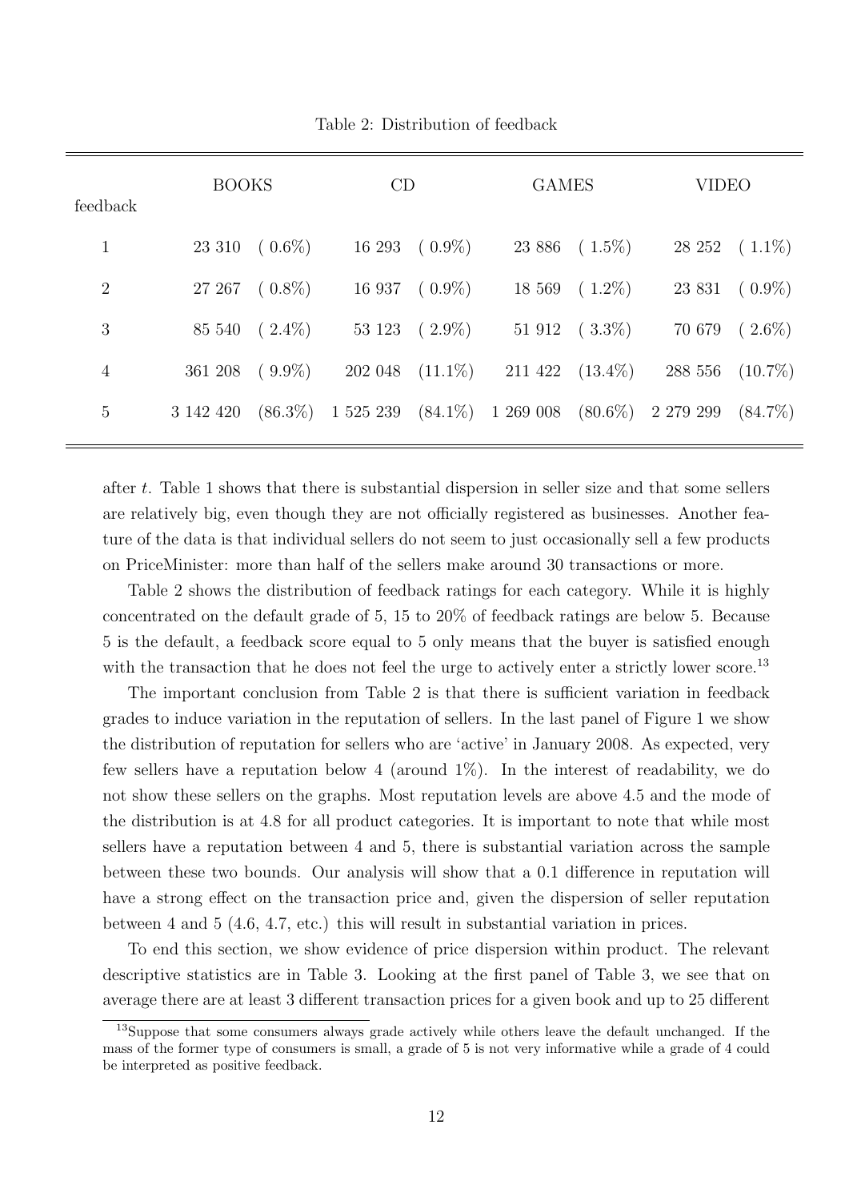Table 2: Distribution of feedback

| feedback | BOOKS | | CD | | GAMES | | VIDEO | |
|---|---|---|---|---|---|---|---|---|
| 1 | 23 310 | ( 0.6%) | 16 293 | ( 0.9%) | 23 886 | ( 1.5%) | 28 252 | ( 1.1%) |
| 2 | 27 267 | ( 0.8%) | 16 937 | ( 0.9%) | 18 569 | ( 1.2%) | 23 831 | ( 0.9%) |
| 3 | 85 540 | ( 2.4%) | 53 123 | ( 2.9%) | 51 912 | ( 3.3%) | 70 679 | ( 2.6%) |
| 4 | 361 208 | ( 9.9%) | 202 048 | (11.1%) | 211 422 | (13.4%) | 288 556 | (10.7%) |
| 5 | 3 142 420 | (86.3%) | 1 525 239 | (84.1%) | 1 269 008 | (80.6%) | 2 279 299 | (84.7%) |

after $t$. Table 1 shows that there is substantial dispersion in seller size and that some sellers are relatively big, even though they are not officially registered as businesses. Another feature of the data is that individual sellers do not seem to just occasionally sell a few products on PriceMinister: more than half of the sellers make around 30 transactions or more.

Table 2 shows the distribution of feedback ratings for each category. While it is highly concentrated on the default grade of 5, 15 to 20% of feedback ratings are below 5. Because 5 is the default, a feedback score equal to 5 only means that the buyer is satisfied enough with the transaction that he does not feel the urge to actively enter a strictly lower score.[13]

The important conclusion from Table 2 is that there is sufficient variation in feedback grades to induce variation in the reputation of sellers. In the last panel of Figure 1 we show the distribution of reputation for sellers who are 'active' in January 2008. As expected, very few sellers have a reputation below 4 (around 1%). In the interest of readability, we do not show these sellers on the graphs. Most reputation levels are above 4.5 and the mode of the distribution is at 4.8 for all product categories. It is important to note that while most sellers have a reputation between 4 and 5, there is substantial variation across the sample between these two bounds. Our analysis will show that a 0.1 difference in reputation will have a strong effect on the transaction price and, given the dispersion of seller reputation between 4 and 5 (4.6, 4.7, etc.) this will result in substantial variation in prices.

To end this section, we show evidence of price dispersion within product. The relevant descriptive statistics are in Table 3. Looking at the first panel of Table 3, we see that on average there are at least 3 different transaction prices for a given book and up to 25 different

[13] Suppose that some consumers always grade actively while others leave the default unchanged. If the mass of the former type of consumers is small, a grade of 5 is not very informative while a grade of 4 could be interpreted as positive feedback.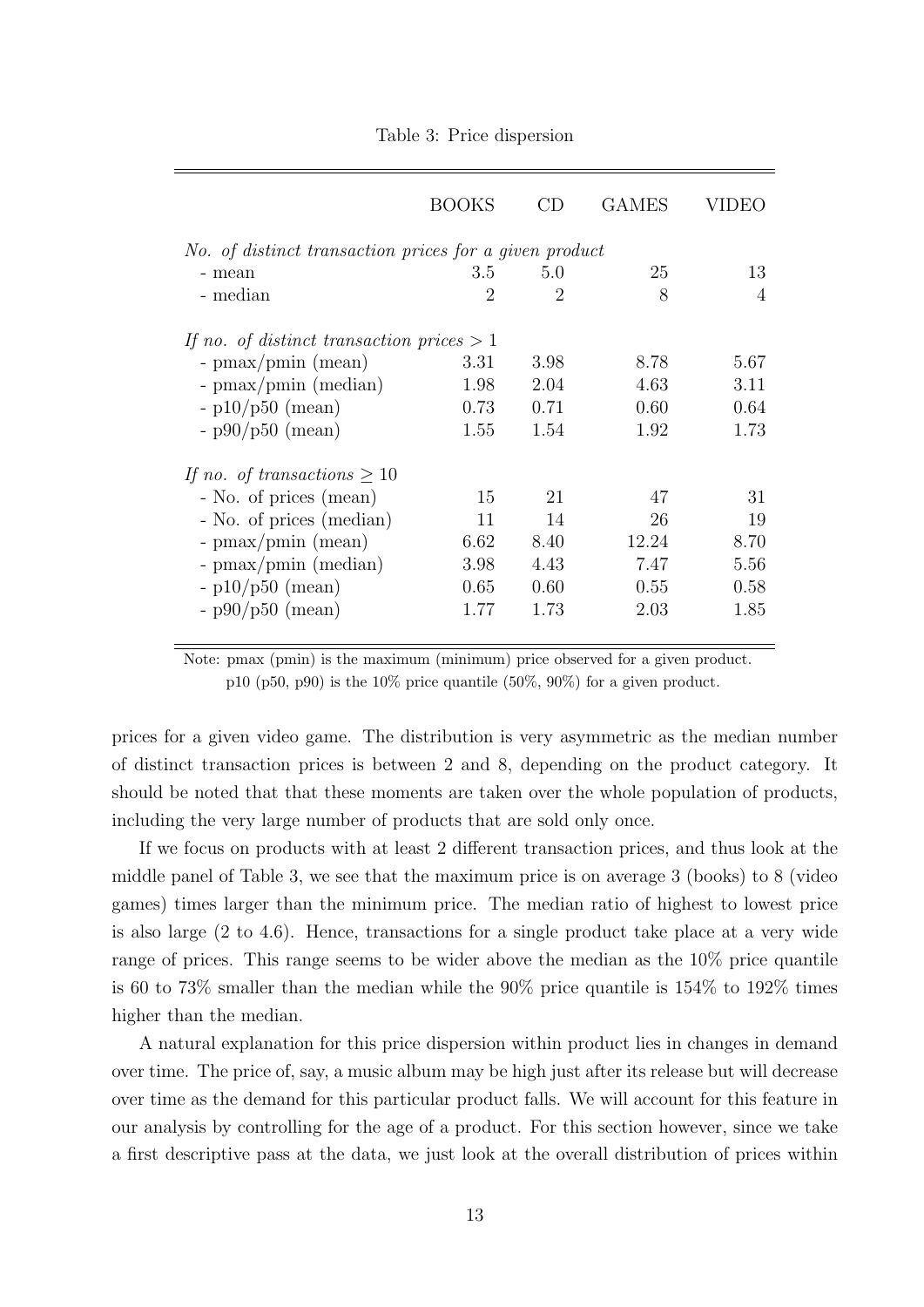Table 3: Price dispersion

| | BOOKS | CD | GAMES | VIDEO |
|---|---|---|---|---|
| *No. of distinct transaction prices for a given product* | | | | |
| - mean | 3.5 | 5.0 | 25 | 13 |
| - median | 2 | 2 | 8 | 4 |
| *If no. of distinct transaction prices > 1* | | | | |
| - pmax/pmin (mean) | 3.31 | 3.98 | 8.78 | 5.67 |
| - pmax/pmin (median) | 1.98 | 2.04 | 4.63 | 3.11 |
| - p10/p50 (mean) | 0.73 | 0.71 | 0.60 | 0.64 |
| - p90/p50 (mean) | 1.55 | 1.54 | 1.92 | 1.73 |
| *If no. of transactions ≥ 10* | | | | |
| - No. of prices (mean) | 15 | 21 | 47 | 31 |
| - No. of prices (median) | 11 | 14 | 26 | 19 |
| - pmax/pmin (mean) | 6.62 | 8.40 | 12.24 | 8.70 |
| - pmax/pmin (median) | 3.98 | 4.43 | 7.47 | 5.56 |
| - p10/p50 (mean) | 0.65 | 0.60 | 0.55 | 0.58 |
| - p90/p50 (mean) | 1.77 | 1.73 | 2.03 | 1.85 |

Note: pmax (pmin) is the maximum (minimum) price observed for a given product. p10 (p50, p90) is the 10% price quantile (50%, 90%) for a given product.

prices for a given video game. The distribution is very asymmetric as the median number of distinct transaction prices is between 2 and 8, depending on the product category. It should be noted that that these moments are taken over the whole population of products, including the very large number of products that are sold only once.

If we focus on products with at least 2 different transaction prices, and thus look at the middle panel of Table 3, we see that the maximum price is on average 3 (books) to 8 (video games) times larger than the minimum price. The median ratio of highest to lowest price is also large (2 to 4.6). Hence, transactions for a single product take place at a very wide range of prices. This range seems to be wider above the median as the 10% price quantile is 60 to 73% smaller than the median while the 90% price quantile is 154% to 192% times higher than the median.

A natural explanation for this price dispersion within product lies in changes in demand over time. The price of, say, a music album may be high just after its release but will decrease over time as the demand for this particular product falls. We will account for this feature in our analysis by controlling for the age of a product. For this section however, since we take a first descriptive pass at the data, we just look at the overall distribution of prices within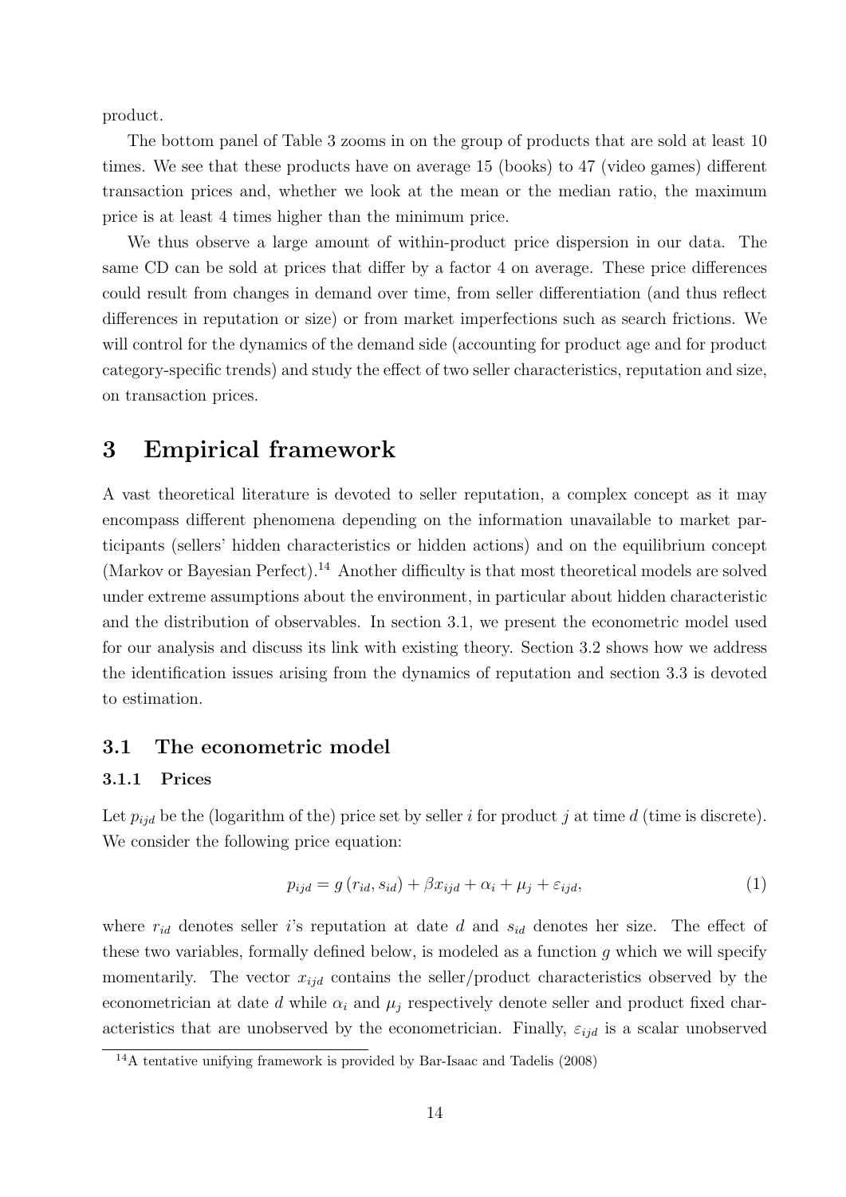product.

The bottom panel of Table 3 zooms in on the group of products that are sold at least 10 times. We see that these products have on average 15 (books) to 47 (video games) different transaction prices and, whether we look at the mean or the median ratio, the maximum price is at least 4 times higher than the minimum price.

We thus observe a large amount of within-product price dispersion in our data. The same CD can be sold at prices that differ by a factor 4 on average. These price differences could result from changes in demand over time, from seller differentiation (and thus reflect differences in reputation or size) or from market imperfections such as search frictions. We will control for the dynamics of the demand side (accounting for product age and for product category-specific trends) and study the effect of two seller characteristics, reputation and size, on transaction prices.

# 3 Empirical framework

A vast theoretical literature is devoted to seller reputation, a complex concept as it may encompass different phenomena depending on the information unavailable to market participants (sellers' hidden characteristics or hidden actions) and on the equilibrium concept (Markov or Bayesian Perfect).[14] Another difficulty is that most theoretical models are solved under extreme assumptions about the environment, in particular about hidden characteristic and the distribution of observables. In section 3.1, we present the econometric model used for our analysis and discuss its link with existing theory. Section 3.2 shows how we address the identification issues arising from the dynamics of reputation and section 3.3 is devoted to estimation.

## 3.1 The econometric model

### 3.1.1 Prices

Let $p_{ijd}$ be the (logarithm of the) price set by seller $i$ for product $j$ at time $d$ (time is discrete). We consider the following price equation:

$$p_{ijd} = g\left(r_{id}, s_{id}\right) + \beta x_{ijd} + \alpha_i + \mu_j + \varepsilon_{ijd}, \tag{1}$$

where $r_{id}$ denotes seller $i$'s reputation at date $d$ and $s_{id}$ denotes her size. The effect of these two variables, formally defined below, is modeled as a function $g$ which we will specify momentarily. The vector $x_{ijd}$ contains the seller/product characteristics observed by the econometrician at date $d$ while $\alpha_i$ and $\mu_j$ respectively denote seller and product fixed characteristics that are unobserved by the econometrician. Finally, $\varepsilon_{ijd}$ is a scalar unobserved

[14] A tentative unifying framework is provided by Bar-Isaac and Tadelis (2008)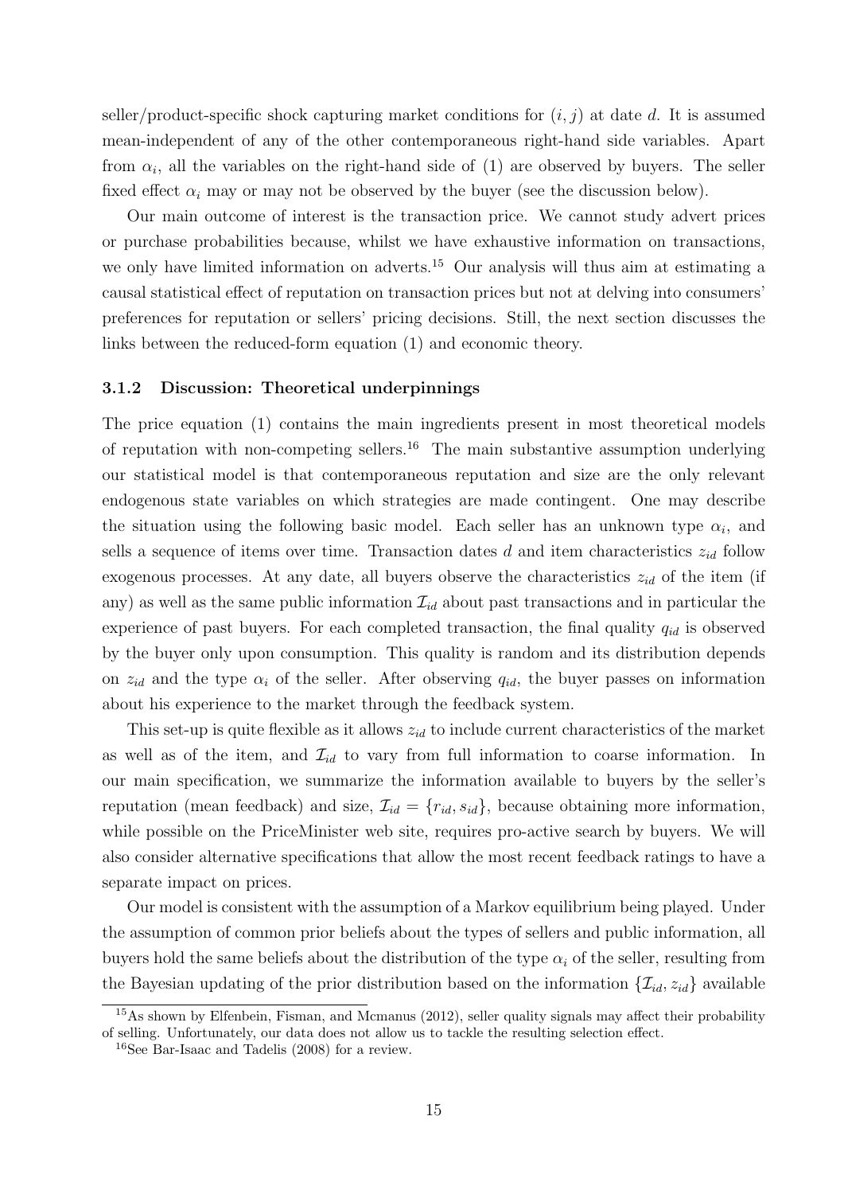seller/product-specific shock capturing market conditions for $(i, j)$ at date $d$. It is assumed mean-independent of any of the other contemporaneous right-hand side variables. Apart from $\alpha_i$, all the variables on the right-hand side of (1) are observed by buyers. The seller fixed effect $\alpha_i$ may or may not be observed by the buyer (see the discussion below).

Our main outcome of interest is the transaction price. We cannot study advert prices or purchase probabilities because, whilst we have exhaustive information on transactions, we only have limited information on adverts.[15] Our analysis will thus aim at estimating a causal statistical effect of reputation on transaction prices but not at delving into consumers' preferences for reputation or sellers' pricing decisions. Still, the next section discusses the links between the reduced-form equation (1) and economic theory.

### 3.1.2 Discussion: Theoretical underpinnings

The price equation (1) contains the main ingredients present in most theoretical models of reputation with non-competing sellers.[16] The main substantive assumption underlying our statistical model is that contemporaneous reputation and size are the only relevant endogenous state variables on which strategies are made contingent. One may describe the situation using the following basic model. Each seller has an unknown type $\alpha_i$, and sells a sequence of items over time. Transaction dates $d$ and item characteristics $z_{id}$ follow exogenous processes. At any date, all buyers observe the characteristics $z_{id}$ of the item (if any) as well as the same public information $\mathcal{I}_{id}$ about past transactions and in particular the experience of past buyers. For each completed transaction, the final quality $q_{id}$ is observed by the buyer only upon consumption. This quality is random and its distribution depends on $z_{id}$ and the type $\alpha_i$ of the seller. After observing $q_{id}$, the buyer passes on information about his experience to the market through the feedback system.

This set-up is quite flexible as it allows $z_{id}$ to include current characteristics of the market as well as of the item, and $\mathcal{I}_{id}$ to vary from full information to coarse information. In our main specification, we summarize the information available to buyers by the seller's reputation (mean feedback) and size, $\mathcal{I}_{id} = \{r_{id}, s_{id}\}$, because obtaining more information, while possible on the PriceMinister web site, requires pro-active search by buyers. We will also consider alternative specifications that allow the most recent feedback ratings to have a separate impact on prices.

Our model is consistent with the assumption of a Markov equilibrium being played. Under the assumption of common prior beliefs about the types of sellers and public information, all buyers hold the same beliefs about the distribution of the type $\alpha_i$ of the seller, resulting from the Bayesian updating of the prior distribution based on the information $\{\mathcal{I}_{id}, z_{id}\}$ available

[15] As shown by Elfenbein, Fisman, and Mcmanus (2012), seller quality signals may affect their probability of selling. Unfortunately, our data does not allow us to tackle the resulting selection effect.

[16] See Bar-Isaac and Tadelis (2008) for a review.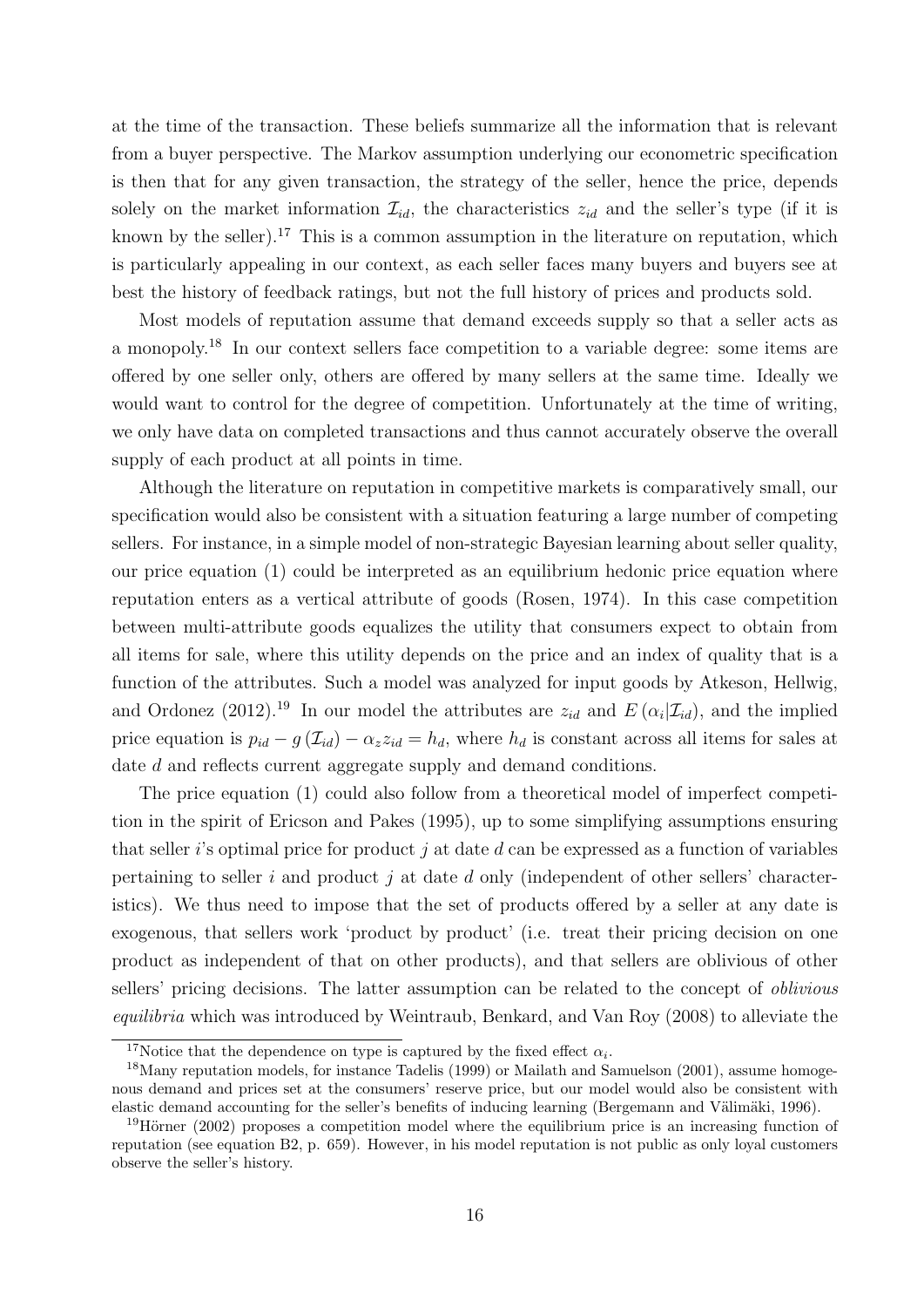at the time of the transaction. These beliefs summarize all the information that is relevant from a buyer perspective. The Markov assumption underlying our econometric specification is then that for any given transaction, the strategy of the seller, hence the price, depends solely on the market information $\mathcal{I}_{id}$, the characteristics $z_{id}$ and the seller's type (if it is known by the seller).[17] This is a common assumption in the literature on reputation, which is particularly appealing in our context, as each seller faces many buyers and buyers see at best the history of feedback ratings, but not the full history of prices and products sold.

Most models of reputation assume that demand exceeds supply so that a seller acts as a monopoly.[18] In our context sellers face competition to a variable degree: some items are offered by one seller only, others are offered by many sellers at the same time. Ideally we would want to control for the degree of competition. Unfortunately at the time of writing, we only have data on completed transactions and thus cannot accurately observe the overall supply of each product at all points in time.

Although the literature on reputation in competitive markets is comparatively small, our specification would also be consistent with a situation featuring a large number of competing sellers. For instance, in a simple model of non-strategic Bayesian learning about seller quality, our price equation (1) could be interpreted as an equilibrium hedonic price equation where reputation enters as a vertical attribute of goods (Rosen, 1974). In this case competition between multi-attribute goods equalizes the utility that consumers expect to obtain from all items for sale, where this utility depends on the price and an index of quality that is a function of the attributes. Such a model was analyzed for input goods by Atkeson, Hellwig, and Ordonez (2012).[19] In our model the attributes are $z_{id}$ and $E(\alpha_i | \mathcal{I}_{id})$, and the implied price equation is $p_{id} - g(\mathcal{I}_{id}) - \alpha_z z_{id} = h_d$, where $h_d$ is constant across all items for sales at date $d$ and reflects current aggregate supply and demand conditions.

The price equation (1) could also follow from a theoretical model of imperfect competition in the spirit of Ericson and Pakes (1995), up to some simplifying assumptions ensuring that seller $i$'s optimal price for product $j$ at date $d$ can be expressed as a function of variables pertaining to seller $i$ and product $j$ at date $d$ only (independent of other sellers' characteristics). We thus need to impose that the set of products offered by a seller at any date is exogenous, that sellers work 'product by product' (i.e. treat their pricing decision on one product as independent of that on other products), and that sellers are oblivious of other sellers' pricing decisions. The latter assumption can be related to the concept of *oblivious equilibria* which was introduced by Weintraub, Benkard, and Van Roy (2008) to alleviate the

[17] Notice that the dependence on type is captured by the fixed effect $\alpha_i$.

[18] Many reputation models, for instance Tadelis (1999) or Mailath and Samuelson (2001), assume homogenous demand and prices set at the consumers' reserve price, but our model would also be consistent with elastic demand accounting for the seller's benefits of inducing learning (Bergemann and Välimäki, 1996).

[19] Hörner (2002) proposes a competition model where the equilibrium price is an increasing function of reputation (see equation B2, p. 659). However, in his model reputation is not public as only loyal customers observe the seller's history.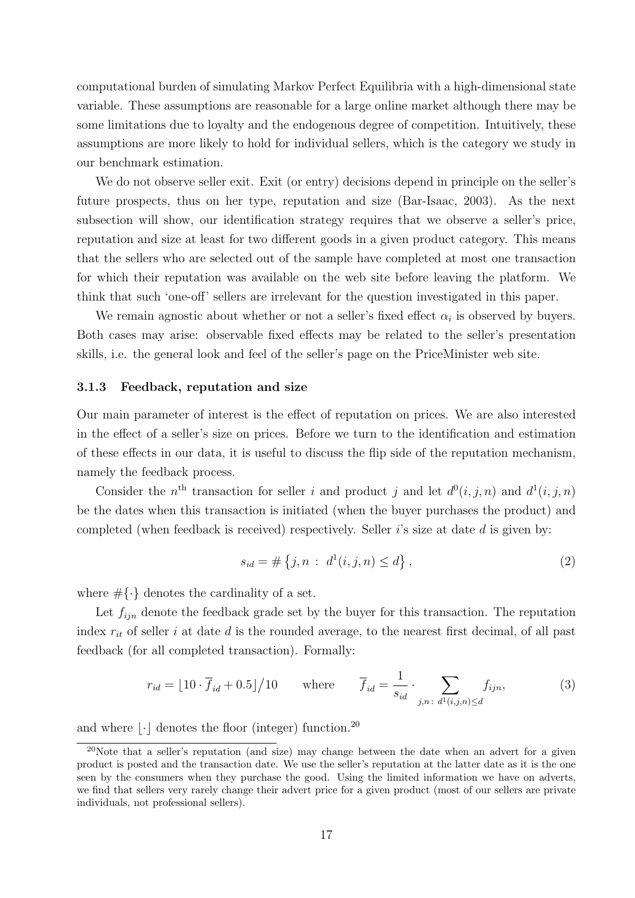computational burden of simulating Markov Perfect Equilibria with a high-dimensional state variable. These assumptions are reasonable for a large online market although there may be some limitations due to loyalty and the endogenous degree of competition. Intuitively, these assumptions are more likely to hold for individual sellers, which is the category we study in our benchmark estimation.

We do not observe seller exit. Exit (or entry) decisions depend in principle on the seller's future prospects, thus on her type, reputation and size (Bar-Isaac, 2003). As the next subsection will show, our identification strategy requires that we observe a seller's price, reputation and size at least for two different goods in a given product category. This means that the sellers who are selected out of the sample have completed at most one transaction for which their reputation was available on the web site before leaving the platform. We think that such 'one-off' sellers are irrelevant for the question investigated in this paper.

We remain agnostic about whether or not a seller's fixed effect $\alpha_i$ is observed by buyers. Both cases may arise: observable fixed effects may be related to the seller's presentation skills, i.e. the general look and feel of the seller's page on the PriceMinister web site.

### 3.1.3 Feedback, reputation and size

Our main parameter of interest is the effect of reputation on prices. We are also interested in the effect of a seller's size on prices. Before we turn to the identification and estimation of these effects in our data, it is useful to discuss the flip side of the reputation mechanism, namely the feedback process.

Consider the $n^{\text{th}}$ transaction for seller $i$ and product $j$ and let $d^0(i,j,n)$ and $d^1(i,j,n)$ be the dates when this transaction is initiated (when the buyer purchases the product) and completed (when feedback is received) respectively. Seller $i$'s size at date $d$ is given by:

$$s_{id} = \#\left\{j, n \;:\; d^1(i,j,n) \leq d\right\}, \tag{2}$$

where $\#\{\cdot\}$ denotes the cardinality of a set.

Let $f_{ijn}$ denote the feedback grade set by the buyer for this transaction. The reputation index $r_{it}$ of seller $i$ at date $d$ is the rounded average, to the nearest first decimal, of all past feedback (for all completed transaction). Formally:

$$r_{id} = \lfloor 10 \cdot \overline{f}_{id} + 0.5 \rfloor / 10 \qquad \text{where} \qquad \overline{f}_{id} = \frac{1}{s_{id}} \cdot \sum_{j,n:\; d^1(i,j,n) \leq d} f_{ijn}, \tag{3}$$

and where $\lfloor \cdot \rfloor$ denotes the floor (integer) function.[20]

[20] Note that a seller's reputation (and size) may change between the date when an advert for a given product is posted and the transaction date. We use the seller's reputation at the latter date as it is the one seen by the consumers when they purchase the good. Using the limited information we have on adverts, we find that sellers very rarely change their advert price for a given product (most of our sellers are private individuals, not professional sellers).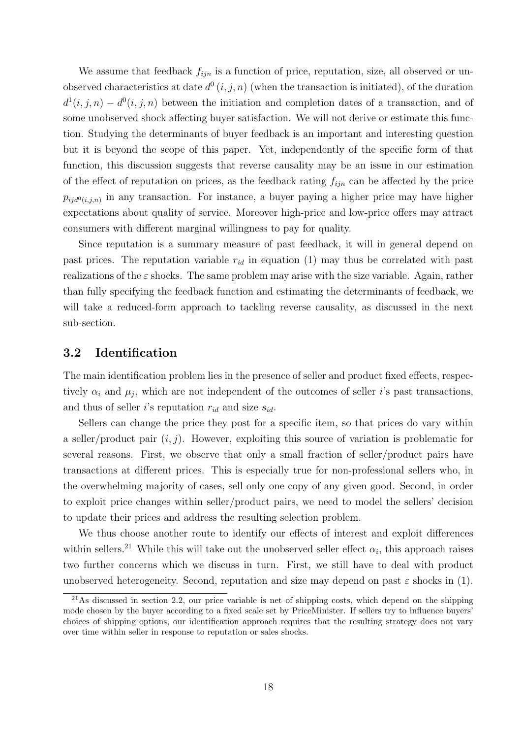We assume that feedback $f_{ijn}$ is a function of price, reputation, size, all observed or unobserved characteristics at date $d^0(i,j,n)$ (when the transaction is initiated), of the duration $d^1(i,j,n) - d^0(i,j,n)$ between the initiation and completion dates of a transaction, and of some unobserved shock affecting buyer satisfaction. We will not derive or estimate this function. Studying the determinants of buyer feedback is an important and interesting question but it is beyond the scope of this paper. Yet, independently of the specific form of that function, this discussion suggests that reverse causality may be an issue in our estimation of the effect of reputation on prices, as the feedback rating $f_{ijn}$ can be affected by the price $p_{ijd^0(i,j,n)}$ in any transaction. For instance, a buyer paying a higher price may have higher expectations about quality of service. Moreover high-price and low-price offers may attract consumers with different marginal willingness to pay for quality.

Since reputation is a summary measure of past feedback, it will in general depend on past prices. The reputation variable $r_{id}$ in equation (1) may thus be correlated with past realizations of the $\varepsilon$ shocks. The same problem may arise with the size variable. Again, rather than fully specifying the feedback function and estimating the determinants of feedback, we will take a reduced-form approach to tackling reverse causality, as discussed in the next sub-section.

## 3.2 Identification

The main identification problem lies in the presence of seller and product fixed effects, respectively $\alpha_i$ and $\mu_j$, which are not independent of the outcomes of seller $i$'s past transactions, and thus of seller $i$'s reputation $r_{id}$ and size $s_{id}$.

Sellers can change the price they post for a specific item, so that prices do vary within a seller/product pair $(i,j)$. However, exploiting this source of variation is problematic for several reasons. First, we observe that only a small fraction of seller/product pairs have transactions at different prices. This is especially true for non-professional sellers who, in the overwhelming majority of cases, sell only one copy of any given good. Second, in order to exploit price changes within seller/product pairs, we need to model the sellers' decision to update their prices and address the resulting selection problem.

We thus choose another route to identify our effects of interest and exploit differences within sellers.[21] While this will take out the unobserved seller effect $\alpha_i$, this approach raises two further concerns which we discuss in turn. First, we still have to deal with product unobserved heterogeneity. Second, reputation and size may depend on past $\varepsilon$ shocks in (1).

[21] As discussed in section 2.2, our price variable is net of shipping costs, which depend on the shipping mode chosen by the buyer according to a fixed scale set by PriceMinister. If sellers try to influence buyers' choices of shipping options, our identification approach requires that the resulting strategy does not vary over time within seller in response to reputation or sales shocks.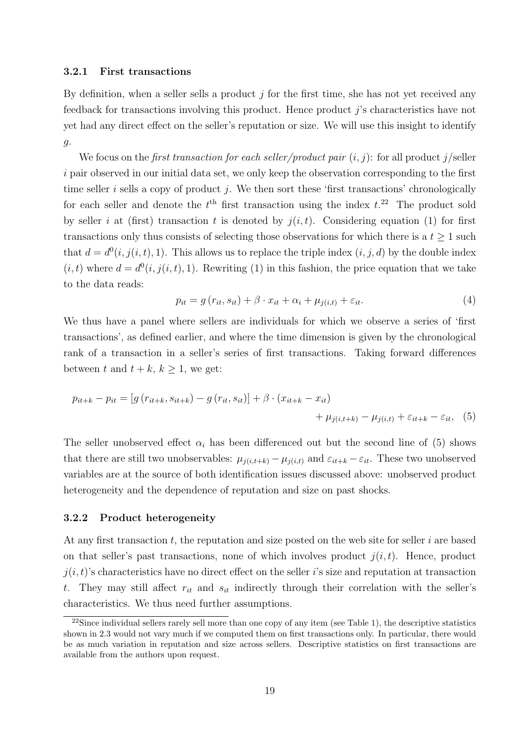#### 3.2.1 First transactions

By definition, when a seller sells a product $j$ for the first time, she has not yet received any feedback for transactions involving this product. Hence product $j$'s characteristics have not yet had any direct effect on the seller's reputation or size. We will use this insight to identify $g$.

We focus on the *first transaction for each seller/product pair* $(i, j)$: for all product $j$/seller $i$ pair observed in our initial data set, we only keep the observation corresponding to the first time seller $i$ sells a copy of product $j$. We then sort these 'first transactions' chronologically for each seller and denote the $t^{\text{th}}$ first transaction using the index $t$.[22] The product sold by seller $i$ at (first) transaction $t$ is denoted by $j(i, t)$. Considering equation (1) for first transactions only thus consists of selecting those observations for which there is a $t \geq 1$ such that $d = d^0(i, j(i, t), 1)$. This allows us to replace the triple index $(i, j, d)$ by the double index $(i, t)$ where $d = d^0(i, j(i, t), 1)$. Rewriting (1) in this fashion, the price equation that we take to the data reads:

$$p_{it} = g\left(r_{it}, s_{it}\right) + \beta \cdot x_{it} + \alpha_i + \mu_{j(i,t)} + \varepsilon_{it}. \tag{4}$$

We thus have a panel where sellers are individuals for which we observe a series of 'first transactions', as defined earlier, and where the time dimension is given by the chronological rank of a transaction in a seller's series of first transactions. Taking forward differences between $t$ and $t + k$, $k \geq 1$, we get:

$$p_{it+k} - p_{it} = \left[g\left(r_{it+k}, s_{it+k}\right) - g\left(r_{it}, s_{it}\right)\right] + \beta \cdot \left(x_{it+k} - x_{it}\right) + \mu_{j(i,t+k)} - \mu_{j(i,t)} + \varepsilon_{it+k} - \varepsilon_{it}, \tag{5}$$

The seller unobserved effect $\alpha_i$ has been differenced out but the second line of (5) shows that there are still two unobservables: $\mu_{j(i,t+k)} - \mu_{j(i,t)}$ and $\varepsilon_{it+k} - \varepsilon_{it}$. These two unobserved variables are at the source of both identification issues discussed above: unobserved product heterogeneity and the dependence of reputation and size on past shocks.

#### 3.2.2 Product heterogeneity

At any first transaction $t$, the reputation and size posted on the web site for seller $i$ are based on that seller's past transactions, none of which involves product $j(i, t)$. Hence, product $j(i, t)$'s characteristics have no direct effect on the seller $i$'s size and reputation at transaction $t$. They may still affect $r_{it}$ and $s_{it}$ indirectly through their correlation with the seller's characteristics. We thus need further assumptions.

[22] Since individual sellers rarely sell more than one copy of any item (see Table 1), the descriptive statistics shown in 2.3 would not vary much if we computed them on first transactions only. In particular, there would be as much variation in reputation and size across sellers. Descriptive statistics on first transactions are available from the authors upon request.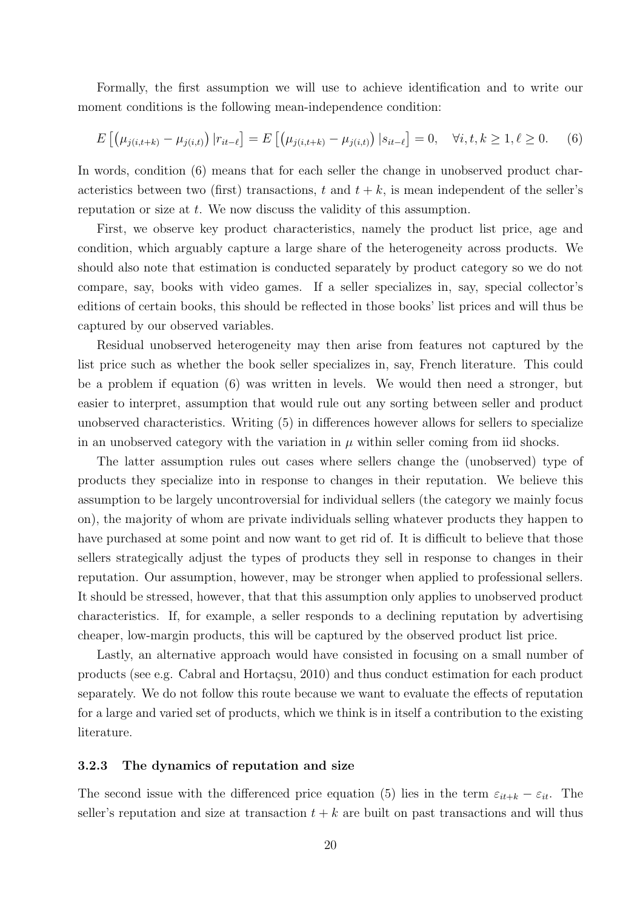Formally, the first assumption we will use to achieve identification and to write our moment conditions is the following mean-independence condition:

$$E\left[\left(\mu_{j(i,t+k)} - \mu_{j(i,t)}\right)|r_{it-\ell}\right] = E\left[\left(\mu_{j(i,t+k)} - \mu_{j(i,t)}\right)|s_{it-\ell}\right] = 0, \quad \forall i, t, k \geq 1, \ell \geq 0. \qquad (6)$$

In words, condition (6) means that for each seller the change in unobserved product characteristics between two (first) transactions, $t$ and $t+k$, is mean independent of the seller's reputation or size at $t$. We now discuss the validity of this assumption.

First, we observe key product characteristics, namely the product list price, age and condition, which arguably capture a large share of the heterogeneity across products. We should also note that estimation is conducted separately by product category so we do not compare, say, books with video games. If a seller specializes in, say, special collector's editions of certain books, this should be reflected in those books' list prices and will thus be captured by our observed variables.

Residual unobserved heterogeneity may then arise from features not captured by the list price such as whether the book seller specializes in, say, French literature. This could be a problem if equation (6) was written in levels. We would then need a stronger, but easier to interpret, assumption that would rule out any sorting between seller and product unobserved characteristics. Writing (5) in differences however allows for sellers to specialize in an unobserved category with the variation in $\mu$ within seller coming from iid shocks.

The latter assumption rules out cases where sellers change the (unobserved) type of products they specialize into in response to changes in their reputation. We believe this assumption to be largely uncontroversial for individual sellers (the category we mainly focus on), the majority of whom are private individuals selling whatever products they happen to have purchased at some point and now want to get rid of. It is difficult to believe that those sellers strategically adjust the types of products they sell in response to changes in their reputation. Our assumption, however, may be stronger when applied to professional sellers. It should be stressed, however, that that this assumption only applies to unobserved product characteristics. If, for example, a seller responds to a declining reputation by advertising cheaper, low-margin products, this will be captured by the observed product list price.

Lastly, an alternative approach would have consisted in focusing on a small number of products (see e.g. Cabral and Hortaçsu, 2010) and thus conduct estimation for each product separately. We do not follow this route because we want to evaluate the effects of reputation for a large and varied set of products, which we think is in itself a contribution to the existing literature.

### 3.2.3 The dynamics of reputation and size

The second issue with the differenced price equation (5) lies in the term $\varepsilon_{it+k} - \varepsilon_{it}$. The seller's reputation and size at transaction $t+k$ are built on past transactions and will thus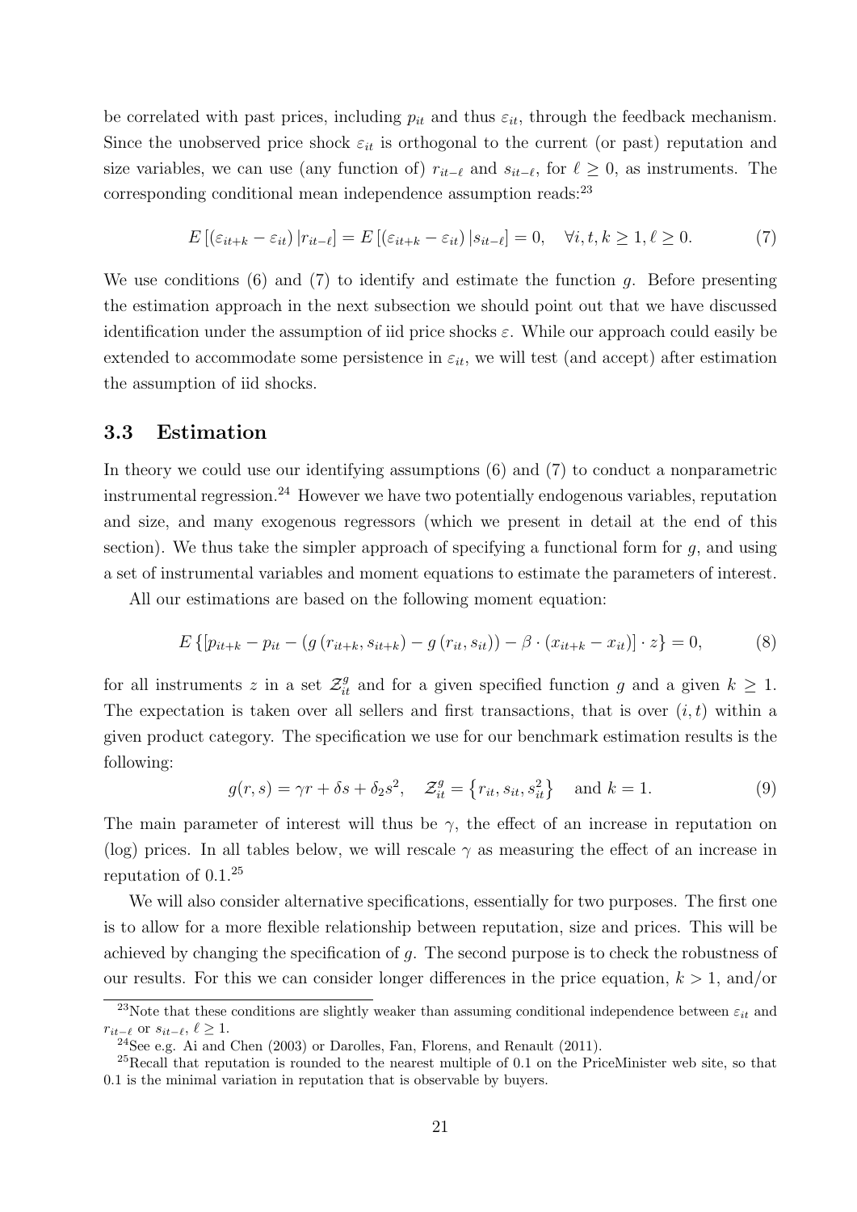be correlated with past prices, including $p_{it}$ and thus $\varepsilon_{it}$, through the feedback mechanism. Since the unobserved price shock $\varepsilon_{it}$ is orthogonal to the current (or past) reputation and size variables, we can use (any function of) $r_{it-\ell}$ and $s_{it-\ell}$, for $\ell \geq 0$, as instruments. The corresponding conditional mean independence assumption reads:[23]

$$E\left[\left(\varepsilon_{it+k} - \varepsilon_{it}\right)|r_{it-\ell}\right] = E\left[\left(\varepsilon_{it+k} - \varepsilon_{it}\right)|s_{it-\ell}\right] = 0, \quad \forall i, t, k \geq 1, \ell \geq 0. \tag{7}$$

We use conditions (6) and (7) to identify and estimate the function $g$. Before presenting the estimation approach in the next subsection we should point out that we have discussed identification under the assumption of iid price shocks $\varepsilon$. While our approach could easily be extended to accommodate some persistence in $\varepsilon_{it}$, we will test (and accept) after estimation the assumption of iid shocks.

### 3.3 Estimation

In theory we could use our identifying assumptions (6) and (7) to conduct a nonparametric instrumental regression.[24] However we have two potentially endogenous variables, reputation and size, and many exogenous regressors (which we present in detail at the end of this section). We thus take the simpler approach of specifying a functional form for $g$, and using a set of instrumental variables and moment equations to estimate the parameters of interest.

All our estimations are based on the following moment equation:

$$E\left\{\left[p_{it+k} - p_{it} - \left(g\left(r_{it+k}, s_{it+k}\right) - g\left(r_{it}, s_{it}\right)\right) - \beta \cdot \left(x_{it+k} - x_{it}\right)\right] \cdot z\right\} = 0, \tag{8}$$

for all instruments $z$ in a set $\mathcal{Z}_{it}^{g}$ and for a given specified function $g$ and a given $k \geq 1$. The expectation is taken over all sellers and first transactions, that is over $(i, t)$ within a given product category. The specification we use for our benchmark estimation results is the following:

$$g(r, s) = \gamma r + \delta s + \delta_2 s^2, \quad \mathcal{Z}_{it}^{g} = \left\{r_{it}, s_{it}, s_{it}^2\right\} \quad \text{and } k = 1. \tag{9}$$

The main parameter of interest will thus be $\gamma$, the effect of an increase in reputation on (log) prices. In all tables below, we will rescale $\gamma$ as measuring the effect of an increase in reputation of 0.1.[25]

We will also consider alternative specifications, essentially for two purposes. The first one is to allow for a more flexible relationship between reputation, size and prices. This will be achieved by changing the specification of $g$. The second purpose is to check the robustness of our results. For this we can consider longer differences in the price equation, $k > 1$, and/or

[23] Note that these conditions are slightly weaker than assuming conditional independence between $\varepsilon_{it}$ and $r_{it-\ell}$ or $s_{it-\ell}$, $\ell \geq 1$.

[24] See e.g. Ai and Chen (2003) or Darolles, Fan, Florens, and Renault (2011).

[25] Recall that reputation is rounded to the nearest multiple of 0.1 on the PriceMinister web site, so that 0.1 is the minimal variation in reputation that is observable by buyers.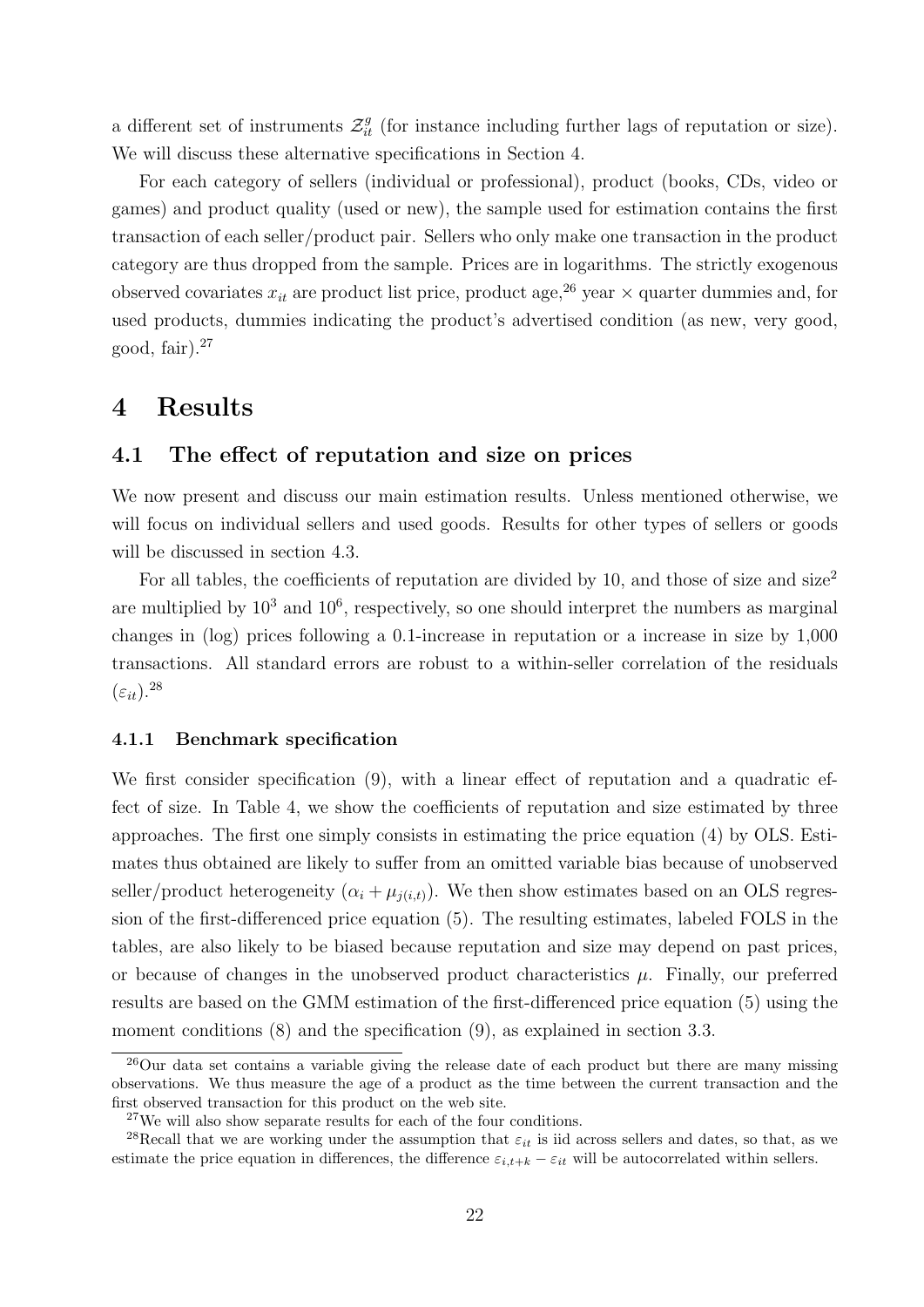a different set of instruments $\mathcal{Z}^g_{it}$ (for instance including further lags of reputation or size). We will discuss these alternative specifications in Section 4.

For each category of sellers (individual or professional), product (books, CDs, video or games) and product quality (used or new), the sample used for estimation contains the first transaction of each seller/product pair. Sellers who only make one transaction in the product category are thus dropped from the sample. Prices are in logarithms. The strictly exogenous observed covariates $x_{it}$ are product list price, product age,[26] year × quarter dummies and, for used products, dummies indicating the product's advertised condition (as new, very good, good, fair).[27]

# 4 Results

## 4.1 The effect of reputation and size on prices

We now present and discuss our main estimation results. Unless mentioned otherwise, we will focus on individual sellers and used goods. Results for other types of sellers or goods will be discussed in section 4.3.

For all tables, the coefficients of reputation are divided by 10, and those of size and size$^2$ are multiplied by $10^3$ and $10^6$, respectively, so one should interpret the numbers as marginal changes in (log) prices following a 0.1-increase in reputation or a increase in size by 1,000 transactions. All standard errors are robust to a within-seller correlation of the residuals $(\varepsilon_{it})$.[28]

### 4.1.1 Benchmark specification

We first consider specification (9), with a linear effect of reputation and a quadratic effect of size. In Table 4, we show the coefficients of reputation and size estimated by three approaches. The first one simply consists in estimating the price equation (4) by OLS. Estimates thus obtained are likely to suffer from an omitted variable bias because of unobserved seller/product heterogeneity $(\alpha_i + \mu_{j(i,t)})$. We then show estimates based on an OLS regression of the first-differenced price equation (5). The resulting estimates, labeled FOLS in the tables, are also likely to be biased because reputation and size may depend on past prices, or because of changes in the unobserved product characteristics $\mu$. Finally, our preferred results are based on the GMM estimation of the first-differenced price equation (5) using the moment conditions (8) and the specification (9), as explained in section 3.3.

[26] Our data set contains a variable giving the release date of each product but there are many missing observations. We thus measure the age of a product as the time between the current transaction and the first observed transaction for this product on the web site.

[27] We will also show separate results for each of the four conditions.

[28] Recall that we are working under the assumption that $\varepsilon_{it}$ is iid across sellers and dates, so that, as we estimate the price equation in differences, the difference $\varepsilon_{i,t+k} - \varepsilon_{it}$ will be autocorrelated within sellers.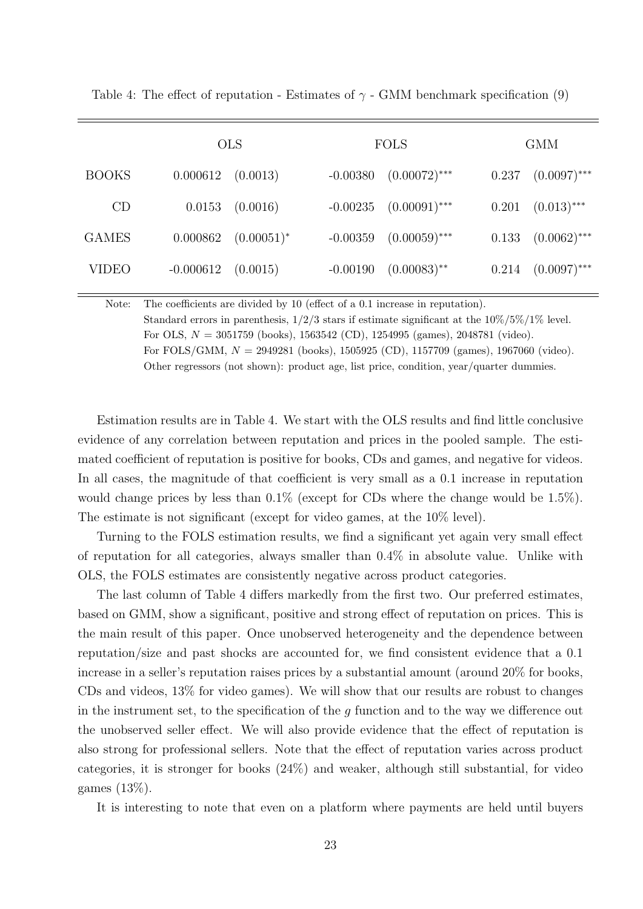Table 4: The effect of reputation - Estimates of $\gamma$ - GMM benchmark specification (9)

| | OLS | | FOLS | | GMM | |
|---|---|---|---|---|---|---|
| BOOKS | 0.000612 | (0.0013) | -0.00380 | $(0.00072)^{***}$ | 0.237 | $(0.0097)^{***}$ |
| CD | 0.0153 | (0.0016) | -0.00235 | $(0.00091)^{***}$ | 0.201 | $(0.013)^{***}$ |
| GAMES | 0.000862 | $(0.00051)^{*}$ | -0.00359 | $(0.00059)^{***}$ | 0.133 | $(0.0062)^{***}$ |
| VIDEO | -0.000612 | (0.0015) | -0.00190 | $(0.00083)^{**}$ | 0.214 | $(0.0097)^{***}$ |

Note: The coefficients are divided by 10 (effect of a 0.1 increase in reputation).
Standard errors in parenthesis, 1/2/3 stars if estimate significant at the 10%/5%/1% level.
For OLS, $N = 3051759$ (books), 1563542 (CD), 1254995 (games), 2048781 (video).
For FOLS/GMM, $N = 2949281$ (books), 1505925 (CD), 1157709 (games), 1967060 (video).
Other regressors (not shown): product age, list price, condition, year/quarter dummies.

Estimation results are in Table 4. We start with the OLS results and find little conclusive evidence of any correlation between reputation and prices in the pooled sample. The estimated coefficient of reputation is positive for books, CDs and games, and negative for videos. In all cases, the magnitude of that coefficient is very small as a 0.1 increase in reputation would change prices by less than 0.1% (except for CDs where the change would be 1.5%). The estimate is not significant (except for video games, at the 10% level).

Turning to the FOLS estimation results, we find a significant yet again very small effect of reputation for all categories, always smaller than 0.4% in absolute value. Unlike with OLS, the FOLS estimates are consistently negative across product categories.

The last column of Table 4 differs markedly from the first two. Our preferred estimates, based on GMM, show a significant, positive and strong effect of reputation on prices. This is the main result of this paper. Once unobserved heterogeneity and the dependence between reputation/size and past shocks are accounted for, we find consistent evidence that a 0.1 increase in a seller's reputation raises prices by a substantial amount (around 20% for books, CDs and videos, 13% for video games). We will show that our results are robust to changes in the instrument set, to the specification of the $g$ function and to the way we difference out the unobserved seller effect. We will also provide evidence that the effect of reputation is also strong for professional sellers. Note that the effect of reputation varies across product categories, it is stronger for books (24%) and weaker, although still substantial, for video games (13%).

It is interesting to note that even on a platform where payments are held until buyers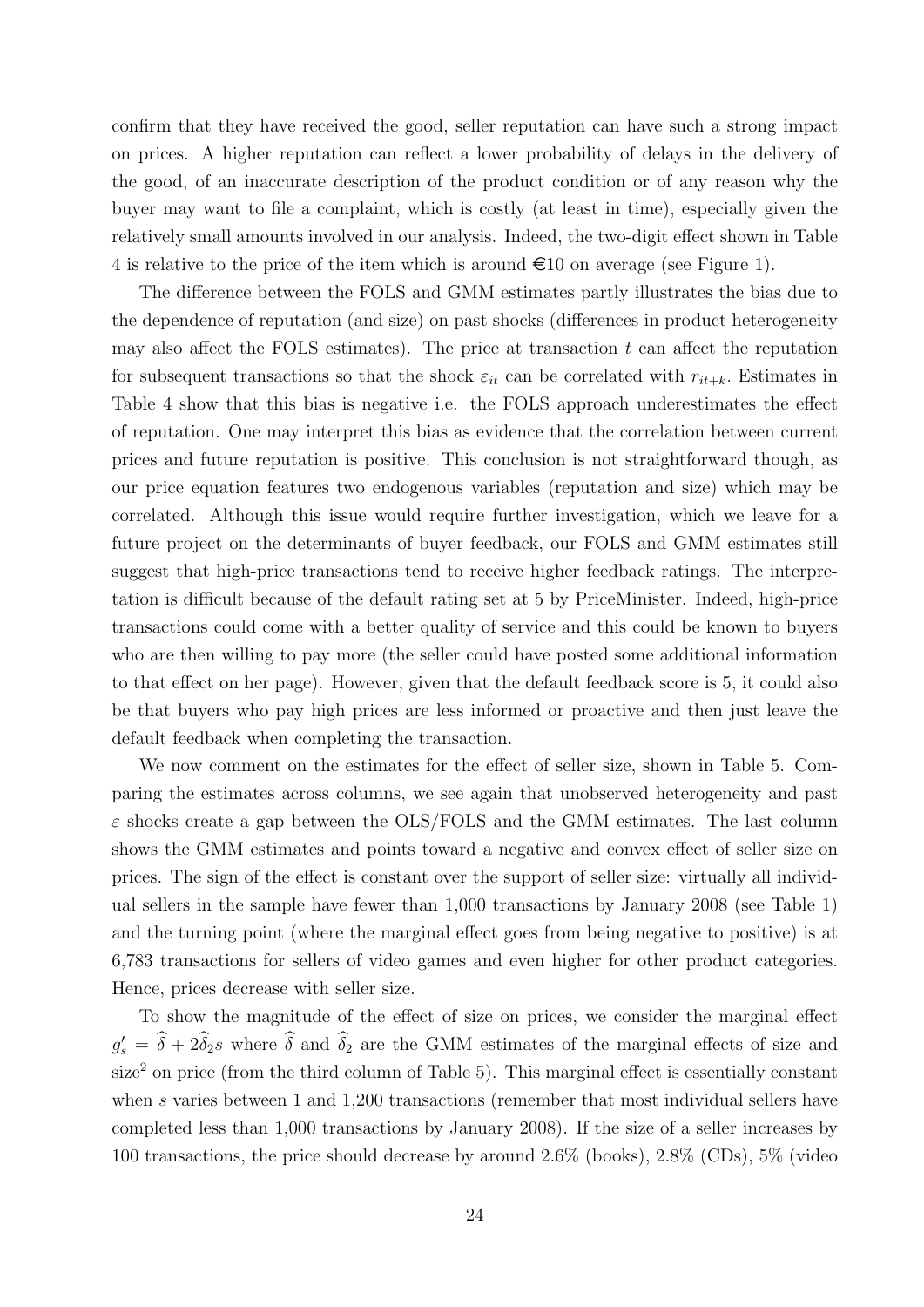confirm that they have received the good, seller reputation can have such a strong impact on prices. A higher reputation can reflect a lower probability of delays in the delivery of the good, of an inaccurate description of the product condition or of any reason why the buyer may want to file a complaint, which is costly (at least in time), especially given the relatively small amounts involved in our analysis. Indeed, the two-digit effect shown in Table 4 is relative to the price of the item which is around €10 on average (see Figure 1).

The difference between the FOLS and GMM estimates partly illustrates the bias due to the dependence of reputation (and size) on past shocks (differences in product heterogeneity may also affect the FOLS estimates). The price at transaction $t$ can affect the reputation for subsequent transactions so that the shock $\varepsilon_{it}$ can be correlated with $r_{it+k}$. Estimates in Table 4 show that this bias is negative i.e. the FOLS approach underestimates the effect of reputation. One may interpret this bias as evidence that the correlation between current prices and future reputation is positive. This conclusion is not straightforward though, as our price equation features two endogenous variables (reputation and size) which may be correlated. Although this issue would require further investigation, which we leave for a future project on the determinants of buyer feedback, our FOLS and GMM estimates still suggest that high-price transactions tend to receive higher feedback ratings. The interpretation is difficult because of the default rating set at 5 by PriceMinister. Indeed, high-price transactions could come with a better quality of service and this could be known to buyers who are then willing to pay more (the seller could have posted some additional information to that effect on her page). However, given that the default feedback score is 5, it could also be that buyers who pay high prices are less informed or proactive and then just leave the default feedback when completing the transaction.

We now comment on the estimates for the effect of seller size, shown in Table 5. Comparing the estimates across columns, we see again that unobserved heterogeneity and past $\varepsilon$ shocks create a gap between the OLS/FOLS and the GMM estimates. The last column shows the GMM estimates and points toward a negative and convex effect of seller size on prices. The sign of the effect is constant over the support of seller size: virtually all individual sellers in the sample have fewer than 1,000 transactions by January 2008 (see Table 1) and the turning point (where the marginal effect goes from being negative to positive) is at 6,783 transactions for sellers of video games and even higher for other product categories. Hence, prices decrease with seller size.

To show the magnitude of the effect of size on prices, we consider the marginal effect $g'_s = \widehat{\delta} + 2\widehat{\delta}_2 s$ where $\widehat{\delta}$ and $\widehat{\delta}_2$ are the GMM estimates of the marginal effects of size and size$^2$ on price (from the third column of Table 5). This marginal effect is essentially constant when $s$ varies between 1 and 1,200 transactions (remember that most individual sellers have completed less than 1,000 transactions by January 2008). If the size of a seller increases by 100 transactions, the price should decrease by around 2.6% (books), 2.8% (CDs), 5% (video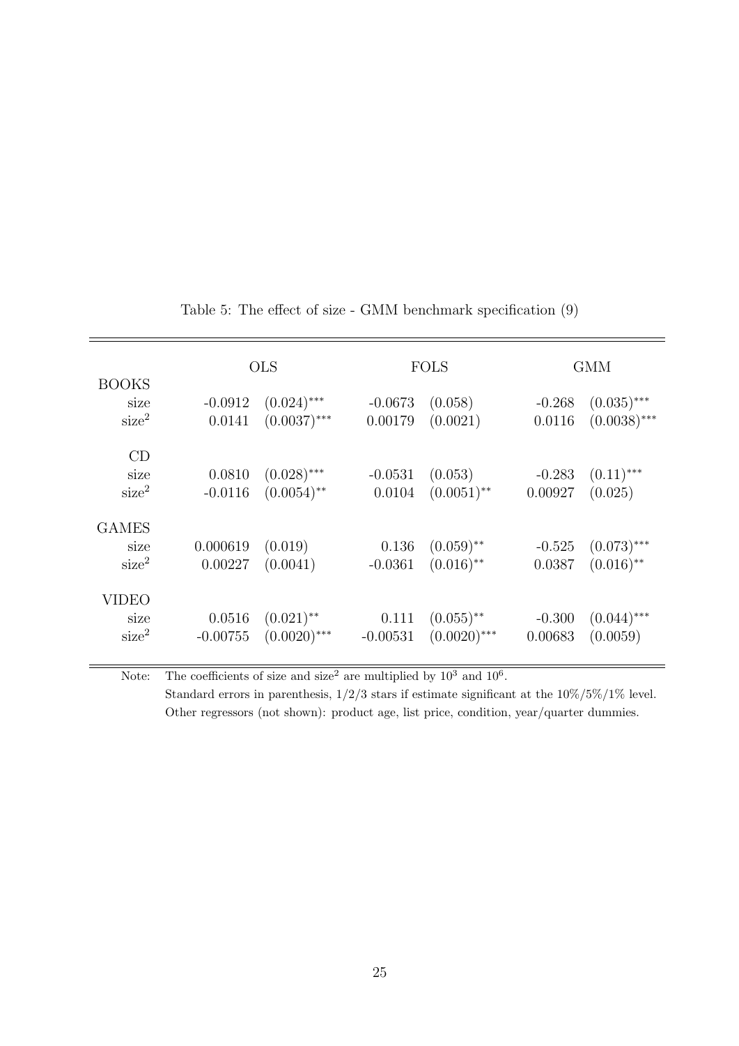Table 5: The effect of size - GMM benchmark specification (9)

| | OLS | | FOLS | | GMM | |
|---|---|---|---|---|---|---|
| BOOKS | | | | | | |
| size | -0.0912 | $(0.024)^{***}$ | -0.0673 | $(0.058)$ | -0.268 | $(0.035)^{***}$ |
| size$^2$ | 0.0141 | $(0.0037)^{***}$ | 0.00179 | $(0.0021)$ | 0.0116 | $(0.0038)^{***}$ |
| CD | | | | | | |
| size | 0.0810 | $(0.028)^{***}$ | -0.0531 | $(0.053)$ | -0.283 | $(0.11)^{***}$ |
| size$^2$ | -0.0116 | $(0.0054)^{**}$ | 0.0104 | $(0.0051)^{**}$ | 0.00927 | $(0.025)$ |
| GAMES | | | | | | |
| size | 0.000619 | $(0.019)$ | 0.136 | $(0.059)^{**}$ | -0.525 | $(0.073)^{***}$ |
| size$^2$ | 0.00227 | $(0.0041)$ | -0.0361 | $(0.016)^{**}$ | 0.0387 | $(0.016)^{**}$ |
| VIDEO | | | | | | |
| size | 0.0516 | $(0.021)^{**}$ | 0.111 | $(0.055)^{**}$ | -0.300 | $(0.044)^{***}$ |
| size$^2$ | -0.00755 | $(0.0020)^{***}$ | -0.00531 | $(0.0020)^{***}$ | 0.00683 | $(0.0059)$ |

Note: The coefficients of size and size$^2$ are multiplied by $10^3$ and $10^6$.
Standard errors in parenthesis, 1/2/3 stars if estimate significant at the 10%/5%/1% level.
Other regressors (not shown): product age, list price, condition, year/quarter dummies.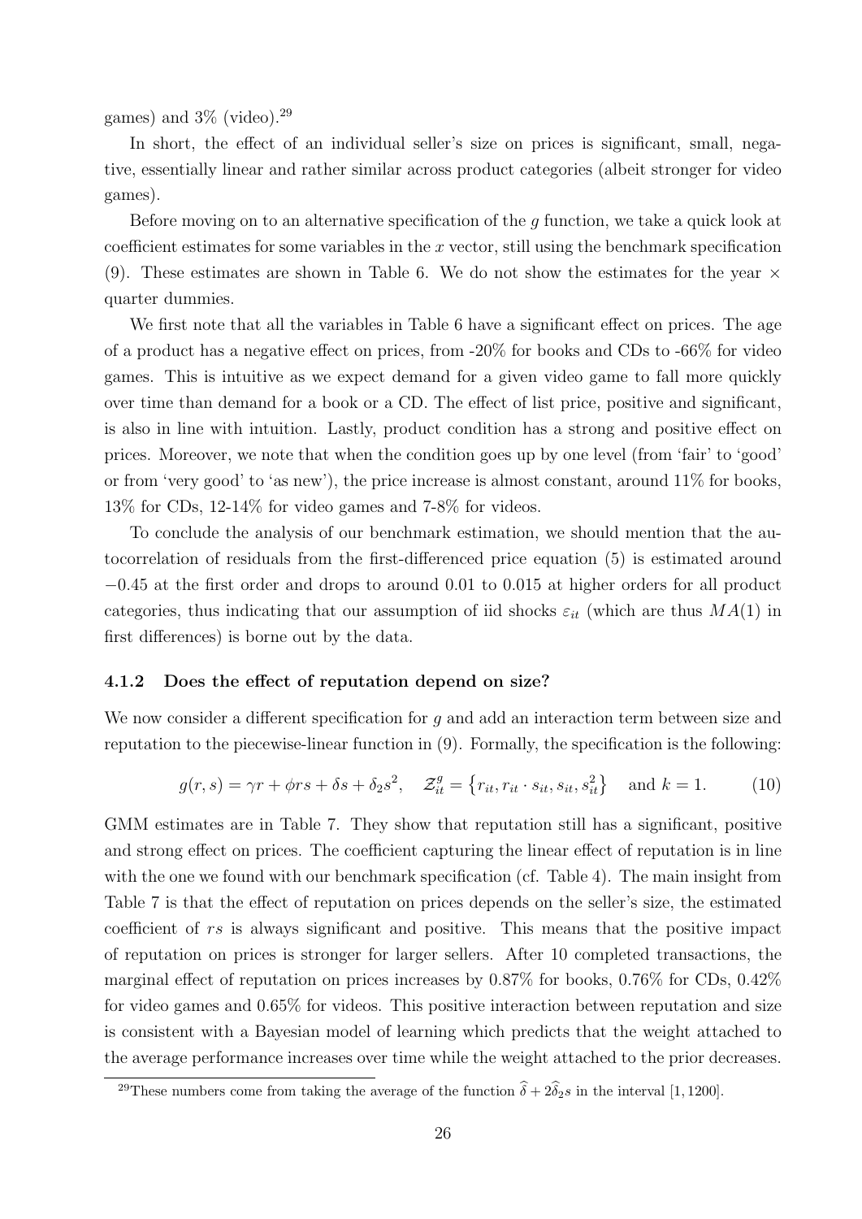games) and 3% (video).[29]

In short, the effect of an individual seller's size on prices is significant, small, negative, essentially linear and rather similar across product categories (albeit stronger for video games).

Before moving on to an alternative specification of the $g$ function, we take a quick look at coefficient estimates for some variables in the $x$ vector, still using the benchmark specification (9). These estimates are shown in Table 6. We do not show the estimates for the year $\times$ quarter dummies.

We first note that all the variables in Table 6 have a significant effect on prices. The age of a product has a negative effect on prices, from -20% for books and CDs to -66% for video games. This is intuitive as we expect demand for a given video game to fall more quickly over time than demand for a book or a CD. The effect of list price, positive and significant, is also in line with intuition. Lastly, product condition has a strong and positive effect on prices. Moreover, we note that when the condition goes up by one level (from 'fair' to 'good' or from 'very good' to 'as new'), the price increase is almost constant, around 11% for books, 13% for CDs, 12-14% for video games and 7-8% for videos.

To conclude the analysis of our benchmark estimation, we should mention that the autocorrelation of residuals from the first-differenced price equation (5) is estimated around $-0.45$ at the first order and drops to around 0.01 to 0.015 at higher orders for all product categories, thus indicating that our assumption of iid shocks $\varepsilon_{it}$ (which are thus $MA(1)$ in first differences) is borne out by the data.

### 4.1.2 Does the effect of reputation depend on size?

We now consider a different specification for $g$ and add an interaction term between size and reputation to the piecewise-linear function in (9). Formally, the specification is the following:

$$g(r,s) = \gamma r + \phi rs + \delta s + \delta_2 s^2, \quad \mathcal{Z}^g_{it} = \left\{r_{it}, r_{it}\cdot s_{it}, s_{it}, s^2_{it}\right\} \quad \text{and } k=1. \tag{10}$$

GMM estimates are in Table 7. They show that reputation still has a significant, positive and strong effect on prices. The coefficient capturing the linear effect of reputation is in line with the one we found with our benchmark specification (cf. Table 4). The main insight from Table 7 is that the effect of reputation on prices depends on the seller's size, the estimated coefficient of $rs$ is always significant and positive. This means that the positive impact of reputation on prices is stronger for larger sellers. After 10 completed transactions, the marginal effect of reputation on prices increases by 0.87% for books, 0.76% for CDs, 0.42% for video games and 0.65% for videos. This positive interaction between reputation and size is consistent with a Bayesian model of learning which predicts that the weight attached to the average performance increases over time while the weight attached to the prior decreases.

[29] These numbers come from taking the average of the function $\widehat{\delta} + 2\widehat{\delta}_2 s$ in the interval $[1, 1200]$.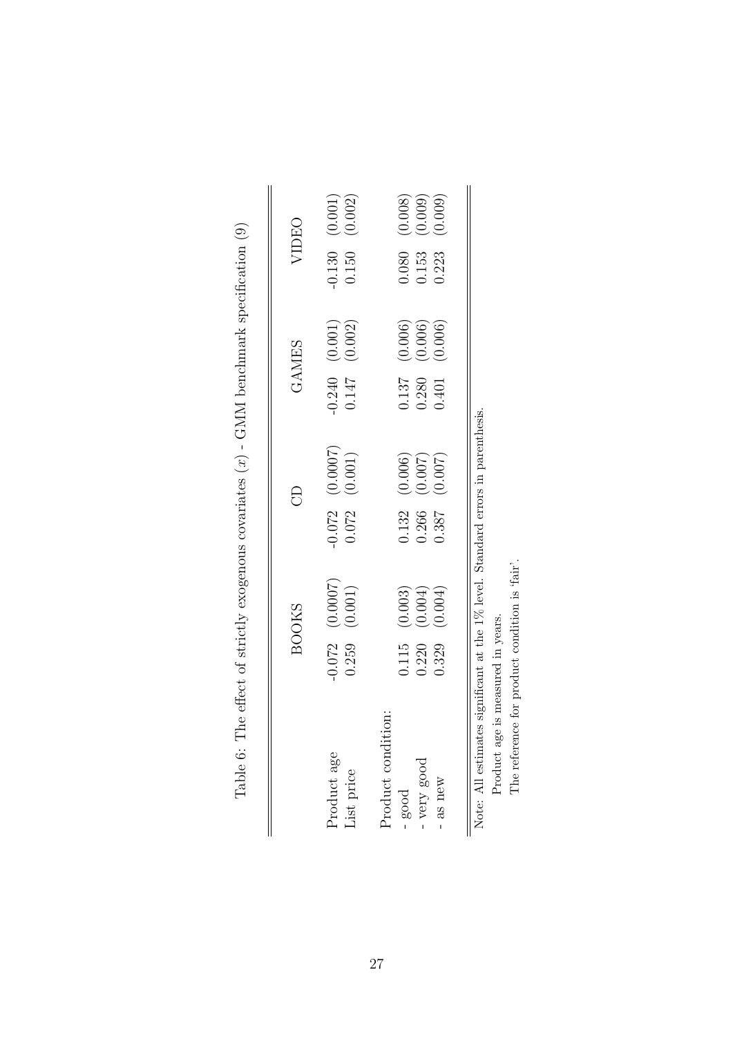Table 6: The effect of strictly exogenous covariates ($x$) - GMM benchmark specification (9)

| | BOOKS | | CD | | GAMES | | VIDEO | |
|---|---|---|---|---|---|---|---|---|
| Product age | -0.072 | (0.0007) | -0.072 | (0.0007) | -0.240 | (0.001) | -0.130 | (0.001) |
| List price | 0.259 | (0.001) | 0.072 | (0.001) | 0.147 | (0.002) | 0.150 | (0.002) |
| Product condition: | | | | | | | | |
| - good | 0.115 | (0.003) | 0.132 | (0.006) | 0.137 | (0.006) | 0.080 | (0.008) |
| - very good | 0.220 | (0.004) | 0.266 | (0.007) | 0.280 | (0.006) | 0.153 | (0.009) |
| - as new | 0.329 | (0.004) | 0.387 | (0.007) | 0.401 | (0.006) | 0.223 | (0.009) |

Note: All estimates significant at the 1% level. Standard errors in parenthesis.

Product age is measured in years.

The reference for product condition is 'fair'.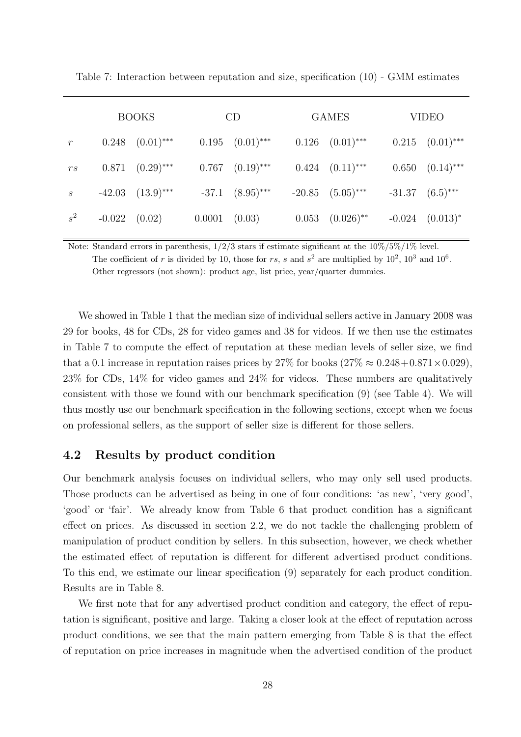Table 7: Interaction between reputation and size, specification (10) - GMM estimates

| | BOOKS | | CD | | GAMES | | VIDEO | |
|---|---|---|---|---|---|---|---|---|
| $r$ | 0.248 | $(0.01)^{***}$ | 0.195 | $(0.01)^{***}$ | 0.126 | $(0.01)^{***}$ | 0.215 | $(0.01)^{***}$ |
| $rs$ | 0.871 | $(0.29)^{***}$ | 0.767 | $(0.19)^{***}$ | 0.424 | $(0.11)^{***}$ | 0.650 | $(0.14)^{***}$ |
| $s$ | -42.03 | $(13.9)^{***}$ | -37.1 | $(8.95)^{***}$ | -20.85 | $(5.05)^{***}$ | -31.37 | $(6.5)^{***}$ |
| $s^2$ | -0.022 | (0.02) | 0.0001 | (0.03) | 0.053 | $(0.026)^{**}$ | -0.024 | $(0.013)^{*}$ |

Note: Standard errors in parenthesis, 1/2/3 stars if estimate significant at the 10%/5%/1% level.
The coefficient of $r$ is divided by 10, those for $rs$, $s$ and $s^2$ are multiplied by $10^2$, $10^3$ and $10^6$.
Other regressors (not shown): product age, list price, year/quarter dummies.

We showed in Table 1 that the median size of individual sellers active in January 2008 was 29 for books, 48 for CDs, 28 for video games and 38 for videos. If we then use the estimates in Table 7 to compute the effect of reputation at these median levels of seller size, we find that a 0.1 increase in reputation raises prices by 27% for books ($27\% \approx 0.248 + 0.871 \times 0.029$), 23% for CDs, 14% for video games and 24% for videos. These numbers are qualitatively consistent with those we found with our benchmark specification (9) (see Table 4). We will thus mostly use our benchmark specification in the following sections, except when we focus on professional sellers, as the support of seller size is different for those sellers.

## 4.2 Results by product condition

Our benchmark analysis focuses on individual sellers, who may only sell used products. Those products can be advertised as being in one of four conditions: 'as new', 'very good', 'good' or 'fair'. We already know from Table 6 that product condition has a significant effect on prices. As discussed in section 2.2, we do not tackle the challenging problem of manipulation of product condition by sellers. In this subsection, however, we check whether the estimated effect of reputation is different for different advertised product conditions. To this end, we estimate our linear specification (9) separately for each product condition. Results are in Table 8.

We first note that for any advertised product condition and category, the effect of reputation is significant, positive and large. Taking a closer look at the effect of reputation across product conditions, we see that the main pattern emerging from Table 8 is that the effect of reputation on price increases in magnitude when the advertised condition of the product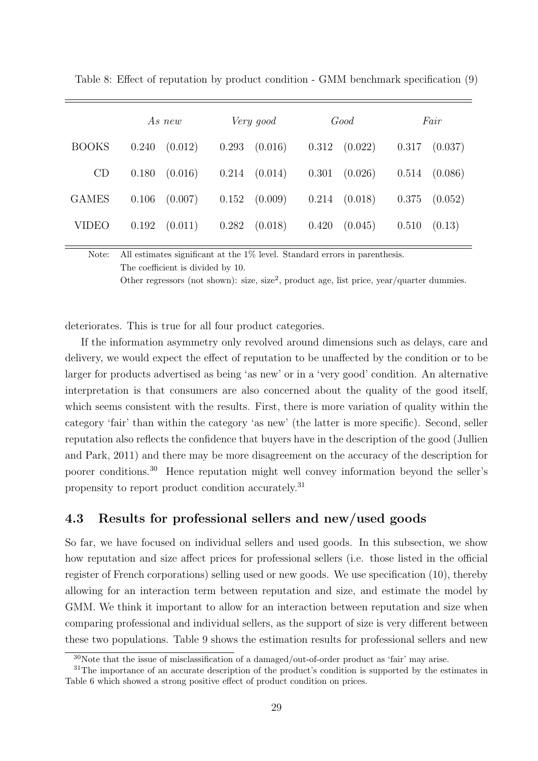Table 8: Effect of reputation by product condition - GMM benchmark specification (9)

| | *As new* | | *Very good* | | *Good* | | *Fair* | |
|---|---|---|---|---|---|---|---|---|
| BOOKS | 0.240 | (0.012) | 0.293 | (0.016) | 0.312 | (0.022) | 0.317 | (0.037) |
| CD | 0.180 | (0.016) | 0.214 | (0.014) | 0.301 | (0.026) | 0.514 | (0.086) |
| GAMES | 0.106 | (0.007) | 0.152 | (0.009) | 0.214 | (0.018) | 0.375 | (0.052) |
| VIDEO | 0.192 | (0.011) | 0.282 | (0.018) | 0.420 | (0.045) | 0.510 | (0.13) |

Note: All estimates significant at the 1% level. Standard errors in parenthesis.
The coefficient is divided by 10.
Other regressors (not shown): size, size$^2$, product age, list price, year/quarter dummies.

deteriorates. This is true for all four product categories.

If the information asymmetry only revolved around dimensions such as delays, care and delivery, we would expect the effect of reputation to be unaffected by the condition or to be larger for products advertised as being 'as new' or in a 'very good' condition. An alternative interpretation is that consumers are also concerned about the quality of the good itself, which seems consistent with the results. First, there is more variation of quality within the category 'fair' than within the category 'as new' (the latter is more specific). Second, seller reputation also reflects the confidence that buyers have in the description of the good (Jullien and Park, 2011) and there may be more disagreement on the accuracy of the description for poorer conditions.[30] Hence reputation might well convey information beyond the seller's propensity to report product condition accurately.[31]

## 4.3 Results for professional sellers and new/used goods

So far, we have focused on individual sellers and used goods. In this subsection, we show how reputation and size affect prices for professional sellers (i.e. those listed in the official register of French corporations) selling used or new goods. We use specification (10), thereby allowing for an interaction term between reputation and size, and estimate the model by GMM. We think it important to allow for an interaction between reputation and size when comparing professional and individual sellers, as the support of size is very different between these two populations. Table 9 shows the estimation results for professional sellers and new

[30] Note that the issue of misclassification of a damaged/out-of-order product as 'fair' may arise.

[31] The importance of an accurate description of the product's condition is supported by the estimates in Table 6 which showed a strong positive effect of product condition on prices.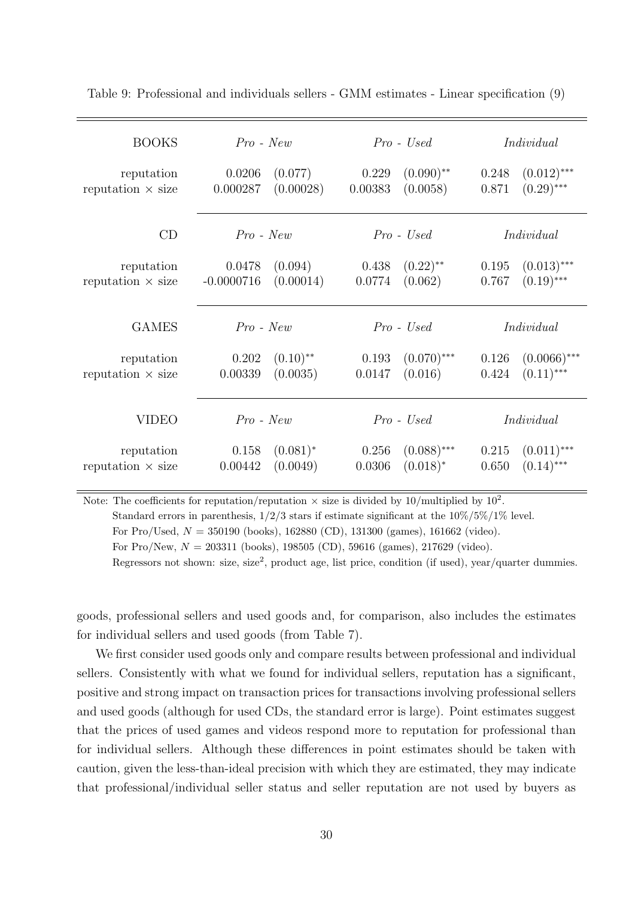Table 9: Professional and individuals sellers - GMM estimates - Linear specification (9)

| BOOKS | *Pro - New* | | *Pro - Used* | | *Individual* | |
|---|---|---|---|---|---|---|
| reputation | 0.0206 | (0.077) | 0.229 | $(0.090)^{**}$ | 0.248 | $(0.012)^{***}$ |
| reputation × size | 0.000287 | (0.00028) | 0.00383 | (0.0058) | 0.871 | $(0.29)^{***}$ |
| **CD** | *Pro - New* | | *Pro - Used* | | *Individual* | |
| reputation | 0.0478 | (0.094) | 0.438 | $(0.22)^{**}$ | 0.195 | $(0.013)^{***}$ |
| reputation × size | -0.0000716 | (0.00014) | 0.0774 | (0.062) | 0.767 | $(0.19)^{***}$ |
| **GAMES** | *Pro - New* | | *Pro - Used* | | *Individual* | |
| reputation | 0.202 | $(0.10)^{**}$ | 0.193 | $(0.070)^{***}$ | 0.126 | $(0.0066)^{***}$ |
| reputation × size | 0.00339 | (0.0035) | 0.0147 | (0.016) | 0.424 | $(0.11)^{***}$ |
| **VIDEO** | *Pro - New* | | *Pro - Used* | | *Individual* | |
| reputation | 0.158 | $(0.081)^{*}$ | 0.256 | $(0.088)^{***}$ | 0.215 | $(0.011)^{***}$ |
| reputation × size | 0.00442 | (0.0049) | 0.0306 | $(0.018)^{*}$ | 0.650 | $(0.14)^{***}$ |

Note: The coefficients for reputation/reputation × size is divided by 10/multiplied by $10^2$.
Standard errors in parenthesis, 1/2/3 stars if estimate significant at the 10%/5%/1% level.
For Pro/Used, $N = 350190$ (books), 162880 (CD), 131300 (games), 161662 (video).
For Pro/New, $N = 203311$ (books), 198505 (CD), 59616 (games), 217629 (video).
Regressors not shown: size, size$^2$, product age, list price, condition (if used), year/quarter dummies.

goods, professional sellers and used goods and, for comparison, also includes the estimates for individual sellers and used goods (from Table 7).

We first consider used goods only and compare results between professional and individual sellers. Consistently with what we found for individual sellers, reputation has a significant, positive and strong impact on transaction prices for transactions involving professional sellers and used goods (although for used CDs, the standard error is large). Point estimates suggest that the prices of used games and videos respond more to reputation for professional than for individual sellers. Although these differences in point estimates should be taken with caution, given the less-than-ideal precision with which they are estimated, they may indicate that professional/individual seller status and seller reputation are not used by buyers as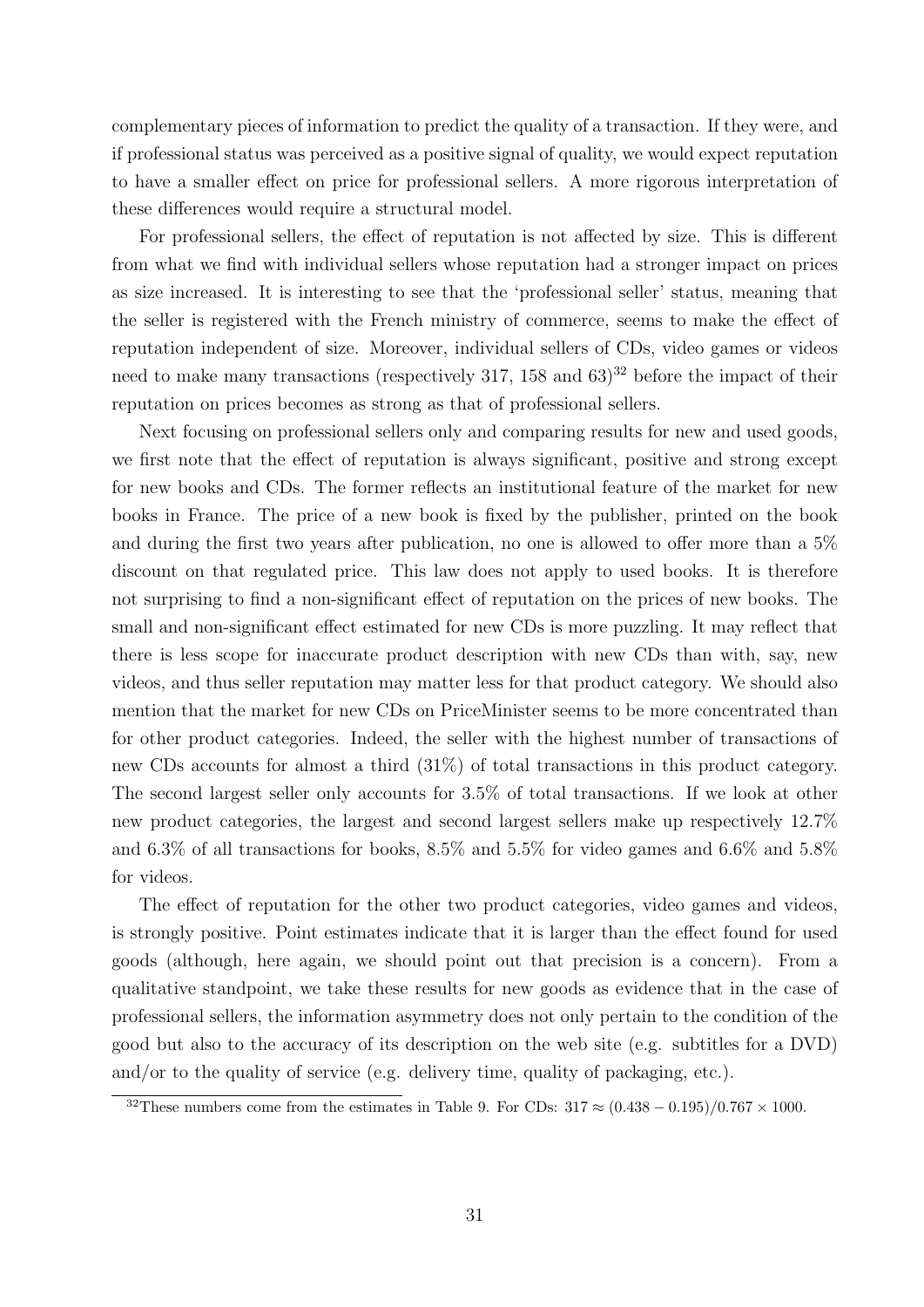complementary pieces of information to predict the quality of a transaction. If they were, and if professional status was perceived as a positive signal of quality, we would expect reputation to have a smaller effect on price for professional sellers. A more rigorous interpretation of these differences would require a structural model.

For professional sellers, the effect of reputation is not affected by size. This is different from what we find with individual sellers whose reputation had a stronger impact on prices as size increased. It is interesting to see that the 'professional seller' status, meaning that the seller is registered with the French ministry of commerce, seems to make the effect of reputation independent of size. Moreover, individual sellers of CDs, video games or videos need to make many transactions (respectively 317, 158 and 63)[32] before the impact of their reputation on prices becomes as strong as that of professional sellers.

Next focusing on professional sellers only and comparing results for new and used goods, we first note that the effect of reputation is always significant, positive and strong except for new books and CDs. The former reflects an institutional feature of the market for new books in France. The price of a new book is fixed by the publisher, printed on the book and during the first two years after publication, no one is allowed to offer more than a 5% discount on that regulated price. This law does not apply to used books. It is therefore not surprising to find a non-significant effect of reputation on the prices of new books. The small and non-significant effect estimated for new CDs is more puzzling. It may reflect that there is less scope for inaccurate product description with new CDs than with, say, new videos, and thus seller reputation may matter less for that product category. We should also mention that the market for new CDs on PriceMinister seems to be more concentrated than for other product categories. Indeed, the seller with the highest number of transactions of new CDs accounts for almost a third (31%) of total transactions in this product category. The second largest seller only accounts for 3.5% of total transactions. If we look at other new product categories, the largest and second largest sellers make up respectively 12.7% and 6.3% of all transactions for books, 8.5% and 5.5% for video games and 6.6% and 5.8% for videos.

The effect of reputation for the other two product categories, video games and videos, is strongly positive. Point estimates indicate that it is larger than the effect found for used goods (although, here again, we should point out that precision is a concern). From a qualitative standpoint, we take these results for new goods as evidence that in the case of professional sellers, the information asymmetry does not only pertain to the condition of the good but also to the accuracy of its description on the web site (e.g. subtitles for a DVD) and/or to the quality of service (e.g. delivery time, quality of packaging, etc.).

[32]These numbers come from the estimates in Table 9. For CDs: $317 \approx (0.438 - 0.195)/0.767 \times 1000$.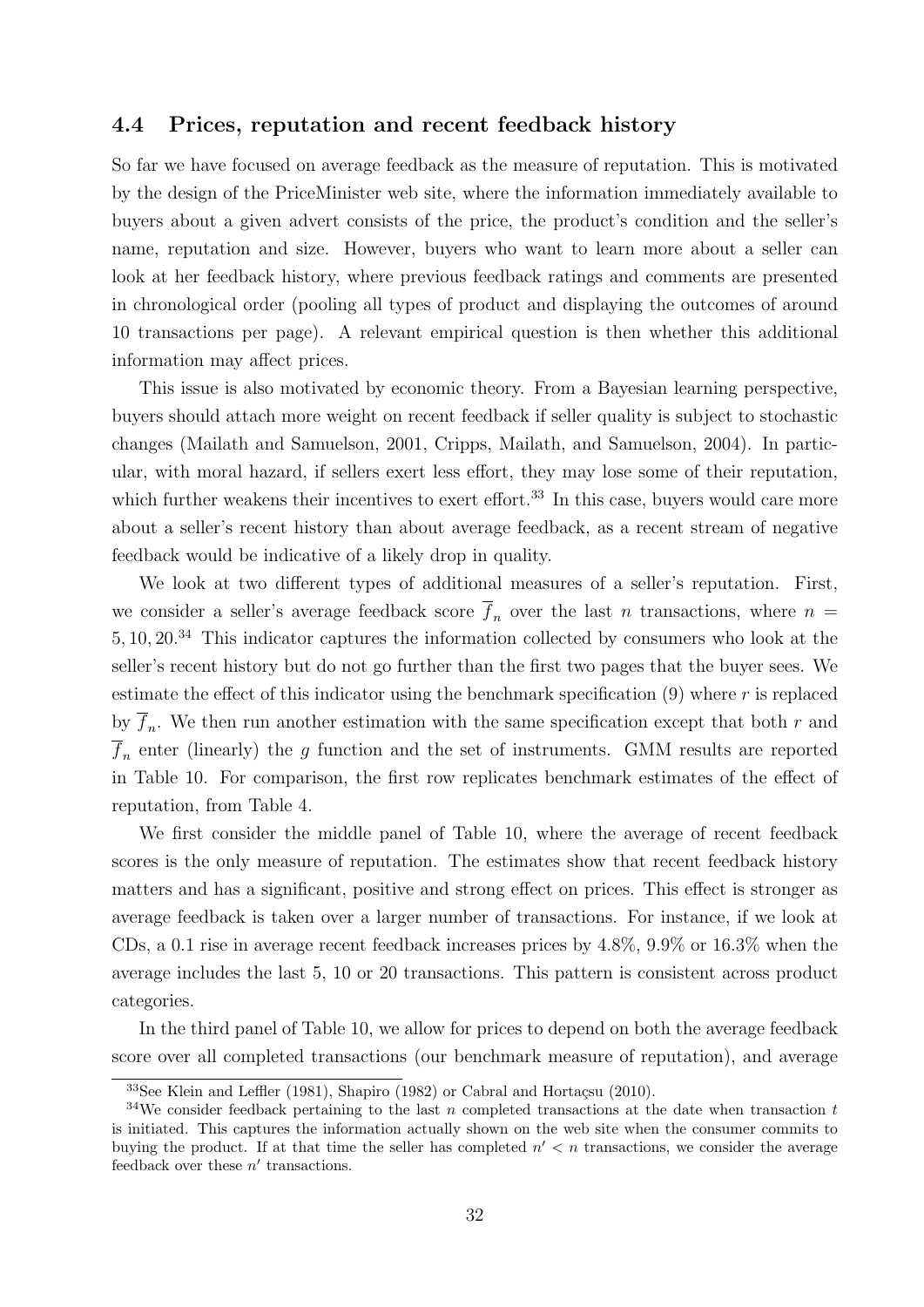### 4.4 Prices, reputation and recent feedback history

So far we have focused on average feedback as the measure of reputation. This is motivated by the design of the PriceMinister web site, where the information immediately available to buyers about a given advert consists of the price, the product's condition and the seller's name, reputation and size. However, buyers who want to learn more about a seller can look at her feedback history, where previous feedback ratings and comments are presented in chronological order (pooling all types of product and displaying the outcomes of around 10 transactions per page). A relevant empirical question is then whether this additional information may affect prices.

This issue is also motivated by economic theory. From a Bayesian learning perspective, buyers should attach more weight on recent feedback if seller quality is subject to stochastic changes (Mailath and Samuelson, 2001, Cripps, Mailath, and Samuelson, 2004). In particular, with moral hazard, if sellers exert less effort, they may lose some of their reputation, which further weakens their incentives to exert effort.[33] In this case, buyers would care more about a seller's recent history than about average feedback, as a recent stream of negative feedback would be indicative of a likely drop in quality.

We look at two different types of additional measures of a seller's reputation. First, we consider a seller's average feedback score $\overline{f}_n$ over the last $n$ transactions, where $n = 5, 10, 20$.[34] This indicator captures the information collected by consumers who look at the seller's recent history but do not go further than the first two pages that the buyer sees. We estimate the effect of this indicator using the benchmark specification (9) where $r$ is replaced by $\overline{f}_n$. We then run another estimation with the same specification except that both $r$ and $\overline{f}_n$ enter (linearly) the $g$ function and the set of instruments. GMM results are reported in Table 10. For comparison, the first row replicates benchmark estimates of the effect of reputation, from Table 4.

We first consider the middle panel of Table 10, where the average of recent feedback scores is the only measure of reputation. The estimates show that recent feedback history matters and has a significant, positive and strong effect on prices. This effect is stronger as average feedback is taken over a larger number of transactions. For instance, if we look at CDs, a 0.1 rise in average recent feedback increases prices by 4.8%, 9.9% or 16.3% when the average includes the last 5, 10 or 20 transactions. This pattern is consistent across product categories.

In the third panel of Table 10, we allow for prices to depend on both the average feedback score over all completed transactions (our benchmark measure of reputation), and average

[33] See Klein and Leffler (1981), Shapiro (1982) or Cabral and Hortaçsu (2010).

[34] We consider feedback pertaining to the last $n$ completed transactions at the date when transaction $t$ is initiated. This captures the information actually shown on the web site when the consumer commits to buying the product. If at that time the seller has completed $n' < n$ transactions, we consider the average feedback over these $n'$ transactions.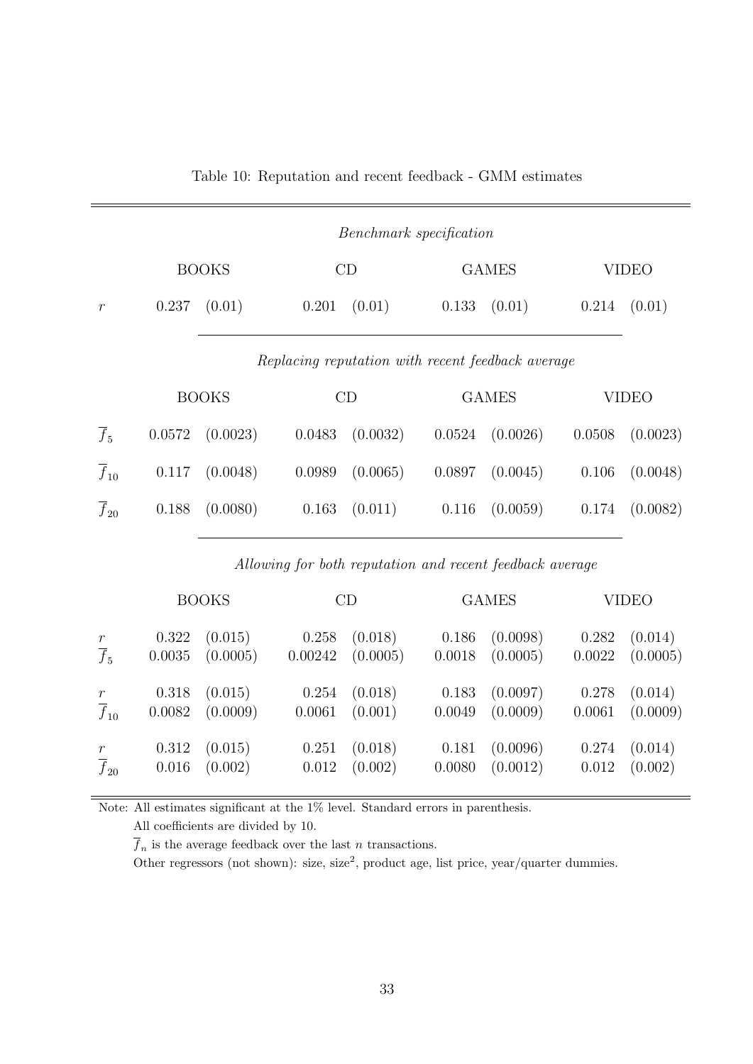Table 10: Reputation and recent feedback - GMM estimates

| | *Benchmark specification* | | | | | | | |
|---|---|---|---|---|---|---|---|---|
| | BOOKS | | CD | | GAMES | | VIDEO | |
| $r$ | 0.237 | (0.01) | 0.201 | (0.01) | 0.133 | (0.01) | 0.214 | (0.01) |
| | *Replacing reputation with recent feedback average* | | | | | | | |
| | BOOKS | | CD | | GAMES | | VIDEO | |
| $\overline{f}_5$ | 0.0572 | (0.0023) | 0.0483 | (0.0032) | 0.0524 | (0.0026) | 0.0508 | (0.0023) |
| $\overline{f}_{10}$ | 0.117 | (0.0048) | 0.0989 | (0.0065) | 0.0897 | (0.0045) | 0.106 | (0.0048) |
| $\overline{f}_{20}$ | 0.188 | (0.0080) | 0.163 | (0.011) | 0.116 | (0.0059) | 0.174 | (0.0082) |
| | *Allowing for both reputation and recent feedback average* | | | | | | | |
| | BOOKS | | CD | | GAMES | | VIDEO | |
| $r$ | 0.322 | (0.015) | 0.258 | (0.018) | 0.186 | (0.0098) | 0.282 | (0.014) |
| $\overline{f}_5$ | 0.0035 | (0.0005) | 0.00242 | (0.0005) | 0.0018 | (0.0005) | 0.0022 | (0.0005) |
| $r$ | 0.318 | (0.015) | 0.254 | (0.018) | 0.183 | (0.0097) | 0.278 | (0.014) |
| $\overline{f}_{10}$ | 0.0082 | (0.0009) | 0.0061 | (0.001) | 0.0049 | (0.0009) | 0.0061 | (0.0009) |
| $r$ | 0.312 | (0.015) | 0.251 | (0.018) | 0.181 | (0.0096) | 0.274 | (0.014) |
| $\overline{f}_{20}$ | 0.016 | (0.002) | 0.012 | (0.002) | 0.0080 | (0.0012) | 0.012 | (0.002) |

Note: All estimates significant at the 1% level. Standard errors in parenthesis.

All coefficients are divided by 10.

$\overline{f}_n$ is the average feedback over the last $n$ transactions.

Other regressors (not shown): size, size$^2$, product age, list price, year/quarter dummies.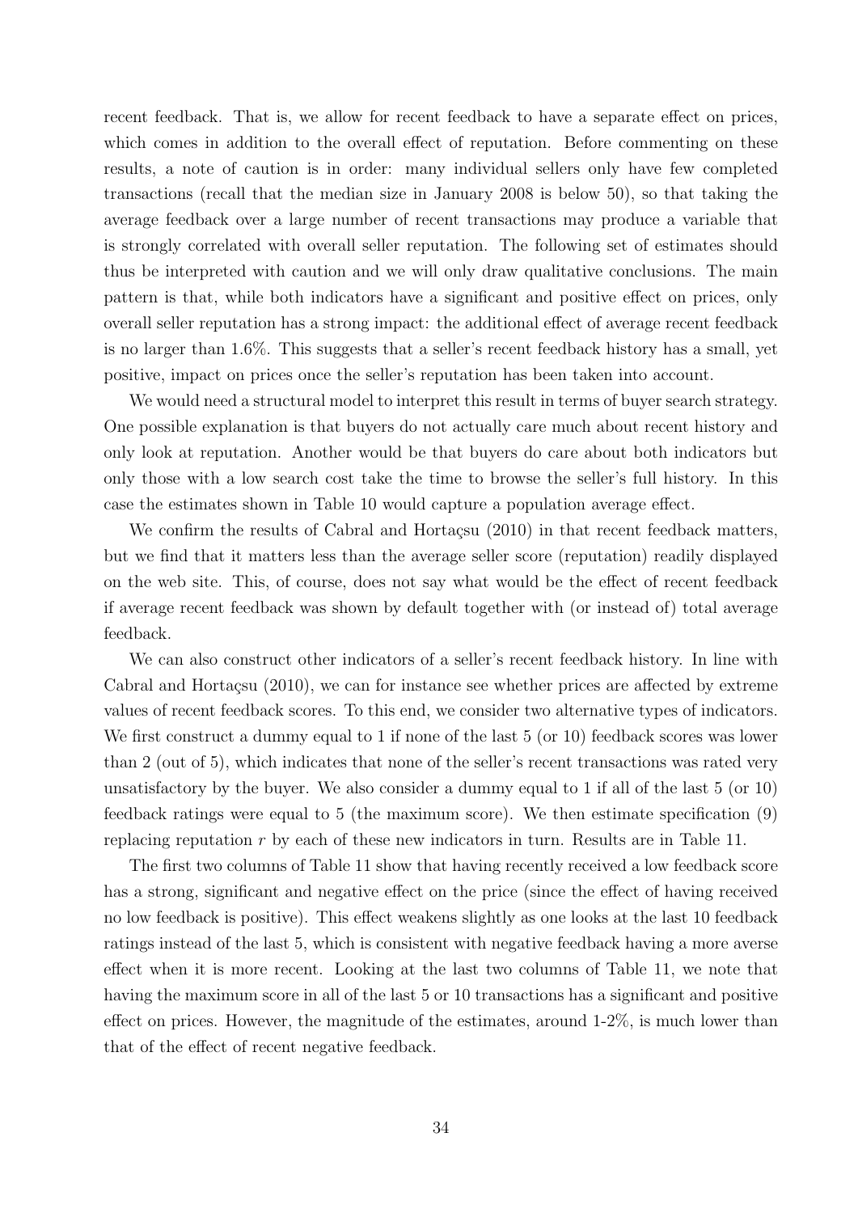recent feedback. That is, we allow for recent feedback to have a separate effect on prices, which comes in addition to the overall effect of reputation. Before commenting on these results, a note of caution is in order: many individual sellers only have few completed transactions (recall that the median size in January 2008 is below 50), so that taking the average feedback over a large number of recent transactions may produce a variable that is strongly correlated with overall seller reputation. The following set of estimates should thus be interpreted with caution and we will only draw qualitative conclusions. The main pattern is that, while both indicators have a significant and positive effect on prices, only overall seller reputation has a strong impact: the additional effect of average recent feedback is no larger than 1.6%. This suggests that a seller's recent feedback history has a small, yet positive, impact on prices once the seller's reputation has been taken into account.

We would need a structural model to interpret this result in terms of buyer search strategy. One possible explanation is that buyers do not actually care much about recent history and only look at reputation. Another would be that buyers do care about both indicators but only those with a low search cost take the time to browse the seller's full history. In this case the estimates shown in Table 10 would capture a population average effect.

We confirm the results of Cabral and Hortaçsu (2010) in that recent feedback matters, but we find that it matters less than the average seller score (reputation) readily displayed on the web site. This, of course, does not say what would be the effect of recent feedback if average recent feedback was shown by default together with (or instead of) total average feedback.

We can also construct other indicators of a seller's recent feedback history. In line with Cabral and Hortaçsu (2010), we can for instance see whether prices are affected by extreme values of recent feedback scores. To this end, we consider two alternative types of indicators. We first construct a dummy equal to 1 if none of the last 5 (or 10) feedback scores was lower than 2 (out of 5), which indicates that none of the seller's recent transactions was rated very unsatisfactory by the buyer. We also consider a dummy equal to 1 if all of the last 5 (or 10) feedback ratings were equal to 5 (the maximum score). We then estimate specification (9) replacing reputation $r$ by each of these new indicators in turn. Results are in Table 11.

The first two columns of Table 11 show that having recently received a low feedback score has a strong, significant and negative effect on the price (since the effect of having received no low feedback is positive). This effect weakens slightly as one looks at the last 10 feedback ratings instead of the last 5, which is consistent with negative feedback having a more averse effect when it is more recent. Looking at the last two columns of Table 11, we note that having the maximum score in all of the last 5 or 10 transactions has a significant and positive effect on prices. However, the magnitude of the estimates, around 1-2%, is much lower than that of the effect of recent negative feedback.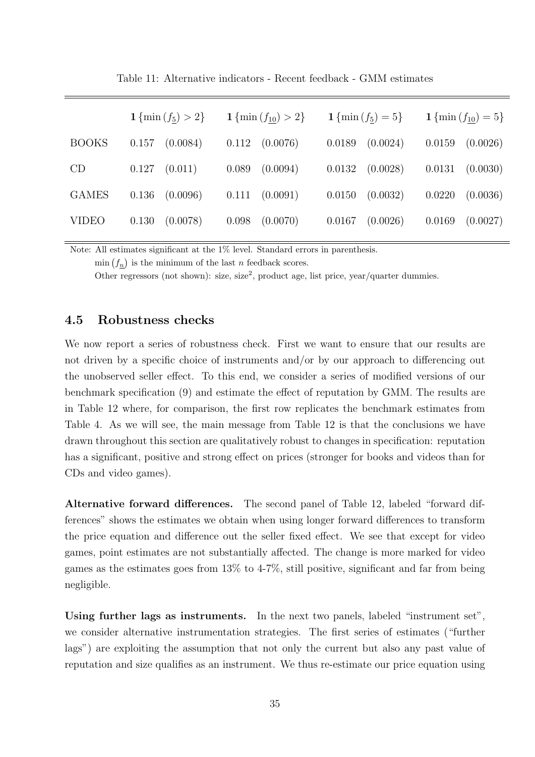Table 11: Alternative indicators - Recent feedback - GMM estimates

| | $\mathbf{1}\{\min(f_{\underline{5}}) > 2\}$ | | $\mathbf{1}\{\min(f_{\underline{10}}) > 2\}$ | | $\mathbf{1}\{\min(f_{\underline{5}}) = 5\}$ | | $\mathbf{1}\{\min(f_{\underline{10}}) = 5\}$ | |
|---|---|---|---|---|---|---|---|---|
| BOOKS | 0.157 | (0.0084) | 0.112 | (0.0076) | 0.0189 | (0.0024) | 0.0159 | (0.0026) |
| CD | 0.127 | (0.011) | 0.089 | (0.0094) | 0.0132 | (0.0028) | 0.0131 | (0.0030) |
| GAMES | 0.136 | (0.0096) | 0.111 | (0.0091) | 0.0150 | (0.0032) | 0.0220 | (0.0036) |
| VIDEO | 0.130 | (0.0078) | 0.098 | (0.0070) | 0.0167 | (0.0026) | 0.0169 | (0.0027) |

Note: All estimates significant at the 1% level. Standard errors in parenthesis.
$\min(f_{\underline{n}})$ is the minimum of the last $n$ feedback scores.
Other regressors (not shown): size, size$^2$, product age, list price, year/quarter dummies.

### 4.5 Robustness checks

We now report a series of robustness check. First we want to ensure that our results are not driven by a specific choice of instruments and/or by our approach to differencing out the unobserved seller effect. To this end, we consider a series of modified versions of our benchmark specification (9) and estimate the effect of reputation by GMM. The results are in Table 12 where, for comparison, the first row replicates the benchmark estimates from Table 4. As we will see, the main message from Table 12 is that the conclusions we have drawn throughout this section are qualitatively robust to changes in specification: reputation has a significant, positive and strong effect on prices (stronger for books and videos than for CDs and video games).

**Alternative forward differences.** The second panel of Table 12, labeled "forward differences" shows the estimates we obtain when using longer forward differences to transform the price equation and difference out the seller fixed effect. We see that except for video games, point estimates are not substantially affected. The change is more marked for video games as the estimates goes from 13% to 4-7%, still positive, significant and far from being negligible.

**Using further lags as instruments.** In the next two panels, labeled "instrument set", we consider alternative instrumentation strategies. The first series of estimates ("further lags") are exploiting the assumption that not only the current but also any past value of reputation and size qualifies as an instrument. We thus re-estimate our price equation using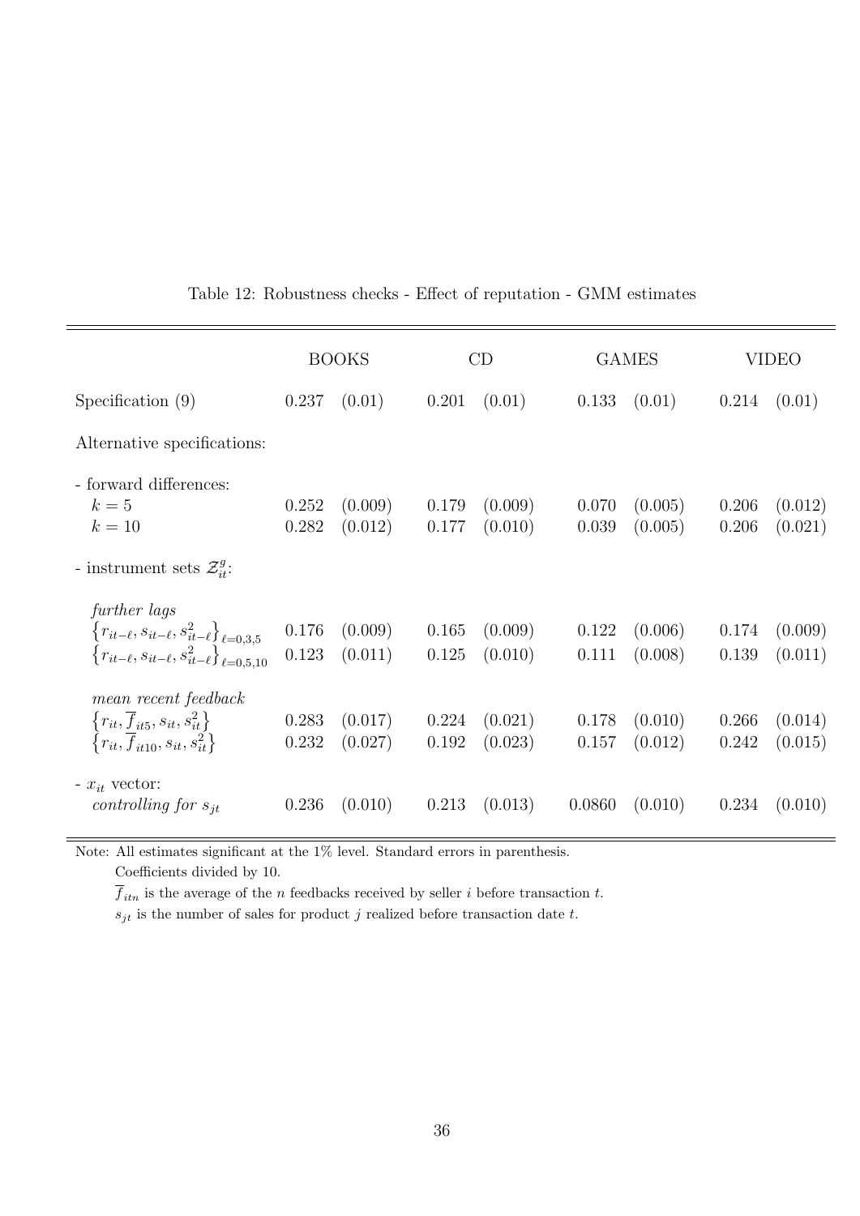Table 12: Robustness checks - Effect of reputation - GMM estimates

| | BOOKS | | CD | | GAMES | | VIDEO | |
|---|---|---|---|---|---|---|---|---|
| Specification (9) | 0.237 | (0.01) | 0.201 | (0.01) | 0.133 | (0.01) | 0.214 | (0.01) |
| Alternative specifications: | | | | | | | | |
| - forward differences: | | | | | | | | |
| $k = 5$ | 0.252 | (0.009) | 0.179 | (0.009) | 0.070 | (0.005) | 0.206 | (0.012) |
| $k = 10$ | 0.282 | (0.012) | 0.177 | (0.010) | 0.039 | (0.005) | 0.206 | (0.021) |
| - instrument sets $\mathcal{Z}_{it}^{g}$: | | | | | | | | |
| *further lags* | | | | | | | | |
| $\left\{r_{it-\ell}, s_{it-\ell}, s_{it-\ell}^2\right\}_{\ell=0,3,5}$ | 0.176 | (0.009) | 0.165 | (0.009) | 0.122 | (0.006) | 0.174 | (0.009) |
| $\left\{r_{it-\ell}, s_{it-\ell}, s_{it-\ell}^2\right\}_{\ell=0,5,10}$ | 0.123 | (0.011) | 0.125 | (0.010) | 0.111 | (0.008) | 0.139 | (0.011) |
| *mean recent feedback* | | | | | | | | |
| $\left\{r_{it}, \overline{f}_{it5}, s_{it}, s_{it}^2\right\}$ | 0.283 | (0.017) | 0.224 | (0.021) | 0.178 | (0.010) | 0.266 | (0.014) |
| $\left\{r_{it}, \overline{f}_{it10}, s_{it}, s_{it}^2\right\}$ | 0.232 | (0.027) | 0.192 | (0.023) | 0.157 | (0.012) | 0.242 | (0.015) |
| - $x_{it}$ vector: | | | | | | | | |
| *controlling for* $s_{jt}$ | 0.236 | (0.010) | 0.213 | (0.013) | 0.0860 | (0.010) | 0.234 | (0.010) |

Note: All estimates significant at the 1% level. Standard errors in parenthesis.

Coefficients divided by 10.

$\overline{f}_{itn}$ is the average of the $n$ feedbacks received by seller $i$ before transaction $t$.

$s_{jt}$ is the number of sales for product $j$ realized before transaction date $t$.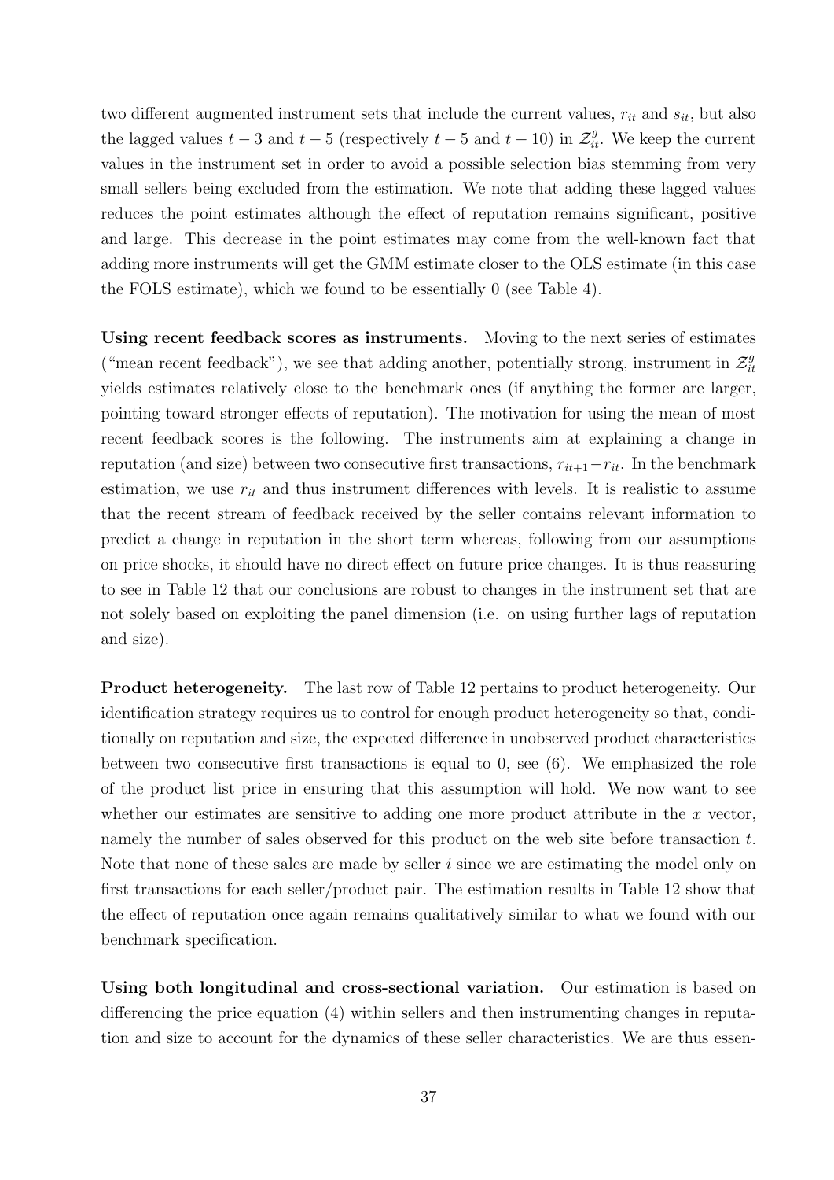two different augmented instrument sets that include the current values, $r_{it}$ and $s_{it}$, but also the lagged values $t-3$ and $t-5$ (respectively $t-5$ and $t-10$) in $\mathcal{Z}^g_{it}$. We keep the current values in the instrument set in order to avoid a possible selection bias stemming from very small sellers being excluded from the estimation. We note that adding these lagged values reduces the point estimates although the effect of reputation remains significant, positive and large. This decrease in the point estimates may come from the well-known fact that adding more instruments will get the GMM estimate closer to the OLS estimate (in this case the FOLS estimate), which we found to be essentially 0 (see Table 4).

**Using recent feedback scores as instruments.** Moving to the next series of estimates ("mean recent feedback"), we see that adding another, potentially strong, instrument in $\mathcal{Z}^g_{it}$ yields estimates relatively close to the benchmark ones (if anything the former are larger, pointing toward stronger effects of reputation). The motivation for using the mean of most recent feedback scores is the following. The instruments aim at explaining a change in reputation (and size) between two consecutive first transactions, $r_{it+1} - r_{it}$. In the benchmark estimation, we use $r_{it}$ and thus instrument differences with levels. It is realistic to assume that the recent stream of feedback received by the seller contains relevant information to predict a change in reputation in the short term whereas, following from our assumptions on price shocks, it should have no direct effect on future price changes. It is thus reassuring to see in Table 12 that our conclusions are robust to changes in the instrument set that are not solely based on exploiting the panel dimension (i.e. on using further lags of reputation and size).

**Product heterogeneity.** The last row of Table 12 pertains to product heterogeneity. Our identification strategy requires us to control for enough product heterogeneity so that, conditionally on reputation and size, the expected difference in unobserved product characteristics between two consecutive first transactions is equal to 0, see (6). We emphasized the role of the product list price in ensuring that this assumption will hold. We now want to see whether our estimates are sensitive to adding one more product attribute in the $x$ vector, namely the number of sales observed for this product on the web site before transaction $t$. Note that none of these sales are made by seller $i$ since we are estimating the model only on first transactions for each seller/product pair. The estimation results in Table 12 show that the effect of reputation once again remains qualitatively similar to what we found with our benchmark specification.

**Using both longitudinal and cross-sectional variation.** Our estimation is based on differencing the price equation (4) within sellers and then instrumenting changes in reputation and size to account for the dynamics of these seller characteristics. We are thus essen-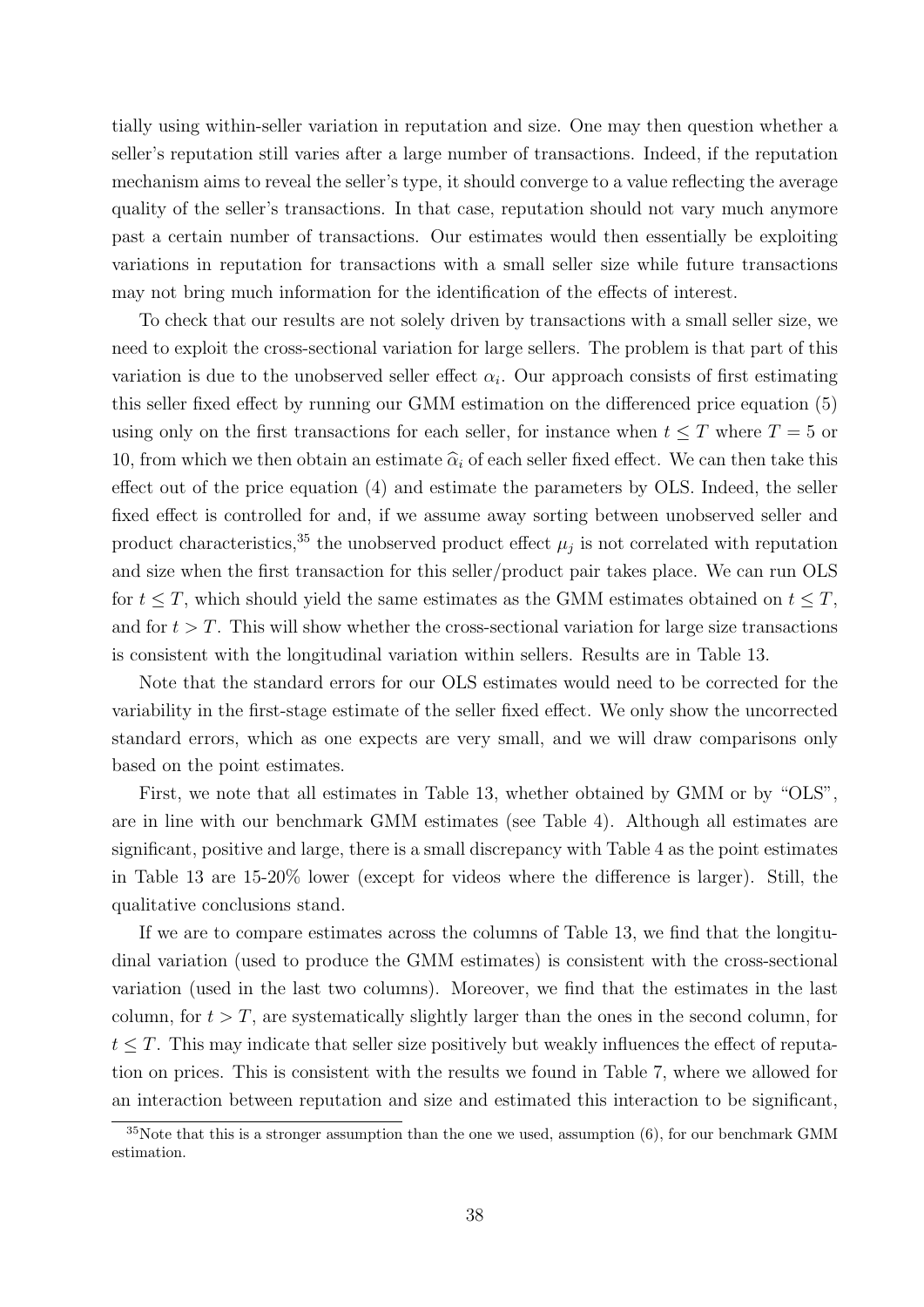tially using within-seller variation in reputation and size. One may then question whether a seller's reputation still varies after a large number of transactions. Indeed, if the reputation mechanism aims to reveal the seller's type, it should converge to a value reflecting the average quality of the seller's transactions. In that case, reputation should not vary much anymore past a certain number of transactions. Our estimates would then essentially be exploiting variations in reputation for transactions with a small seller size while future transactions may not bring much information for the identification of the effects of interest.

To check that our results are not solely driven by transactions with a small seller size, we need to exploit the cross-sectional variation for large sellers. The problem is that part of this variation is due to the unobserved seller effect $\alpha_i$. Our approach consists of first estimating this seller fixed effect by running our GMM estimation on the differenced price equation (5) using only on the first transactions for each seller, for instance when $t \leq T$ where $T = 5$ or 10, from which we then obtain an estimate $\widehat{\alpha}_i$ of each seller fixed effect. We can then take this effect out of the price equation (4) and estimate the parameters by OLS. Indeed, the seller fixed effect is controlled for and, if we assume away sorting between unobserved seller and product characteristics,[35] the unobserved product effect $\mu_j$ is not correlated with reputation and size when the first transaction for this seller/product pair takes place. We can run OLS for $t \leq T$, which should yield the same estimates as the GMM estimates obtained on $t \leq T$, and for $t > T$. This will show whether the cross-sectional variation for large size transactions is consistent with the longitudinal variation within sellers. Results are in Table 13.

Note that the standard errors for our OLS estimates would need to be corrected for the variability in the first-stage estimate of the seller fixed effect. We only show the uncorrected standard errors, which as one expects are very small, and we will draw comparisons only based on the point estimates.

First, we note that all estimates in Table 13, whether obtained by GMM or by "OLS", are in line with our benchmark GMM estimates (see Table 4). Although all estimates are significant, positive and large, there is a small discrepancy with Table 4 as the point estimates in Table 13 are 15-20% lower (except for videos where the difference is larger). Still, the qualitative conclusions stand.

If we are to compare estimates across the columns of Table 13, we find that the longitudinal variation (used to produce the GMM estimates) is consistent with the cross-sectional variation (used in the last two columns). Moreover, we find that the estimates in the last column, for $t > T$, are systematically slightly larger than the ones in the second column, for $t \leq T$. This may indicate that seller size positively but weakly influences the effect of reputation on prices. This is consistent with the results we found in Table 7, where we allowed for an interaction between reputation and size and estimated this interaction to be significant,

[35] Note that this is a stronger assumption than the one we used, assumption (6), for our benchmark GMM estimation.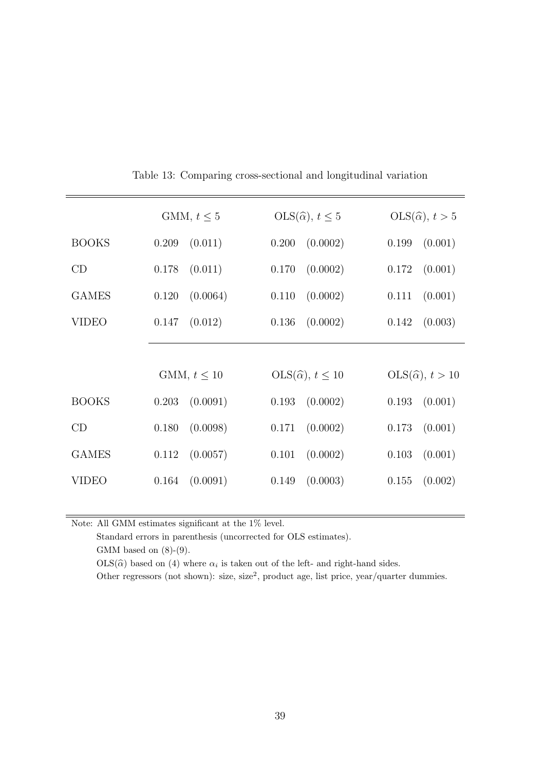Table 13: Comparing cross-sectional and longitudinal variation

| | GMM, $t \leq 5$ | | OLS($\widehat{\alpha}$), $t \leq 5$ | | OLS($\widehat{\alpha}$), $t > 5$ | |
|---|---|---|---|---|---|---|
| BOOKS | 0.209 | (0.011) | 0.200 | (0.0002) | 0.199 | (0.001) |
| CD | 0.178 | (0.011) | 0.170 | (0.0002) | 0.172 | (0.001) |
| GAMES | 0.120 | (0.0064) | 0.110 | (0.0002) | 0.111 | (0.001) |
| VIDEO | 0.147 | (0.012) | 0.136 | (0.0002) | 0.142 | (0.003) |
| | GMM, $t \leq 10$ | | OLS($\widehat{\alpha}$), $t \leq 10$ | | OLS($\widehat{\alpha}$), $t > 10$ | |
| BOOKS | 0.203 | (0.0091) | 0.193 | (0.0002) | 0.193 | (0.001) |
| CD | 0.180 | (0.0098) | 0.171 | (0.0002) | 0.173 | (0.001) |
| GAMES | 0.112 | (0.0057) | 0.101 | (0.0002) | 0.103 | (0.001) |
| VIDEO | 0.164 | (0.0091) | 0.149 | (0.0003) | 0.155 | (0.002) |

Note: All GMM estimates significant at the 1% level.

Standard errors in parenthesis (uncorrected for OLS estimates).

GMM based on (8)-(9).

OLS($\widehat{\alpha}$) based on (4) where $\alpha_i$ is taken out of the left- and right-hand sides.

Other regressors (not shown): size, size$^2$, product age, list price, year/quarter dummies.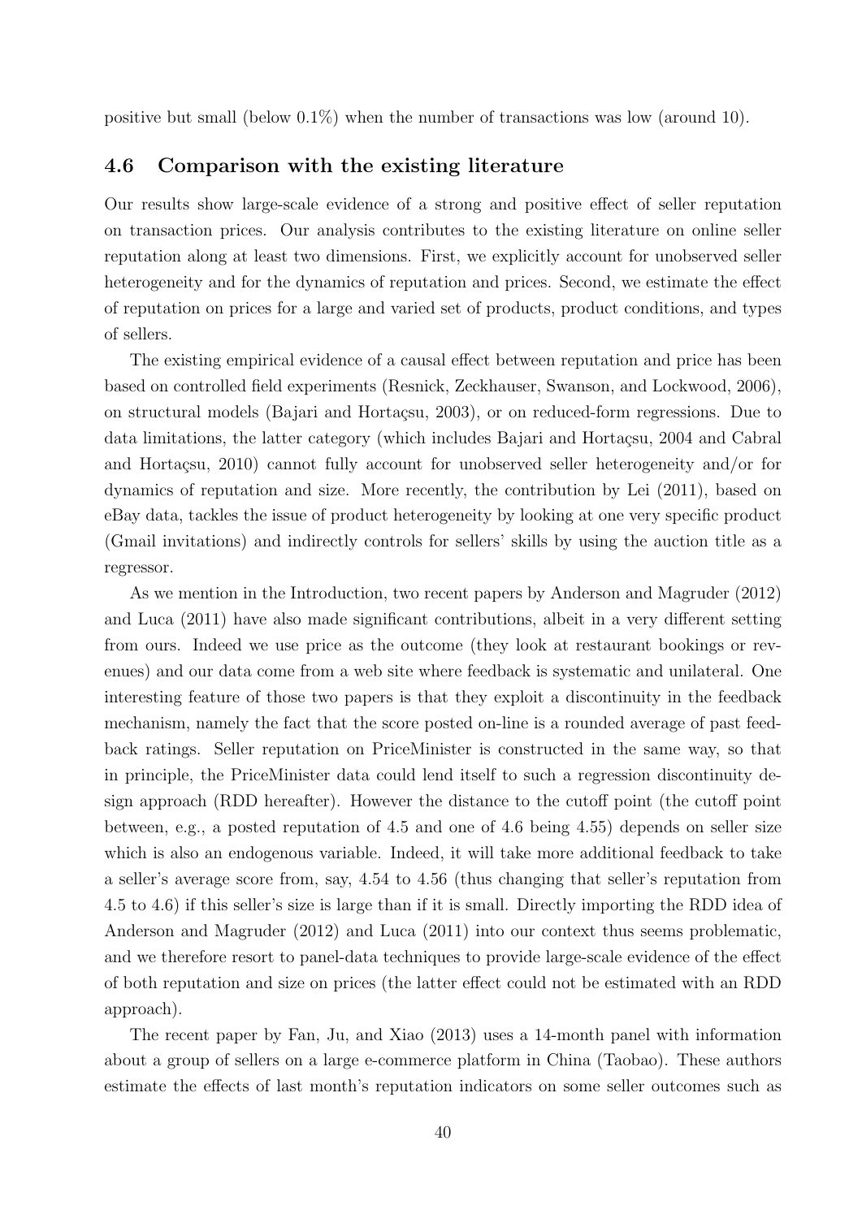positive but small (below 0.1%) when the number of transactions was low (around 10).

### 4.6 Comparison with the existing literature

Our results show large-scale evidence of a strong and positive effect of seller reputation on transaction prices. Our analysis contributes to the existing literature on online seller reputation along at least two dimensions. First, we explicitly account for unobserved seller heterogeneity and for the dynamics of reputation and prices. Second, we estimate the effect of reputation on prices for a large and varied set of products, product conditions, and types of sellers.

The existing empirical evidence of a causal effect between reputation and price has been based on controlled field experiments (Resnick, Zeckhauser, Swanson, and Lockwood, 2006), on structural models (Bajari and Hortaçsu, 2003), or on reduced-form regressions. Due to data limitations, the latter category (which includes Bajari and Hortaçsu, 2004 and Cabral and Hortaçsu, 2010) cannot fully account for unobserved seller heterogeneity and/or for dynamics of reputation and size. More recently, the contribution by Lei (2011), based on eBay data, tackles the issue of product heterogeneity by looking at one very specific product (Gmail invitations) and indirectly controls for sellers' skills by using the auction title as a regressor.

As we mention in the Introduction, two recent papers by Anderson and Magruder (2012) and Luca (2011) have also made significant contributions, albeit in a very different setting from ours. Indeed we use price as the outcome (they look at restaurant bookings or revenues) and our data come from a web site where feedback is systematic and unilateral. One interesting feature of those two papers is that they exploit a discontinuity in the feedback mechanism, namely the fact that the score posted on-line is a rounded average of past feedback ratings. Seller reputation on PriceMinister is constructed in the same way, so that in principle, the PriceMinister data could lend itself to such a regression discontinuity design approach (RDD hereafter). However the distance to the cutoff point (the cutoff point between, e.g., a posted reputation of 4.5 and one of 4.6 being 4.55) depends on seller size which is also an endogenous variable. Indeed, it will take more additional feedback to take a seller's average score from, say, 4.54 to 4.56 (thus changing that seller's reputation from 4.5 to 4.6) if this seller's size is large than if it is small. Directly importing the RDD idea of Anderson and Magruder (2012) and Luca (2011) into our context thus seems problematic, and we therefore resort to panel-data techniques to provide large-scale evidence of the effect of both reputation and size on prices (the latter effect could not be estimated with an RDD approach).

The recent paper by Fan, Ju, and Xiao (2013) uses a 14-month panel with information about a group of sellers on a large e-commerce platform in China (Taobao). These authors estimate the effects of last month's reputation indicators on some seller outcomes such as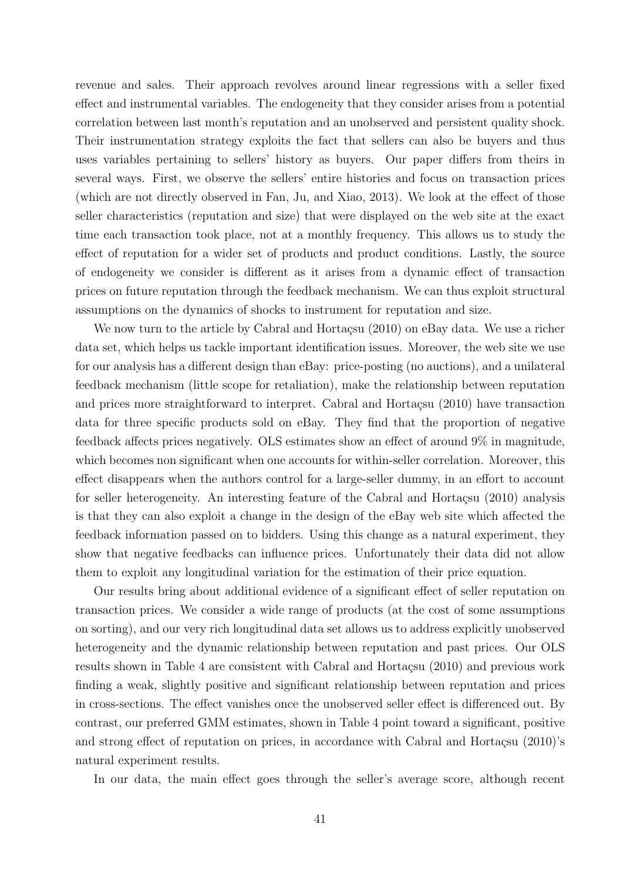revenue and sales. Their approach revolves around linear regressions with a seller fixed effect and instrumental variables. The endogeneity that they consider arises from a potential correlation between last month's reputation and an unobserved and persistent quality shock. Their instrumentation strategy exploits the fact that sellers can also be buyers and thus uses variables pertaining to sellers' history as buyers. Our paper differs from theirs in several ways. First, we observe the sellers' entire histories and focus on transaction prices (which are not directly observed in Fan, Ju, and Xiao, 2013). We look at the effect of those seller characteristics (reputation and size) that were displayed on the web site at the exact time each transaction took place, not at a monthly frequency. This allows us to study the effect of reputation for a wider set of products and product conditions. Lastly, the source of endogeneity we consider is different as it arises from a dynamic effect of transaction prices on future reputation through the feedback mechanism. We can thus exploit structural assumptions on the dynamics of shocks to instrument for reputation and size.

We now turn to the article by Cabral and Hortaçsu (2010) on eBay data. We use a richer data set, which helps us tackle important identification issues. Moreover, the web site we use for our analysis has a different design than eBay: price-posting (no auctions), and a unilateral feedback mechanism (little scope for retaliation), make the relationship between reputation and prices more straightforward to interpret. Cabral and Hortaçsu (2010) have transaction data for three specific products sold on eBay. They find that the proportion of negative feedback affects prices negatively. OLS estimates show an effect of around 9% in magnitude, which becomes non significant when one accounts for within-seller correlation. Moreover, this effect disappears when the authors control for a large-seller dummy, in an effort to account for seller heterogeneity. An interesting feature of the Cabral and Hortaçsu (2010) analysis is that they can also exploit a change in the design of the eBay web site which affected the feedback information passed on to bidders. Using this change as a natural experiment, they show that negative feedbacks can influence prices. Unfortunately their data did not allow them to exploit any longitudinal variation for the estimation of their price equation.

Our results bring about additional evidence of a significant effect of seller reputation on transaction prices. We consider a wide range of products (at the cost of some assumptions on sorting), and our very rich longitudinal data set allows us to address explicitly unobserved heterogeneity and the dynamic relationship between reputation and past prices. Our OLS results shown in Table 4 are consistent with Cabral and Hortaçsu (2010) and previous work finding a weak, slightly positive and significant relationship between reputation and prices in cross-sections. The effect vanishes once the unobserved seller effect is differenced out. By contrast, our preferred GMM estimates, shown in Table 4 point toward a significant, positive and strong effect of reputation on prices, in accordance with Cabral and Hortaçsu (2010)'s natural experiment results.

In our data, the main effect goes through the seller's average score, although recent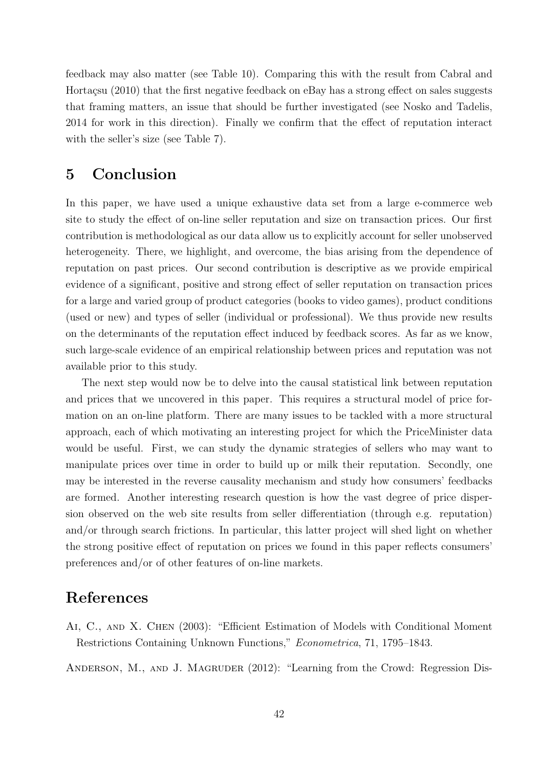feedback may also matter (see Table 10). Comparing this with the result from Cabral and Hortaçsu (2010) that the first negative feedback on eBay has a strong effect on sales suggests that framing matters, an issue that should be further investigated (see Nosko and Tadelis, 2014 for work in this direction). Finally we confirm that the effect of reputation interact with the seller's size (see Table 7).

# 5 Conclusion

In this paper, we have used a unique exhaustive data set from a large e-commerce web site to study the effect of on-line seller reputation and size on transaction prices. Our first contribution is methodological as our data allow us to explicitly account for seller unobserved heterogeneity. There, we highlight, and overcome, the bias arising from the dependence of reputation on past prices. Our second contribution is descriptive as we provide empirical evidence of a significant, positive and strong effect of seller reputation on transaction prices for a large and varied group of product categories (books to video games), product conditions (used or new) and types of seller (individual or professional). We thus provide new results on the determinants of the reputation effect induced by feedback scores. As far as we know, such large-scale evidence of an empirical relationship between prices and reputation was not available prior to this study.

The next step would now be to delve into the causal statistical link between reputation and prices that we uncovered in this paper. This requires a structural model of price formation on an on-line platform. There are many issues to be tackled with a more structural approach, each of which motivating an interesting project for which the PriceMinister data would be useful. First, we can study the dynamic strategies of sellers who may want to manipulate prices over time in order to build up or milk their reputation. Secondly, one may be interested in the reverse causality mechanism and study how consumers' feedbacks are formed. Another interesting research question is how the vast degree of price dispersion observed on the web site results from seller differentiation (through e.g. reputation) and/or through search frictions. In particular, this latter project will shed light on whether the strong positive effect of reputation on prices we found in this paper reflects consumers' preferences and/or of other features of on-line markets.

# References

Ai, C., and X. Chen (2003): "Efficient Estimation of Models with Conditional Moment Restrictions Containing Unknown Functions," *Econometrica*, 71, 1795–1843.

Anderson, M., and J. Magruder (2012): "Learning from the Crowd: Regression Dis-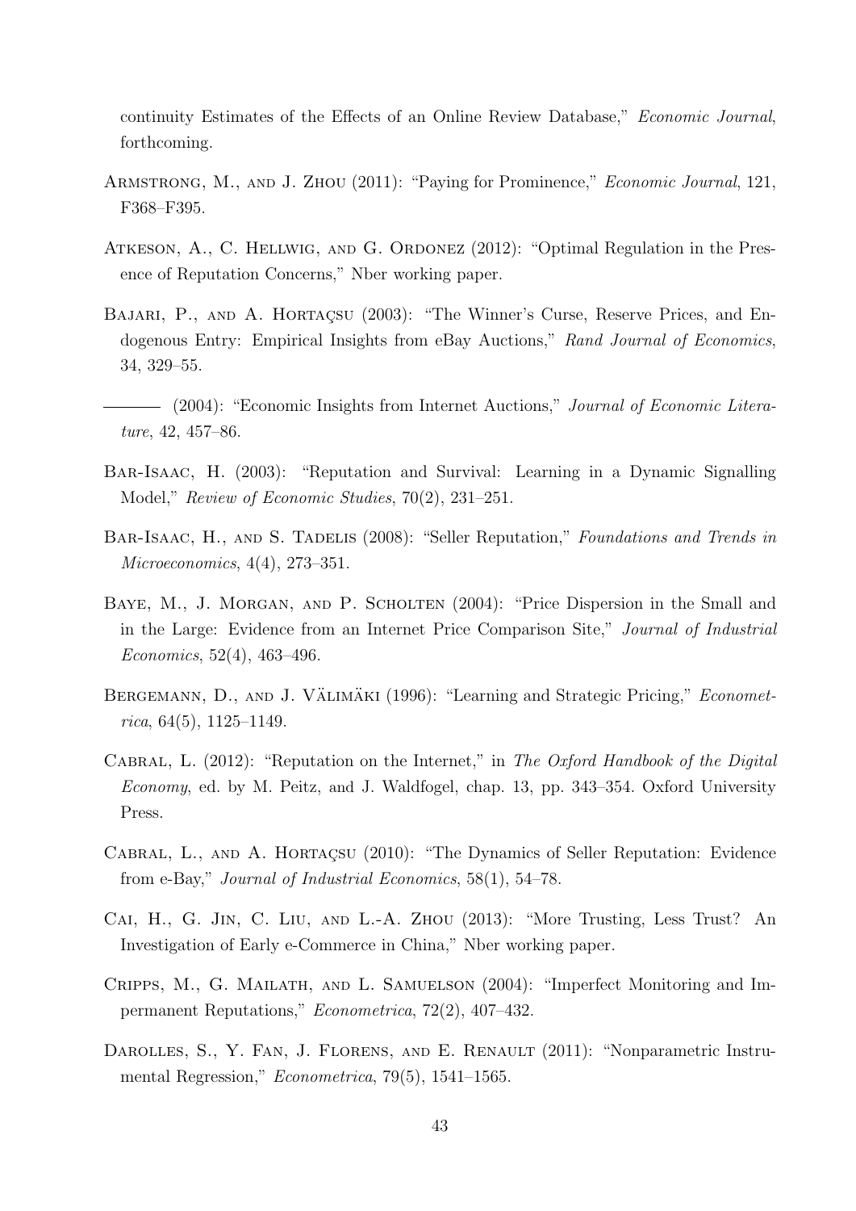continuity Estimates of the Effects of an Online Review Database," *Economic Journal*, forthcoming.

Armstrong, M., and J. Zhou (2011): "Paying for Prominence," *Economic Journal*, 121, F368–F395.

Atkeson, A., C. Hellwig, and G. Ordonez (2012): "Optimal Regulation in the Presence of Reputation Concerns," Nber working paper.

Bajari, P., and A. Hortaçsu (2003): "The Winner's Curse, Reserve Prices, and Endogenous Entry: Empirical Insights from eBay Auctions," *Rand Journal of Economics*, 34, 329–55.

——— (2004): "Economic Insights from Internet Auctions," *Journal of Economic Literature*, 42, 457–86.

Bar-Isaac, H. (2003): "Reputation and Survival: Learning in a Dynamic Signalling Model," *Review of Economic Studies*, 70(2), 231–251.

Bar-Isaac, H., and S. Tadelis (2008): "Seller Reputation," *Foundations and Trends in Microeconomics*, 4(4), 273–351.

Baye, M., J. Morgan, and P. Scholten (2004): "Price Dispersion in the Small and in the Large: Evidence from an Internet Price Comparison Site," *Journal of Industrial Economics*, 52(4), 463–496.

Bergemann, D., and J. Välimäki (1996): "Learning and Strategic Pricing," *Econometrica*, 64(5), 1125–1149.

Cabral, L. (2012): "Reputation on the Internet," in *The Oxford Handbook of the Digital Economy*, ed. by M. Peitz, and J. Waldfogel, chap. 13, pp. 343–354. Oxford University Press.

Cabral, L., and A. Hortaçsu (2010): "The Dynamics of Seller Reputation: Evidence from e-Bay," *Journal of Industrial Economics*, 58(1), 54–78.

Cai, H., G. Jin, C. Liu, and L.-A. Zhou (2013): "More Trusting, Less Trust? An Investigation of Early e-Commerce in China," Nber working paper.

Cripps, M., G. Mailath, and L. Samuelson (2004): "Imperfect Monitoring and Impermanent Reputations," *Econometrica*, 72(2), 407–432.

Darolles, S., Y. Fan, J. Florens, and E. Renault (2011): "Nonparametric Instrumental Regression," *Econometrica*, 79(5), 1541–1565.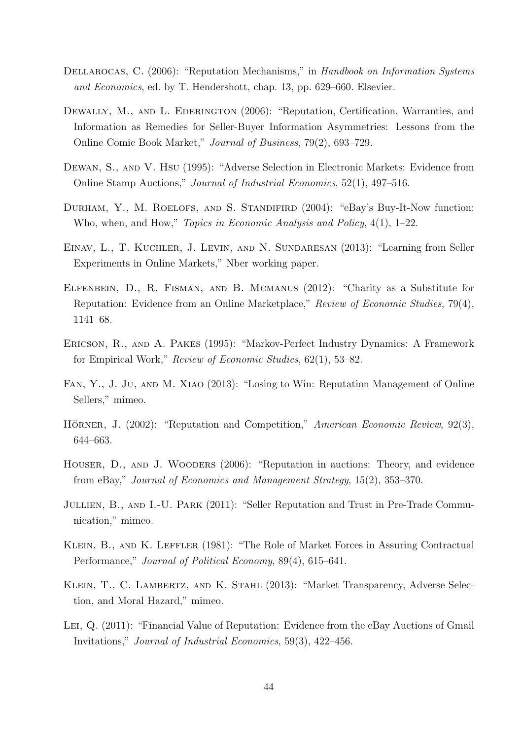Dellarocas, C. (2006): "Reputation Mechanisms," in *Handbook on Information Systems and Economics*, ed. by T. Hendershott, chap. 13, pp. 629–660. Elsevier.

Dewally, M., and L. Ederington (2006): "Reputation, Certification, Warranties, and Information as Remedies for Seller-Buyer Information Asymmetries: Lessons from the Online Comic Book Market," *Journal of Business*, 79(2), 693–729.

Dewan, S., and V. Hsu (1995): "Adverse Selection in Electronic Markets: Evidence from Online Stamp Auctions," *Journal of Industrial Economics*, 52(1), 497–516.

Durham, Y., M. Roelofs, and S. Standifird (2004): "eBay's Buy-It-Now function: Who, when, and How," *Topics in Economic Analysis and Policy*, 4(1), 1–22.

Einav, L., T. Kuchler, J. Levin, and N. Sundaresan (2013): "Learning from Seller Experiments in Online Markets," Nber working paper.

Elfenbein, D., R. Fisman, and B. Mcmanus (2012): "Charity as a Substitute for Reputation: Evidence from an Online Marketplace," *Review of Economic Studies*, 79(4), 1141–68.

Ericson, R., and A. Pakes (1995): "Markov-Perfect Industry Dynamics: A Framework for Empirical Work," *Review of Economic Studies*, 62(1), 53–82.

Fan, Y., J. Ju, and M. Xiao (2013): "Losing to Win: Reputation Management of Online Sellers," mimeo.

Hörner, J. (2002): "Reputation and Competition," *American Economic Review*, 92(3), 644–663.

Houser, D., and J. Wooders (2006): "Reputation in auctions: Theory, and evidence from eBay," *Journal of Economics and Management Strategy*, 15(2), 353–370.

Jullien, B., and I.-U. Park (2011): "Seller Reputation and Trust in Pre-Trade Communication," mimeo.

Klein, B., and K. Leffler (1981): "The Role of Market Forces in Assuring Contractual Performance," *Journal of Political Economy*, 89(4), 615–641.

Klein, T., C. Lambertz, and K. Stahl (2013): "Market Transparency, Adverse Selection, and Moral Hazard," mimeo.

Lei, Q. (2011): "Financial Value of Reputation: Evidence from the eBay Auctions of Gmail Invitations," *Journal of Industrial Economics*, 59(3), 422–456.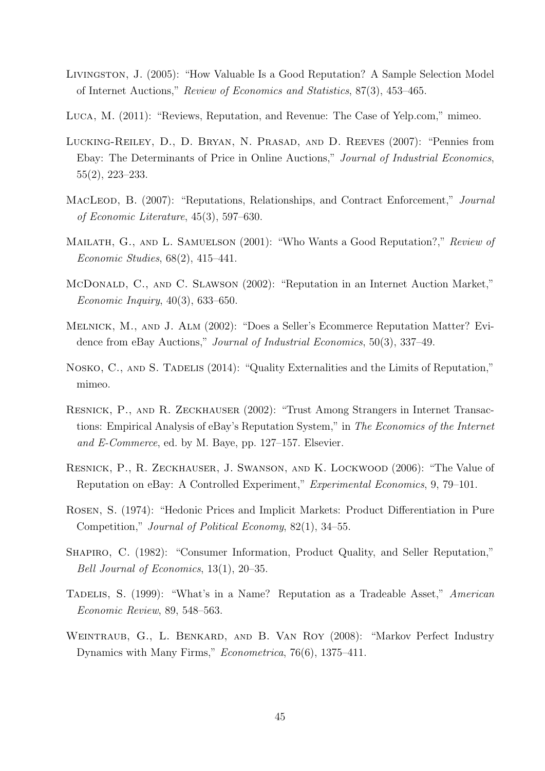Livingston, J. (2005): "How Valuable Is a Good Reputation? A Sample Selection Model of Internet Auctions," *Review of Economics and Statistics*, 87(3), 453–465.

Luca, M. (2011): "Reviews, Reputation, and Revenue: The Case of Yelp.com," mimeo.

Lucking-Reiley, D., D. Bryan, N. Prasad, and D. Reeves (2007): "Pennies from Ebay: The Determinants of Price in Online Auctions," *Journal of Industrial Economics*, 55(2), 223–233.

MacLeod, B. (2007): "Reputations, Relationships, and Contract Enforcement," *Journal of Economic Literature*, 45(3), 597–630.

Mailath, G., and L. Samuelson (2001): "Who Wants a Good Reputation?," *Review of Economic Studies*, 68(2), 415–441.

McDonald, C., and C. Slawson (2002): "Reputation in an Internet Auction Market," *Economic Inquiry*, 40(3), 633–650.

Melnick, M., and J. Alm (2002): "Does a Seller's Ecommerce Reputation Matter? Evidence from eBay Auctions," *Journal of Industrial Economics*, 50(3), 337–49.

Nosko, C., and S. Tadelis (2014): "Quality Externalities and the Limits of Reputation," mimeo.

Resnick, P., and R. Zeckhauser (2002): "Trust Among Strangers in Internet Transactions: Empirical Analysis of eBay's Reputation System," in *The Economics of the Internet and E-Commerce*, ed. by M. Baye, pp. 127–157. Elsevier.

Resnick, P., R. Zeckhauser, J. Swanson, and K. Lockwood (2006): "The Value of Reputation on eBay: A Controlled Experiment," *Experimental Economics*, 9, 79–101.

Rosen, S. (1974): "Hedonic Prices and Implicit Markets: Product Differentiation in Pure Competition," *Journal of Political Economy*, 82(1), 34–55.

Shapiro, C. (1982): "Consumer Information, Product Quality, and Seller Reputation," *Bell Journal of Economics*, 13(1), 20–35.

Tadelis, S. (1999): "What's in a Name? Reputation as a Tradeable Asset," *American Economic Review*, 89, 548–563.

Weintraub, G., L. Benkard, and B. Van Roy (2008): "Markov Perfect Industry Dynamics with Many Firms," *Econometrica*, 76(6), 1375–411.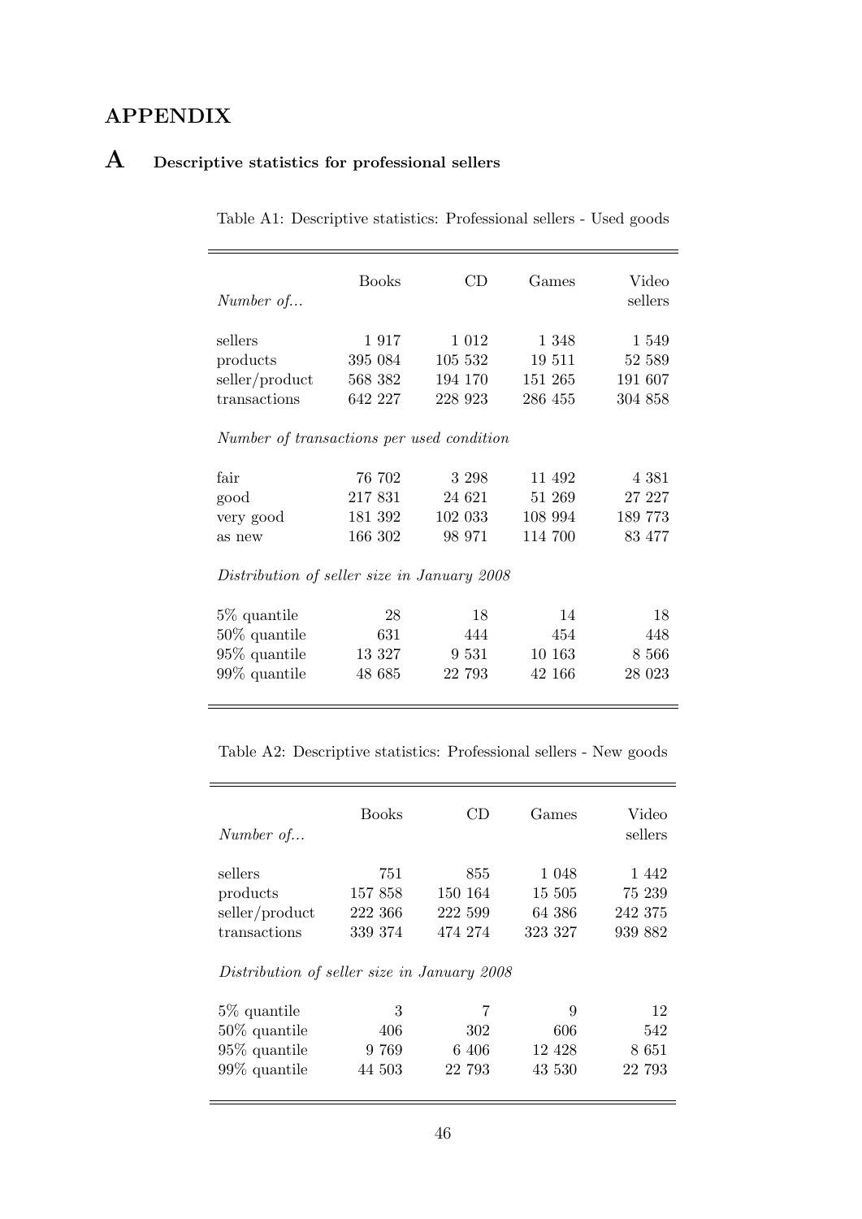# APPENDIX

## A Descriptive statistics for professional sellers

Table A1: Descriptive statistics: Professional sellers - Used goods

| *Number of...* | Books | CD | Games | Video sellers |
|---|---|---|---|---|
| sellers | 1 917 | 1 012 | 1 348 | 1 549 |
| products | 395 084 | 105 532 | 19 511 | 52 589 |
| seller/product | 568 382 | 194 170 | 151 265 | 191 607 |
| transactions | 642 227 | 228 923 | 286 455 | 304 858 |
| *Number of transactions per used condition* | | | | |
| fair | 76 702 | 3 298 | 11 492 | 4 381 |
| good | 217 831 | 24 621 | 51 269 | 27 227 |
| very good | 181 392 | 102 033 | 108 994 | 189 773 |
| as new | 166 302 | 98 971 | 114 700 | 83 477 |
| *Distribution of seller size in January 2008* | | | | |
| 5% quantile | 28 | 18 | 14 | 18 |
| 50% quantile | 631 | 444 | 454 | 448 |
| 95% quantile | 13 327 | 9 531 | 10 163 | 8 566 |
| 99% quantile | 48 685 | 22 793 | 42 166 | 28 023 |

Table A2: Descriptive statistics: Professional sellers - New goods

| *Number of...* | Books | CD | Games | Video sellers |
|---|---|---|---|---|
| sellers | 751 | 855 | 1 048 | 1 442 |
| products | 157 858 | 150 164 | 15 505 | 75 239 |
| seller/product | 222 366 | 222 599 | 64 386 | 242 375 |
| transactions | 339 374 | 474 274 | 323 327 | 939 882 |
| *Distribution of seller size in January 2008* | | | | |
| 5% quantile | 3 | 7 | 9 | 12 |
| 50% quantile | 406 | 302 | 606 | 542 |
| 95% quantile | 9 769 | 6 406 | 12 428 | 8 651 |
| 99% quantile | 44 503 | 22 793 | 43 530 | 22 793 |